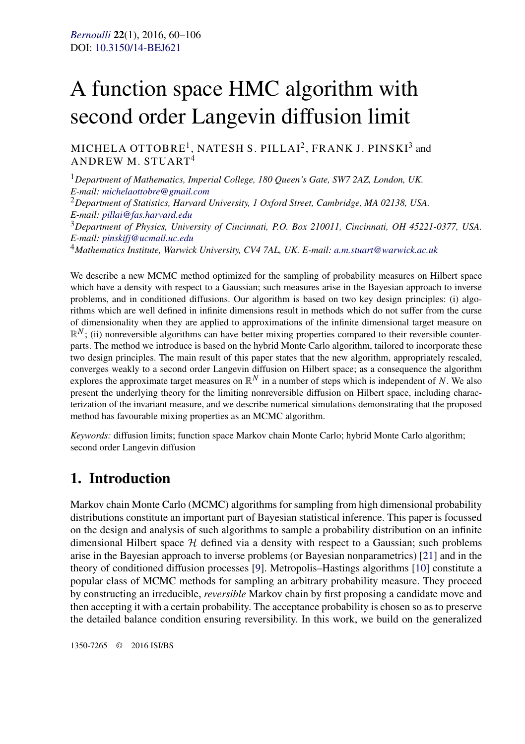*Bernoulli* **22**(1), 2016, 60–106
DOI: 10.3150/14-BEJ621

# A function space HMC algorithm with second order Langevin diffusion limit

MICHELA OTTOBRE[1], NATESH S. PILLAI[2], FRANK J. PINSKI[3] and ANDREW M. STUART[4]

[1]*Department of Mathematics, Imperial College, 180 Queen's Gate, SW7 2AZ, London, UK. E-mail: michelaottobre@gmail.com*
[2]*Department of Statistics, Harvard University, 1 Oxford Street, Cambridge, MA 02138, USA. E-mail: pillai@fas.harvard.edu*
[3]*Department of Physics, University of Cincinnati, P.O. Box 210011, Cincinnati, OH 45221-0377, USA. E-mail: pinskifj@ucmail.uc.edu*
[4]*Mathematics Institute, Warwick University, CV4 7AL, UK. E-mail: a.m.stuart@warwick.ac.uk*

We describe a new MCMC method optimized for the sampling of probability measures on Hilbert space which have a density with respect to a Gaussian; such measures arise in the Bayesian approach to inverse problems, and in conditioned diffusions. Our algorithm is based on two key design principles: (i) algorithms which are well defined in infinite dimensions result in methods which do not suffer from the curse of dimensionality when they are applied to approximations of the infinite dimensional target measure on $\mathbb{R}^N$; (ii) nonreversible algorithms can have better mixing properties compared to their reversible counterparts. The method we introduce is based on the hybrid Monte Carlo algorithm, tailored to incorporate these two design principles. The main result of this paper states that the new algorithm, appropriately rescaled, converges weakly to a second order Langevin diffusion on Hilbert space; as a consequence the algorithm explores the approximate target measures on $\mathbb{R}^N$ in a number of steps which is independent of $N$. We also present the underlying theory for the limiting nonreversible diffusion on Hilbert space, including characterization of the invariant measure, and we describe numerical simulations demonstrating that the proposed method has favourable mixing properties as an MCMC algorithm.

*Keywords:* diffusion limits; function space Markov chain Monte Carlo; hybrid Monte Carlo algorithm; second order Langevin diffusion

## 1. Introduction

Markov chain Monte Carlo (MCMC) algorithms for sampling from high dimensional probability distributions constitute an important part of Bayesian statistical inference. This paper is focussed on the design and analysis of such algorithms to sample a probability distribution on an infinite dimensional Hilbert space $\mathcal{H}$ defined via a density with respect to a Gaussian; such problems arise in the Bayesian approach to inverse problems (or Bayesian nonparametrics) [21] and in the theory of conditioned diffusion processes [9]. Metropolis–Hastings algorithms [10] constitute a popular class of MCMC methods for sampling an arbitrary probability measure. They proceed by constructing an irreducible, *reversible* Markov chain by first proposing a candidate move and then accepting it with a certain probability. The acceptance probability is chosen so as to preserve the detailed balance condition ensuring reversibility. In this work, we build on the generalized

1350-7265 © 2016 ISI/BS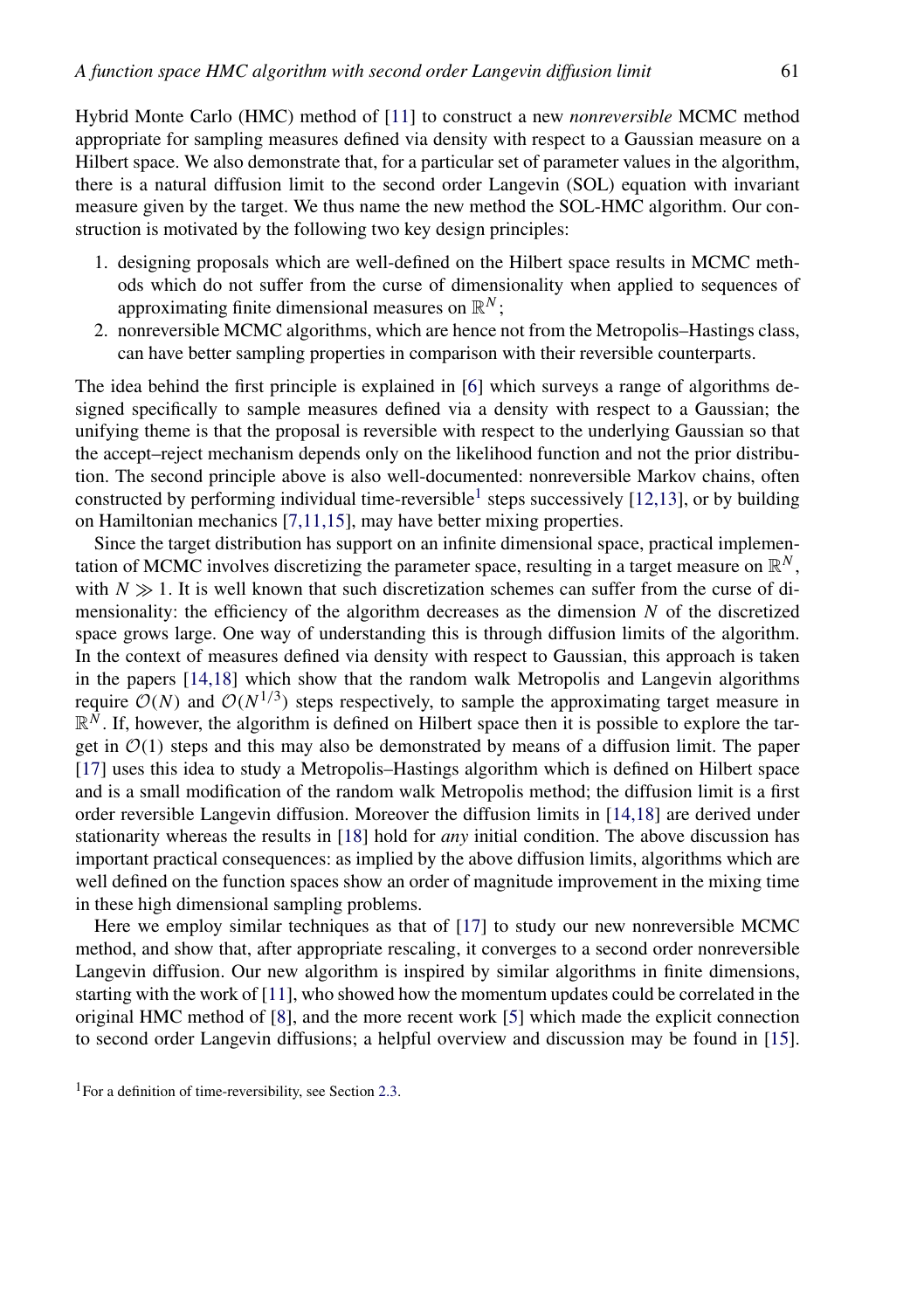Hybrid Monte Carlo (HMC) method of [11] to construct a new *nonreversible* MCMC method appropriate for sampling measures defined via density with respect to a Gaussian measure on a Hilbert space. We also demonstrate that, for a particular set of parameter values in the algorithm, there is a natural diffusion limit to the second order Langevin (SOL) equation with invariant measure given by the target. We thus name the new method the SOL-HMC algorithm. Our construction is motivated by the following two key design principles:

1. designing proposals which are well-defined on the Hilbert space results in MCMC methods which do not suffer from the curse of dimensionality when applied to sequences of approximating finite dimensional measures on $\mathbb{R}^N$;
2. nonreversible MCMC algorithms, which are hence not from the Metropolis–Hastings class, can have better sampling properties in comparison with their reversible counterparts.

The idea behind the first principle is explained in [6] which surveys a range of algorithms designed specifically to sample measures defined via a density with respect to a Gaussian; the unifying theme is that the proposal is reversible with respect to the underlying Gaussian so that the accept–reject mechanism depends only on the likelihood function and not the prior distribution. The second principle above is also well-documented: nonreversible Markov chains, often constructed by performing individual time-reversible[1] steps successively [12,13], or by building on Hamiltonian mechanics [7,11,15], may have better mixing properties.

Since the target distribution has support on an infinite dimensional space, practical implementation of MCMC involves discretizing the parameter space, resulting in a target measure on $\mathbb{R}^N$, with $N \gg 1$. It is well known that such discretization schemes can suffer from the curse of dimensionality: the efficiency of the algorithm decreases as the dimension $N$ of the discretized space grows large. One way of understanding this is through diffusion limits of the algorithm. In the context of measures defined via density with respect to Gaussian, this approach is taken in the papers [14,18] which show that the random walk Metropolis and Langevin algorithms require $\mathcal{O}(N)$ and $\mathcal{O}(N^{1/3})$ steps respectively, to sample the approximating target measure in $\mathbb{R}^N$. If, however, the algorithm is defined on Hilbert space then it is possible to explore the target in $\mathcal{O}(1)$ steps and this may also be demonstrated by means of a diffusion limit. The paper [17] uses this idea to study a Metropolis–Hastings algorithm which is defined on Hilbert space and is a small modification of the random walk Metropolis method; the diffusion limit is a first order reversible Langevin diffusion. Moreover the diffusion limits in [14,18] are derived under stationarity whereas the results in [18] hold for *any* initial condition. The above discussion has important practical consequences: as implied by the above diffusion limits, algorithms which are well defined on the function spaces show an order of magnitude improvement in the mixing time in these high dimensional sampling problems.

Here we employ similar techniques as that of [17] to study our new nonreversible MCMC method, and show that, after appropriate rescaling, it converges to a second order nonreversible Langevin diffusion. Our new algorithm is inspired by similar algorithms in finite dimensions, starting with the work of [11], who showed how the momentum updates could be correlated in the original HMC method of [8], and the more recent work [5] which made the explicit connection to second order Langevin diffusions; a helpful overview and discussion may be found in [15].

[1] For a definition of time-reversibility, see Section 2.3.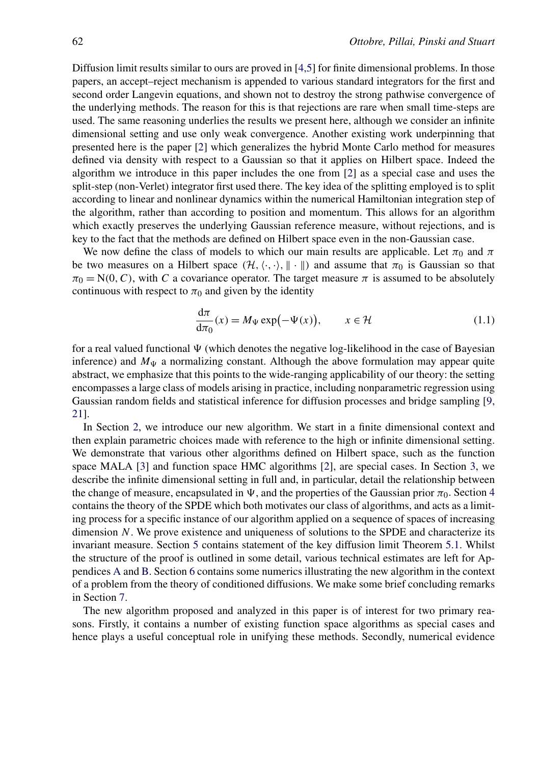Diffusion limit results similar to ours are proved in [4,5] for finite dimensional problems. In those papers, an accept–reject mechanism is appended to various standard integrators for the first and second order Langevin equations, and shown not to destroy the strong pathwise convergence of the underlying methods. The reason for this is that rejections are rare when small time-steps are used. The same reasoning underlies the results we present here, although we consider an infinite dimensional setting and use only weak convergence. Another existing work underpinning that presented here is the paper [2] which generalizes the hybrid Monte Carlo method for measures defined via density with respect to a Gaussian so that it applies on Hilbert space. Indeed the algorithm we introduce in this paper includes the one from [2] as a special case and uses the split-step (non-Verlet) integrator first used there. The key idea of the splitting employed is to split according to linear and nonlinear dynamics within the numerical Hamiltonian integration step of the algorithm, rather than according to position and momentum. This allows for an algorithm which exactly preserves the underlying Gaussian reference measure, without rejections, and is key to the fact that the methods are defined on Hilbert space even in the non-Gaussian case.

We now define the class of models to which our main results are applicable. Let $\pi_0$ and $\pi$ be two measures on a Hilbert space $(\mathcal{H}, \langle\cdot,\cdot\rangle, \|\cdot\|)$ and assume that $\pi_0$ is Gaussian so that $\pi_0 = \mathrm{N}(0, C)$, with $C$ a covariance operator. The target measure $\pi$ is assumed to be absolutely continuous with respect to $\pi_0$ and given by the identity

$$\frac{\mathrm{d}\pi}{\mathrm{d}\pi_0}(x) = M_\Psi \exp\bigl(-\Psi(x)\bigr), \qquad x \in \mathcal{H} \tag{1.1}$$

for a real valued functional $\Psi$ (which denotes the negative log-likelihood in the case of Bayesian inference) and $M_\Psi$ a normalizing constant. Although the above formulation may appear quite abstract, we emphasize that this points to the wide-ranging applicability of our theory: the setting encompasses a large class of models arising in practice, including nonparametric regression using Gaussian random fields and statistical inference for diffusion processes and bridge sampling [9, 21].

In Section 2, we introduce our new algorithm. We start in a finite dimensional context and then explain parametric choices made with reference to the high or infinite dimensional setting. We demonstrate that various other algorithms defined on Hilbert space, such as the function space MALA [3] and function space HMC algorithms [2], are special cases. In Section 3, we describe the infinite dimensional setting in full and, in particular, detail the relationship between the change of measure, encapsulated in $\Psi$, and the properties of the Gaussian prior $\pi_0$. Section 4 contains the theory of the SPDE which both motivates our class of algorithms, and acts as a limiting process for a specific instance of our algorithm applied on a sequence of spaces of increasing dimension $N$. We prove existence and uniqueness of solutions to the SPDE and characterize its invariant measure. Section 5 contains statement of the key diffusion limit Theorem 5.1. Whilst the structure of the proof is outlined in some detail, various technical estimates are left for Appendices A and B. Section 6 contains some numerics illustrating the new algorithm in the context of a problem from the theory of conditioned diffusions. We make some brief concluding remarks in Section 7.

The new algorithm proposed and analyzed in this paper is of interest for two primary reasons. Firstly, it contains a number of existing function space algorithms as special cases and hence plays a useful conceptual role in unifying these methods. Secondly, numerical evidence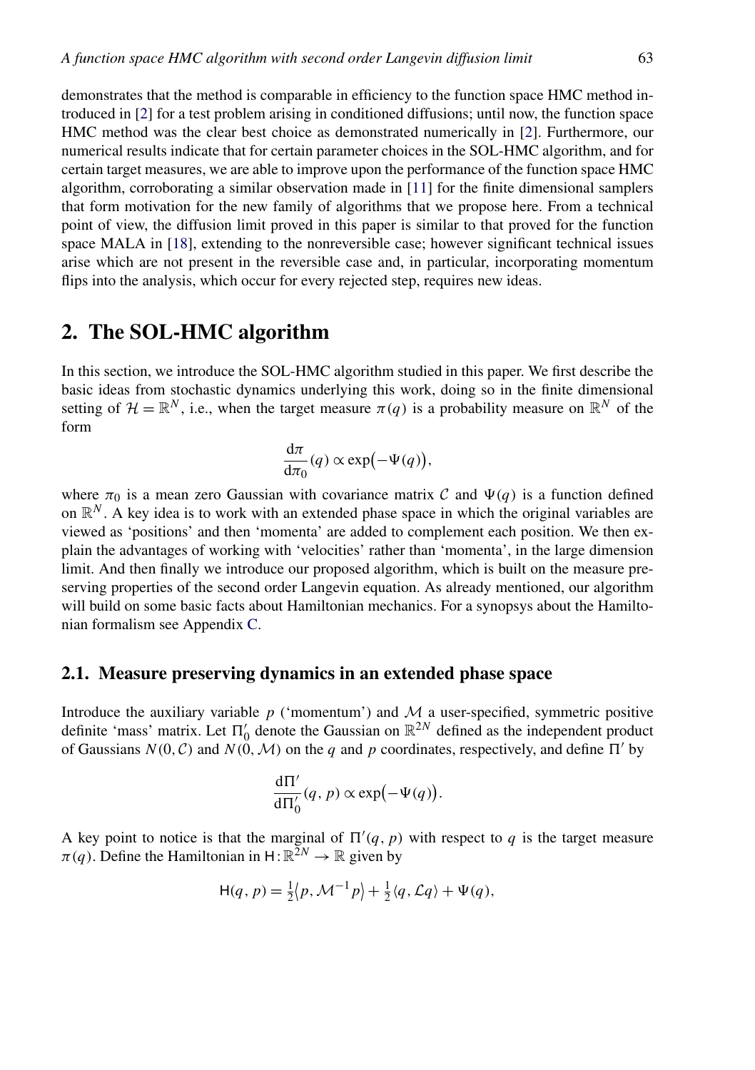demonstrates that the method is comparable in efficiency to the function space HMC method introduced in [2] for a test problem arising in conditioned diffusions; until now, the function space HMC method was the clear best choice as demonstrated numerically in [2]. Furthermore, our numerical results indicate that for certain parameter choices in the SOL-HMC algorithm, and for certain target measures, we are able to improve upon the performance of the function space HMC algorithm, corroborating a similar observation made in [11] for the finite dimensional samplers that form motivation for the new family of algorithms that we propose here. From a technical point of view, the diffusion limit proved in this paper is similar to that proved for the function space MALA in [18], extending to the nonreversible case; however significant technical issues arise which are not present in the reversible case and, in particular, incorporating momentum flips into the analysis, which occur for every rejected step, requires new ideas.

## 2. The SOL-HMC algorithm

In this section, we introduce the SOL-HMC algorithm studied in this paper. We first describe the basic ideas from stochastic dynamics underlying this work, doing so in the finite dimensional setting of $\mathcal{H} = \mathbb{R}^N$, i.e., when the target measure $\pi(q)$ is a probability measure on $\mathbb{R}^N$ of the form

$$\frac{\mathrm{d}\pi}{\mathrm{d}\pi_0}(q) \propto \exp\bigl(-\Psi(q)\bigr),$$

where $\pi_0$ is a mean zero Gaussian with covariance matrix $\mathcal{C}$ and $\Psi(q)$ is a function defined on $\mathbb{R}^N$. A key idea is to work with an extended phase space in which the original variables are viewed as 'positions' and then 'momenta' are added to complement each position. We then explain the advantages of working with 'velocities' rather than 'momenta', in the large dimension limit. And then finally we introduce our proposed algorithm, which is built on the measure preserving properties of the second order Langevin equation. As already mentioned, our algorithm will build on some basic facts about Hamiltonian mechanics. For a synopsys about the Hamiltonian formalism see Appendix C.

### 2.1. Measure preserving dynamics in an extended phase space

Introduce the auxiliary variable $p$ ('momentum') and $\mathcal{M}$ a user-specified, symmetric positive definite 'mass' matrix. Let $\Pi_0'$ denote the Gaussian on $\mathbb{R}^{2N}$ defined as the independent product of Gaussians $N(0, \mathcal{C})$ and $N(0, \mathcal{M})$ on the $q$ and $p$ coordinates, respectively, and define $\Pi'$ by

$$\frac{\mathrm{d}\Pi'}{\mathrm{d}\Pi_0'}(q, p) \propto \exp\bigl(-\Psi(q)\bigr).$$

A key point to notice is that the marginal of $\Pi'(q, p)$ with respect to $q$ is the target measure $\pi(q)$. Define the Hamiltonian in $\mathsf{H} : \mathbb{R}^{2N} \to \mathbb{R}$ given by

$$\mathsf{H}(q, p) = \tfrac{1}{2}\bigl\langle p, \mathcal{M}^{-1} p\bigr\rangle + \tfrac{1}{2}\langle q, \mathcal{L} q\rangle + \Psi(q),$$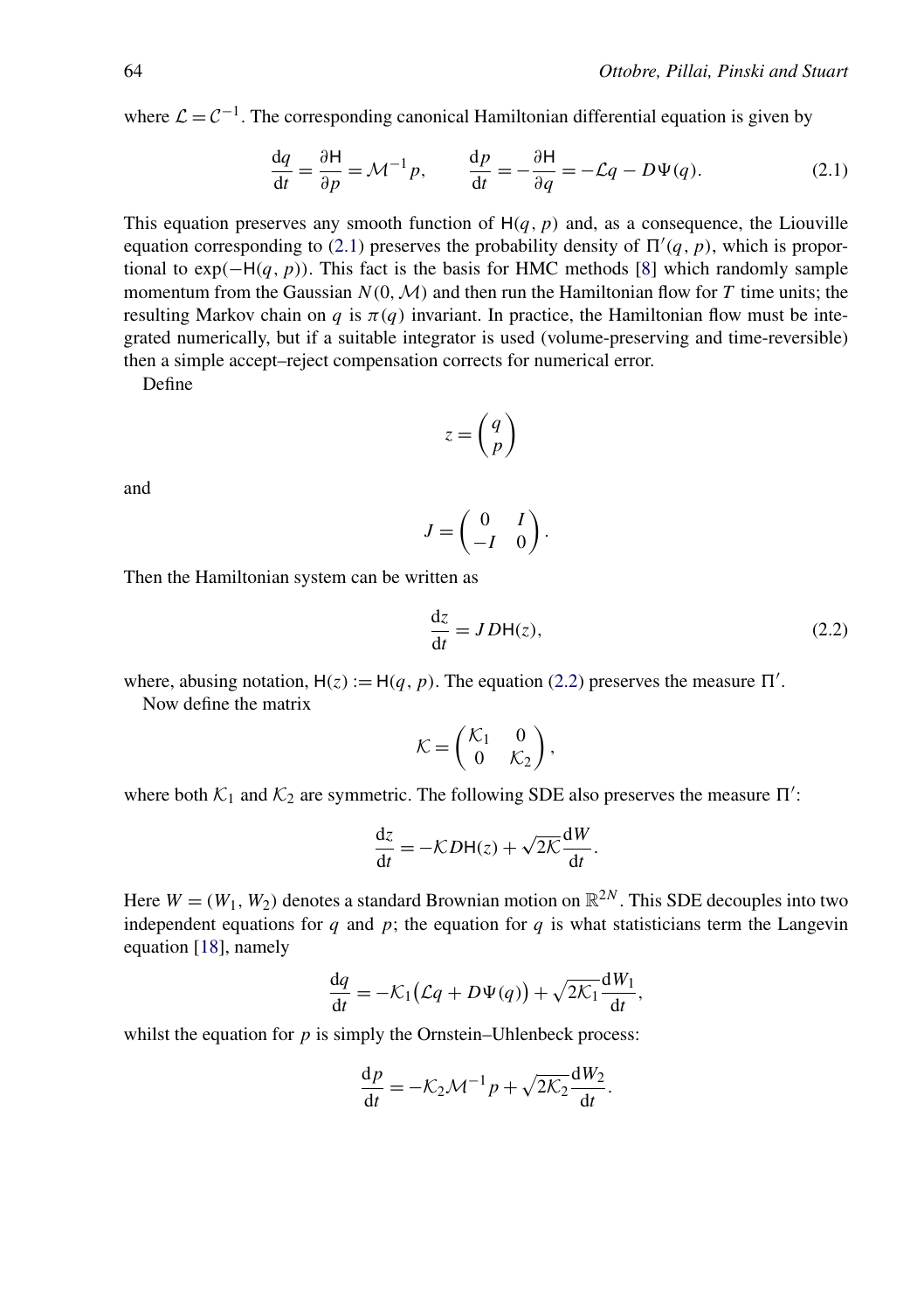where $\mathcal{L} = \mathcal{C}^{-1}$. The corresponding canonical Hamiltonian differential equation is given by

$$\frac{\mathrm{d}q}{\mathrm{d}t} = \frac{\partial \mathsf{H}}{\partial p} = \mathcal{M}^{-1} p, \qquad \frac{\mathrm{d}p}{\mathrm{d}t} = -\frac{\partial \mathsf{H}}{\partial q} = -\mathcal{L}q - D\Psi(q). \tag{2.1}$$

This equation preserves any smooth function of $\mathsf{H}(q, p)$ and, as a consequence, the Liouville equation corresponding to (2.1) preserves the probability density of $\Pi'(q, p)$, which is proportional to $\exp(-\mathsf{H}(q, p))$. This fact is the basis for HMC methods [8] which randomly sample momentum from the Gaussian $N(0, \mathcal{M})$ and then run the Hamiltonian flow for $T$ time units; the resulting Markov chain on $q$ is $\pi(q)$ invariant. In practice, the Hamiltonian flow must be integrated numerically, but if a suitable integrator is used (volume-preserving and time-reversible) then a simple accept–reject compensation corrects for numerical error.

Define

$$z = \begin{pmatrix} q \\ p \end{pmatrix}$$

and

$$J = \begin{pmatrix} 0 & I \\ -I & 0 \end{pmatrix}.$$

Then the Hamiltonian system can be written as

$$\frac{\mathrm{d}z}{\mathrm{d}t} = J\, D\mathsf{H}(z), \tag{2.2}$$

where, abusing notation, $\mathsf{H}(z) := \mathsf{H}(q, p)$. The equation (2.2) preserves the measure $\Pi'$.

Now define the matrix

$$\mathcal{K} = \begin{pmatrix} \mathcal{K}_1 & 0 \\ 0 & \mathcal{K}_2 \end{pmatrix},$$

where both $\mathcal{K}_1$ and $\mathcal{K}_2$ are symmetric. The following SDE also preserves the measure $\Pi'$:

$$\frac{\mathrm{d}z}{\mathrm{d}t} = -\mathcal{K} D\mathsf{H}(z) + \sqrt{2\mathcal{K}} \frac{\mathrm{d}W}{\mathrm{d}t}.$$

Here $W = (W_1, W_2)$ denotes a standard Brownian motion on $\mathbb{R}^{2N}$. This SDE decouples into two independent equations for $q$ and $p$; the equation for $q$ is what statisticians term the Langevin equation [18], namely

$$\frac{\mathrm{d}q}{\mathrm{d}t} = -\mathcal{K}_1\big(\mathcal{L}q + D\Psi(q)\big) + \sqrt{2\mathcal{K}_1} \frac{\mathrm{d}W_1}{\mathrm{d}t},$$

whilst the equation for $p$ is simply the Ornstein–Uhlenbeck process:

$$\frac{\mathrm{d}p}{\mathrm{d}t} = -\mathcal{K}_2 \mathcal{M}^{-1} p + \sqrt{2\mathcal{K}_2} \frac{\mathrm{d}W_2}{\mathrm{d}t}.$$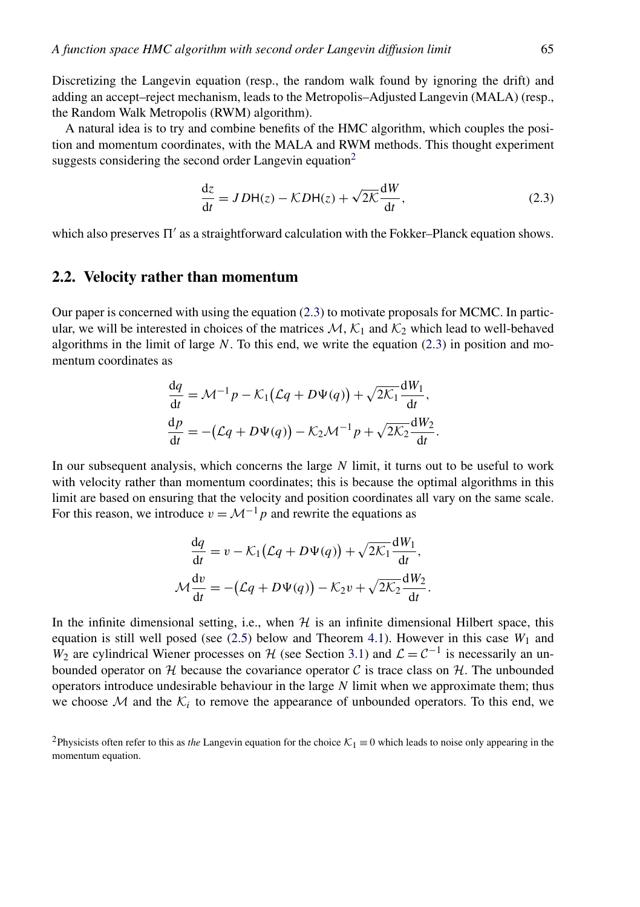Discretizing the Langevin equation (resp., the random walk found by ignoring the drift) and adding an accept–reject mechanism, leads to the Metropolis–Adjusted Langevin (MALA) (resp., the Random Walk Metropolis (RWM) algorithm).

A natural idea is to try and combine benefits of the HMC algorithm, which couples the position and momentum coordinates, with the MALA and RWM methods. This thought experiment suggests considering the second order Langevin equation[2]

$$\frac{\mathrm{d}z}{\mathrm{d}t} = J\,D\mathsf{H}(z) - \mathcal{K}D\mathsf{H}(z) + \sqrt{2\mathcal{K}}\frac{\mathrm{d}W}{\mathrm{d}t}, \tag{2.3}$$

which also preserves $\Pi'$ as a straightforward calculation with the Fokker–Planck equation shows.

## 2.2. Velocity rather than momentum

Our paper is concerned with using the equation (2.3) to motivate proposals for MCMC. In particular, we will be interested in choices of the matrices $\mathcal{M}$, $\mathcal{K}_1$ and $\mathcal{K}_2$ which lead to well-behaved algorithms in the limit of large $N$. To this end, we write the equation (2.3) in position and momentum coordinates as

$$\begin{aligned}
\frac{\mathrm{d}q}{\mathrm{d}t} &= \mathcal{M}^{-1}p - \mathcal{K}_1\big(\mathcal{L}q + D\Psi(q)\big) + \sqrt{2\mathcal{K}_1}\frac{\mathrm{d}W_1}{\mathrm{d}t}, \\
\frac{\mathrm{d}p}{\mathrm{d}t} &= -\big(\mathcal{L}q + D\Psi(q)\big) - \mathcal{K}_2\mathcal{M}^{-1}p + \sqrt{2\mathcal{K}_2}\frac{\mathrm{d}W_2}{\mathrm{d}t}.
\end{aligned}$$

In our subsequent analysis, which concerns the large $N$ limit, it turns out to be useful to work with velocity rather than momentum coordinates; this is because the optimal algorithms in this limit are based on ensuring that the velocity and position coordinates all vary on the same scale. For this reason, we introduce $v = \mathcal{M}^{-1}p$ and rewrite the equations as

$$\begin{aligned}
\frac{\mathrm{d}q}{\mathrm{d}t} &= v - \mathcal{K}_1\big(\mathcal{L}q + D\Psi(q)\big) + \sqrt{2\mathcal{K}_1}\frac{\mathrm{d}W_1}{\mathrm{d}t}, \\
\mathcal{M}\frac{\mathrm{d}v}{\mathrm{d}t} &= -\big(\mathcal{L}q + D\Psi(q)\big) - \mathcal{K}_2 v + \sqrt{2\mathcal{K}_2}\frac{\mathrm{d}W_2}{\mathrm{d}t}.
\end{aligned}$$

In the infinite dimensional setting, i.e., when $\mathcal{H}$ is an infinite dimensional Hilbert space, this equation is still well posed (see (2.5) below and Theorem 4.1). However in this case $W_1$ and $W_2$ are cylindrical Wiener processes on $\mathcal{H}$ (see Section 3.1) and $\mathcal{L} = \mathcal{C}^{-1}$ is necessarily an unbounded operator on $\mathcal{H}$ because the covariance operator $\mathcal{C}$ is trace class on $\mathcal{H}$. The unbounded operators introduce undesirable behaviour in the large $N$ limit when we approximate them; thus we choose $\mathcal{M}$ and the $\mathcal{K}_i$ to remove the appearance of unbounded operators. To this end, we

[2] Physicists often refer to this as *the* Langevin equation for the choice $\mathcal{K}_1 \equiv 0$ which leads to noise only appearing in the momentum equation.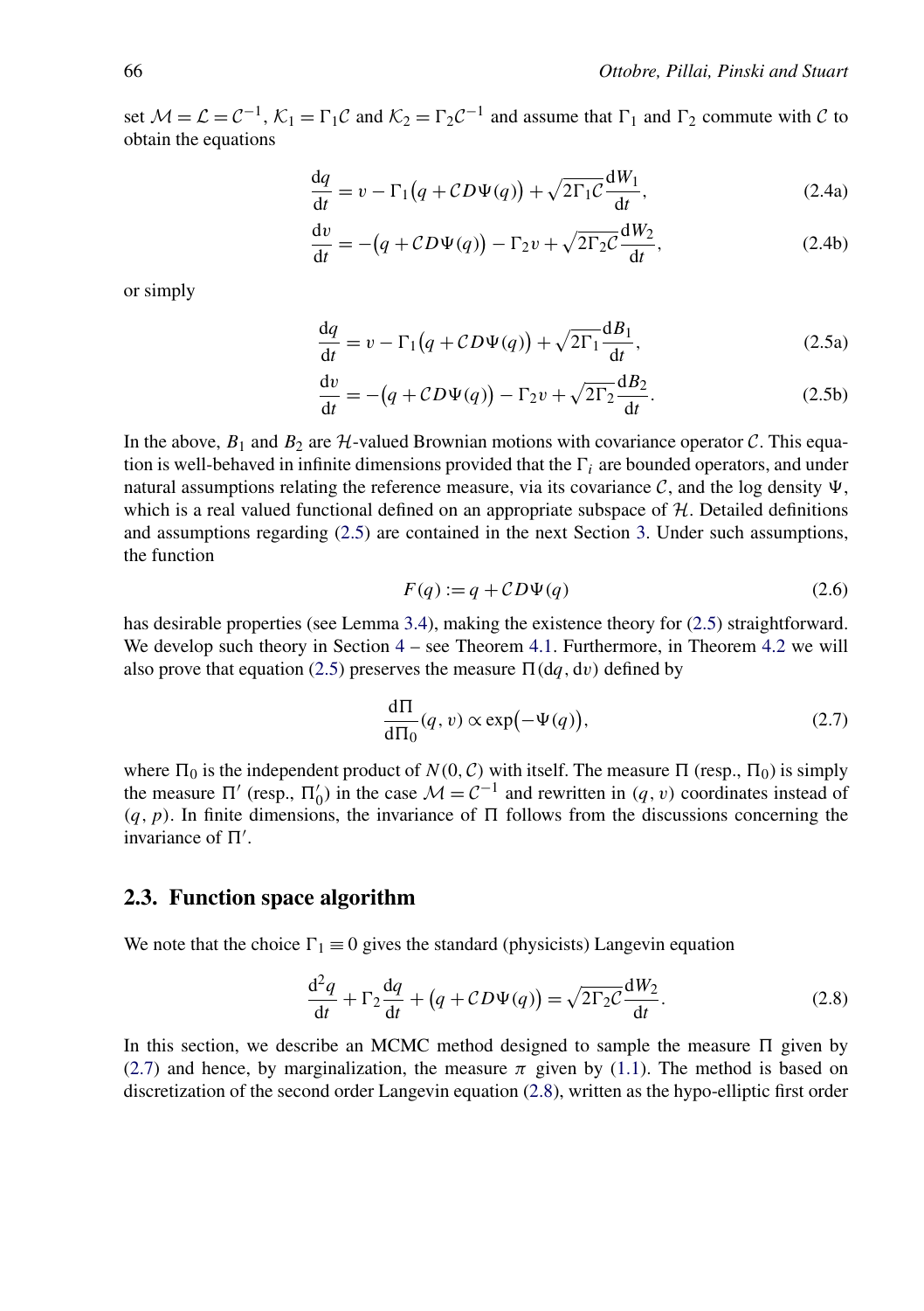set $\mathcal{M} = \mathcal{L} = \mathcal{C}^{-1}$, $\mathcal{K}_1 = \Gamma_1 \mathcal{C}$ and $\mathcal{K}_2 = \Gamma_2 \mathcal{C}^{-1}$ and assume that $\Gamma_1$ and $\Gamma_2$ commute with $\mathcal{C}$ to obtain the equations

$$\frac{\mathrm{d}q}{\mathrm{d}t} = v - \Gamma_1\big(q + \mathcal{C} D\Psi(q)\big) + \sqrt{2\Gamma_1 \mathcal{C}} \frac{\mathrm{d}W_1}{\mathrm{d}t}, \tag{2.4a}$$

$$\frac{\mathrm{d}v}{\mathrm{d}t} = -\big(q + \mathcal{C} D\Psi(q)\big) - \Gamma_2 v + \sqrt{2\Gamma_2 \mathcal{C}} \frac{\mathrm{d}W_2}{\mathrm{d}t}, \tag{2.4b}$$

or simply

$$\frac{\mathrm{d}q}{\mathrm{d}t} = v - \Gamma_1\big(q + \mathcal{C} D\Psi(q)\big) + \sqrt{2\Gamma_1} \frac{\mathrm{d}B_1}{\mathrm{d}t}, \tag{2.5a}$$

$$\frac{\mathrm{d}v}{\mathrm{d}t} = -\big(q + \mathcal{C} D\Psi(q)\big) - \Gamma_2 v + \sqrt{2\Gamma_2} \frac{\mathrm{d}B_2}{\mathrm{d}t}. \tag{2.5b}$$

In the above, $B_1$ and $B_2$ are $\mathcal{H}$-valued Brownian motions with covariance operator $\mathcal{C}$. This equation is well-behaved in infinite dimensions provided that the $\Gamma_i$ are bounded operators, and under natural assumptions relating the reference measure, via its covariance $\mathcal{C}$, and the log density $\Psi$, which is a real valued functional defined on an appropriate subspace of $\mathcal{H}$. Detailed definitions and assumptions regarding (2.5) are contained in the next Section 3. Under such assumptions, the function

$$F(q) := q + \mathcal{C} D\Psi(q) \tag{2.6}$$

has desirable properties (see Lemma 3.4), making the existence theory for (2.5) straightforward. We develop such theory in Section 4 – see Theorem 4.1. Furthermore, in Theorem 4.2 we will also prove that equation (2.5) preserves the measure $\Pi(\mathrm{d}q, \mathrm{d}v)$ defined by

$$\frac{\mathrm{d}\Pi}{\mathrm{d}\Pi_0}(q, v) \propto \exp\big(-\Psi(q)\big), \tag{2.7}$$

where $\Pi_0$ is the independent product of $N(0, \mathcal{C})$ with itself. The measure $\Pi$ (resp., $\Pi_0$) is simply the measure $\Pi'$ (resp., $\Pi_0'$) in the case $\mathcal{M} = \mathcal{C}^{-1}$ and rewritten in $(q, v)$ coordinates instead of $(q, p)$. In finite dimensions, the invariance of $\Pi$ follows from the discussions concerning the invariance of $\Pi'$.

## 2.3. Function space algorithm

We note that the choice $\Gamma_1 \equiv 0$ gives the standard (physicists) Langevin equation

$$\frac{\mathrm{d}^2 q}{\mathrm{d}t} + \Gamma_2 \frac{\mathrm{d}q}{\mathrm{d}t} + \big(q + \mathcal{C} D\Psi(q)\big) = \sqrt{2\Gamma_2 \mathcal{C}} \frac{\mathrm{d}W_2}{\mathrm{d}t}. \tag{2.8}$$

In this section, we describe an MCMC method designed to sample the measure $\Pi$ given by (2.7) and hence, by marginalization, the measure $\pi$ given by (1.1). The method is based on discretization of the second order Langevin equation (2.8), written as the hypo-elliptic first order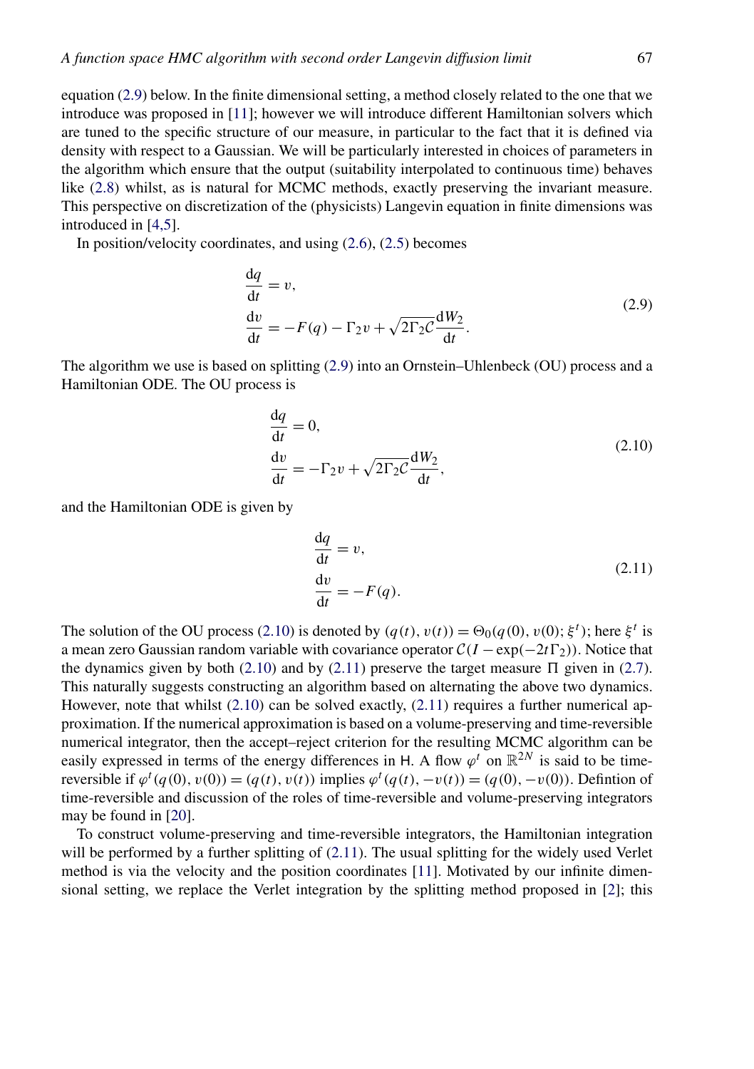equation (2.9) below. In the finite dimensional setting, a method closely related to the one that we introduce was proposed in [11]; however we will introduce different Hamiltonian solvers which are tuned to the specific structure of our measure, in particular to the fact that it is defined via density with respect to a Gaussian. We will be particularly interested in choices of parameters in the algorithm which ensure that the output (suitability interpolated to continuous time) behaves like (2.8) whilst, as is natural for MCMC methods, exactly preserving the invariant measure. This perspective on discretization of the (physicists) Langevin equation in finite dimensions was introduced in [4,5].

In position/velocity coordinates, and using (2.6), (2.5) becomes

$$
\begin{aligned}
\frac{\mathrm{d}q}{\mathrm{d}t} &= v, \\
\frac{\mathrm{d}v}{\mathrm{d}t} &= -F(q) - \Gamma_2 v + \sqrt{2\Gamma_2 \mathcal{C}}\frac{\mathrm{d}W_2}{\mathrm{d}t}.
\end{aligned} \tag{2.9}
$$

The algorithm we use is based on splitting (2.9) into an Ornstein–Uhlenbeck (OU) process and a Hamiltonian ODE. The OU process is

$$
\begin{aligned}
\frac{\mathrm{d}q}{\mathrm{d}t} &= 0, \\
\frac{\mathrm{d}v}{\mathrm{d}t} &= -\Gamma_2 v + \sqrt{2\Gamma_2 \mathcal{C}}\frac{\mathrm{d}W_2}{\mathrm{d}t},
\end{aligned} \tag{2.10}
$$

and the Hamiltonian ODE is given by

$$
\begin{aligned}
\frac{\mathrm{d}q}{\mathrm{d}t} &= v, \\
\frac{\mathrm{d}v}{\mathrm{d}t} &= -F(q).
\end{aligned} \tag{2.11}
$$

The solution of the OU process (2.10) is denoted by $(q(t), v(t)) = \Theta_0(q(0), v(0); \xi^t)$; here $\xi^t$ is a mean zero Gaussian random variable with covariance operator $\mathcal{C}(I - \exp(-2t\Gamma_2))$. Notice that the dynamics given by both (2.10) and by (2.11) preserve the target measure $\Pi$ given in (2.7). This naturally suggests constructing an algorithm based on alternating the above two dynamics. However, note that whilst (2.10) can be solved exactly, (2.11) requires a further numerical approximation. If the numerical approximation is based on a volume-preserving and time-reversible numerical integrator, then the accept–reject criterion for the resulting MCMC algorithm can be easily expressed in terms of the energy differences in $\mathsf{H}$. A flow $\varphi^t$ on $\mathbb{R}^{2N}$ is said to be time-reversible if $\varphi^t(q(0), v(0)) = (q(t), v(t))$ implies $\varphi^t(q(t), -v(t)) = (q(0), -v(0))$. Defintion of time-reversible and discussion of the roles of time-reversible and volume-preserving integrators may be found in [20].

To construct volume-preserving and time-reversible integrators, the Hamiltonian integration will be performed by a further splitting of (2.11). The usual splitting for the widely used Verlet method is via the velocity and the position coordinates [11]. Motivated by our infinite dimensional setting, we replace the Verlet integration by the splitting method proposed in [2]; this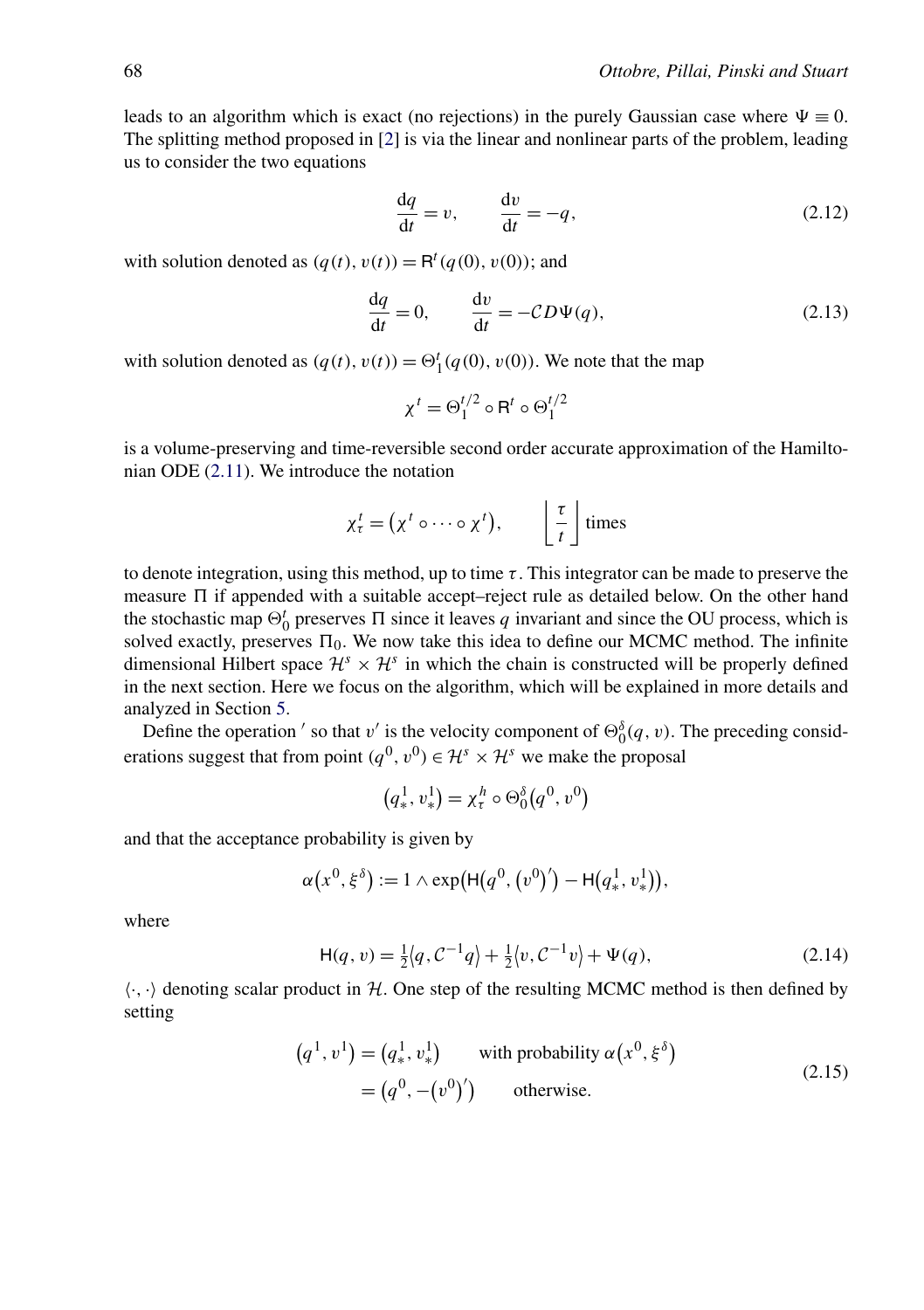leads to an algorithm which is exact (no rejections) in the purely Gaussian case where $\Psi \equiv 0$. The splitting method proposed in [2] is via the linear and nonlinear parts of the problem, leading us to consider the two equations

$$\frac{\mathrm{d}q}{\mathrm{d}t} = v, \qquad \frac{\mathrm{d}v}{\mathrm{d}t} = -q, \tag{2.12}$$

with solution denoted as $(q(t), v(t)) = \mathsf{R}^t(q(0), v(0))$; and

$$\frac{\mathrm{d}q}{\mathrm{d}t} = 0, \qquad \frac{\mathrm{d}v}{\mathrm{d}t} = -\mathcal{C}D\Psi(q), \tag{2.13}$$

with solution denoted as $(q(t), v(t)) = \Theta_1^t(q(0), v(0))$. We note that the map

$$\chi^t = \Theta_1^{t/2} \circ \mathsf{R}^t \circ \Theta_1^{t/2}$$

is a volume-preserving and time-reversible second order accurate approximation of the Hamiltonian ODE (2.11). We introduce the notation

$$\chi_\tau^t = \left(\chi^t \circ \cdots \circ \chi^t\right), \qquad \left\lfloor \frac{\tau}{t} \right\rfloor \text{times}$$

to denote integration, using this method, up to time $\tau$. This integrator can be made to preserve the measure $\Pi$ if appended with a suitable accept–reject rule as detailed below. On the other hand the stochastic map $\Theta_0^t$ preserves $\Pi$ since it leaves $q$ invariant and since the OU process, which is solved exactly, preserves $\Pi_0$. We now take this idea to define our MCMC method. The infinite dimensional Hilbert space $\mathcal{H}^s \times \mathcal{H}^s$ in which the chain is constructed will be properly defined in the next section. Here we focus on the algorithm, which will be explained in more details and analyzed in Section 5.

Define the operation $'$ so that $v'$ is the velocity component of $\Theta_0^\delta(q, v)$. The preceding considerations suggest that from point $(q^0, v^0) \in \mathcal{H}^s \times \mathcal{H}^s$ we make the proposal

$$\left(q_*^1, v_*^1\right) = \chi_\tau^h \circ \Theta_0^\delta\left(q^0, v^0\right)$$

and that the acceptance probability is given by

$$\alpha\left(x^0, \xi^\delta\right) := 1 \wedge \exp\left(\mathsf{H}\left(q^0, \left(v^0\right)'\right) - \mathsf{H}\left(q_*^1, v_*^1\right)\right),$$

where

$$\mathsf{H}(q, v) = \tfrac{1}{2}\left\langle q, \mathcal{C}^{-1}q\right\rangle + \tfrac{1}{2}\left\langle v, \mathcal{C}^{-1}v\right\rangle + \Psi(q), \tag{2.14}$$

$\langle \cdot, \cdot \rangle$ denoting scalar product in $\mathcal{H}$. One step of the resulting MCMC method is then defined by setting

$$\begin{aligned} \left(q^1, v^1\right) &= \left(q_*^1, v_*^1\right) \qquad \text{with probability } \alpha\left(x^0, \xi^\delta\right) \\ &= \left(q^0, -\left(v^0\right)'\right) \qquad \text{otherwise.} \end{aligned} \tag{2.15}$$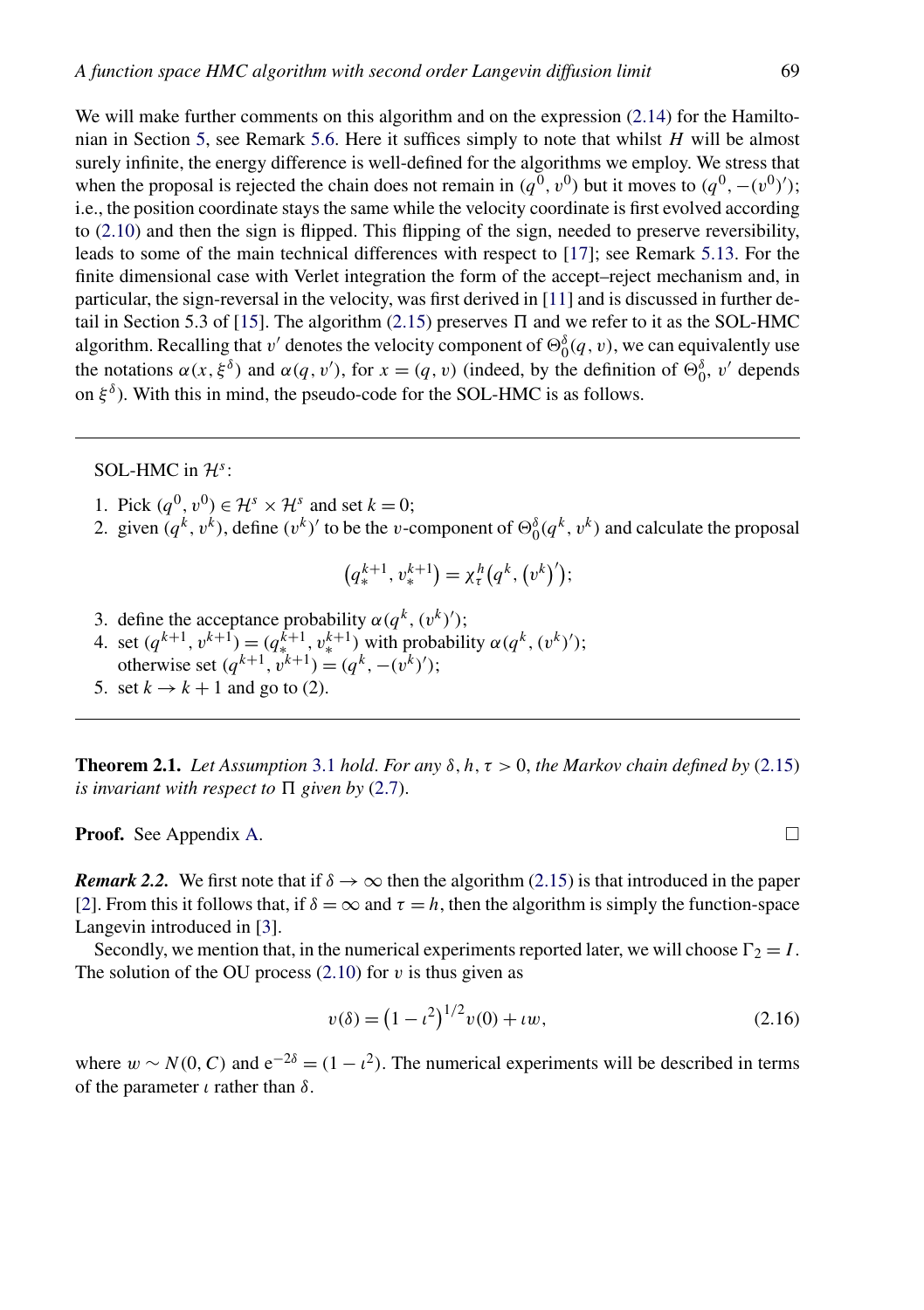We will make further comments on this algorithm and on the expression (2.14) for the Hamiltonian in Section 5, see Remark 5.6. Here it suffices simply to note that whilst $H$ will be almost surely infinite, the energy difference is well-defined for the algorithms we employ. We stress that when the proposal is rejected the chain does not remain in $(q^0, v^0)$ but it moves to $(q^0, -(v^0)')$; i.e., the position coordinate stays the same while the velocity coordinate is first evolved according to (2.10) and then the sign is flipped. This flipping of the sign, needed to preserve reversibility, leads to some of the main technical differences with respect to [17]; see Remark 5.13. For the finite dimensional case with Verlet integration the form of the accept–reject mechanism and, in particular, the sign-reversal in the velocity, was first derived in [11] and is discussed in further detail in Section 5.3 of [15]. The algorithm (2.15) preserves $\Pi$ and we refer to it as the SOL-HMC algorithm. Recalling that $v'$ denotes the velocity component of $\Theta_0^\delta(q, v)$, we can equivalently use the notations $\alpha(x, \xi^\delta)$ and $\alpha(q, v')$, for $x = (q, v)$ (indeed, by the definition of $\Theta_0^\delta$, $v'$ depends on $\xi^\delta$). With this in mind, the pseudo-code for the SOL-HMC is as follows.

---

SOL-HMC in $\mathcal{H}^s$:

1. Pick $(q^0, v^0) \in \mathcal{H}^s \times \mathcal{H}^s$ and set $k = 0$;
2. given $(q^k, v^k)$, define $(v^k)'$ to be the $v$-component of $\Theta_0^\delta(q^k, v^k)$ and calculate the proposal

$$\left(q_*^{k+1}, v_*^{k+1}\right) = \chi_\tau^h\left(q^k, \left(v^k\right)'\right);$$

3. define the acceptance probability $\alpha(q^k, (v^k)')$;
4. set $(q^{k+1}, v^{k+1}) = (q_*^{k+1}, v_*^{k+1})$ with probability $\alpha(q^k, (v^k)')$;
   otherwise set $(q^{k+1}, v^{k+1}) = (q^k, -(v^k)')$;
5. set $k \to k + 1$ and go to (2).

---

**Theorem 2.1.** *Let Assumption 3.1 hold. For any $\delta, h, \tau > 0$, the Markov chain defined by (2.15) is invariant with respect to $\Pi$ given by (2.7).*

**Proof.** See Appendix A. □

***Remark 2.2.*** We first note that if $\delta \to \infty$ then the algorithm (2.15) is that introduced in the paper [2]. From this it follows that, if $\delta = \infty$ and $\tau = h$, then the algorithm is simply the function-space Langevin introduced in [3].

Secondly, we mention that, in the numerical experiments reported later, we will choose $\Gamma_2 = I$. The solution of the OU process (2.10) for $v$ is thus given as

$$v(\delta) = \left(1 - \iota^2\right)^{1/2} v(0) + \iota w, \tag{2.16}$$

where $w \sim N(0, C)$ and $e^{-2\delta} = (1 - \iota^2)$. The numerical experiments will be described in terms of the parameter $\iota$ rather than $\delta$.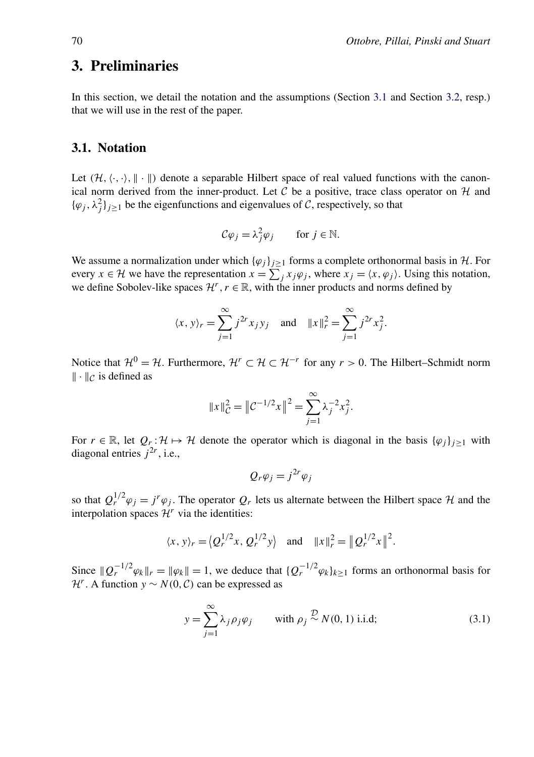# 3. Preliminaries

In this section, we detail the notation and the assumptions (Section 3.1 and Section 3.2, resp.) that we will use in the rest of the paper.

## 3.1. Notation

Let $(\mathcal{H}, \langle \cdot, \cdot \rangle, \| \cdot \|)$ denote a separable Hilbert space of real valued functions with the canonical norm derived from the inner-product. Let $\mathcal{C}$ be a positive, trace class operator on $\mathcal{H}$ and $\{\varphi_j, \lambda_j^2\}_{j \geq 1}$ be the eigenfunctions and eigenvalues of $\mathcal{C}$, respectively, so that

$$\mathcal{C}\varphi_j = \lambda_j^2 \varphi_j \qquad \text{for } j \in \mathbb{N}.$$

We assume a normalization under which $\{\varphi_j\}_{j \geq 1}$ forms a complete orthonormal basis in $\mathcal{H}$. For every $x \in \mathcal{H}$ we have the representation $x = \sum_j x_j \varphi_j$, where $x_j = \langle x, \varphi_j \rangle$. Using this notation, we define Sobolev-like spaces $\mathcal{H}^r$, $r \in \mathbb{R}$, with the inner products and norms defined by

$$\langle x, y \rangle_r = \sum_{j=1}^{\infty} j^{2r} x_j y_j \quad \text{and} \quad \|x\|_r^2 = \sum_{j=1}^{\infty} j^{2r} x_j^2.$$

Notice that $\mathcal{H}^0 = \mathcal{H}$. Furthermore, $\mathcal{H}^r \subset \mathcal{H} \subset \mathcal{H}^{-r}$ for any $r > 0$. The Hilbert–Schmidt norm $\| \cdot \|_{\mathcal{C}}$ is defined as

$$\|x\|_{\mathcal{C}}^2 = \left\| \mathcal{C}^{-1/2} x \right\|^2 = \sum_{j=1}^{\infty} \lambda_j^{-2} x_j^2.$$

For $r \in \mathbb{R}$, let $Q_r : \mathcal{H} \mapsto \mathcal{H}$ denote the operator which is diagonal in the basis $\{\varphi_j\}_{j \geq 1}$ with diagonal entries $j^{2r}$, i.e.,

$$Q_r \varphi_j = j^{2r} \varphi_j$$

so that $Q_r^{1/2} \varphi_j = j^r \varphi_j$. The operator $Q_r$ lets us alternate between the Hilbert space $\mathcal{H}$ and the interpolation spaces $\mathcal{H}^r$ via the identities:

$$\langle x, y \rangle_r = \left\langle Q_r^{1/2} x, Q_r^{1/2} y \right\rangle \quad \text{and} \quad \|x\|_r^2 = \left\| Q_r^{1/2} x \right\|^2.$$

Since $\|Q_r^{-1/2} \varphi_k\|_r = \|\varphi_k\| = 1$, we deduce that $\{Q_r^{-1/2} \varphi_k\}_{k \geq 1}$ forms an orthonormal basis for $\mathcal{H}^r$. A function $y \sim N(0, \mathcal{C})$ can be expressed as

$$y = \sum_{j=1}^{\infty} \lambda_j \rho_j \varphi_j \qquad \text{with } \rho_j \overset{\mathcal{D}}{\sim} N(0, 1) \text{ i.i.d;} \tag{3.1}$$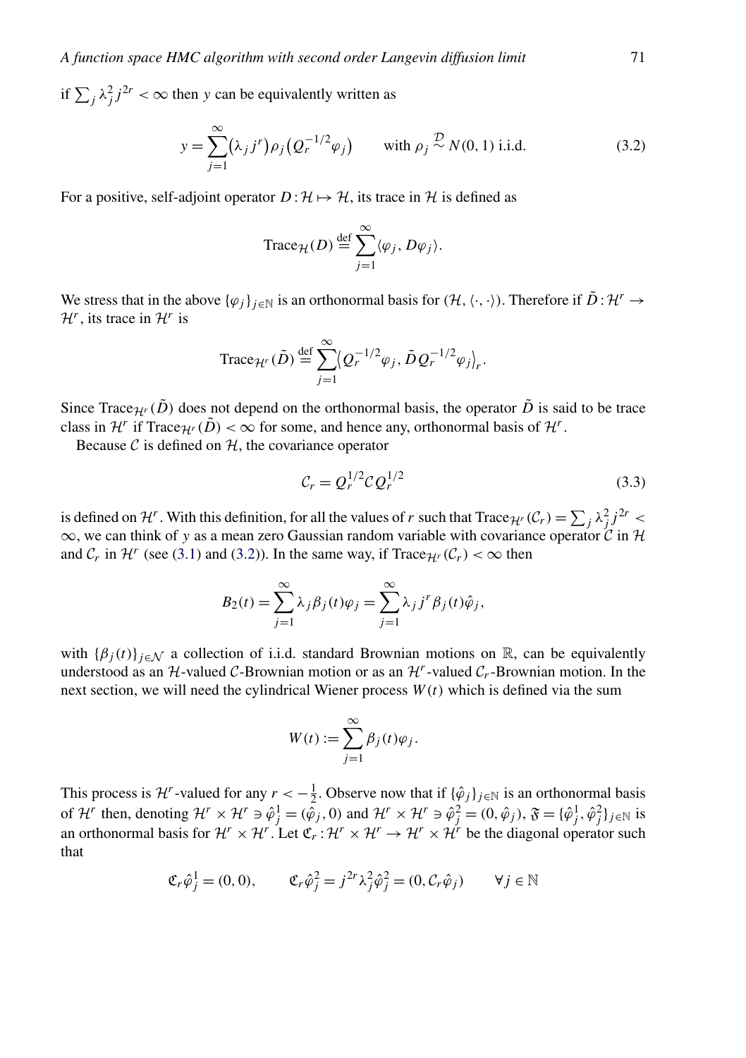if $\sum_j \lambda_j^2 j^{2r} < \infty$ then $y$ can be equivalently written as

$$y = \sum_{j=1}^{\infty} (\lambda_j j^r) \rho_j \big( Q_r^{-1/2} \varphi_j \big) \qquad \text{with } \rho_j \overset{\mathcal{D}}{\sim} N(0,1) \text{ i.i.d.} \tag{3.2}$$

For a positive, self-adjoint operator $D : \mathcal{H} \mapsto \mathcal{H}$, its trace in $\mathcal{H}$ is defined as

$$\mathrm{Trace}_{\mathcal{H}}(D) \overset{\text{def}}{=} \sum_{j=1}^{\infty} \langle \varphi_j, D\varphi_j \rangle.$$

We stress that in the above $\{\varphi_j\}_{j\in\mathbb{N}}$ is an orthonormal basis for $(\mathcal{H}, \langle\cdot,\cdot\rangle)$. Therefore if $\tilde{D} : \mathcal{H}^r \to \mathcal{H}^r$, its trace in $\mathcal{H}^r$ is

$$\mathrm{Trace}_{\mathcal{H}^r}(\tilde{D}) \overset{\text{def}}{=} \sum_{j=1}^{\infty} \big\langle Q_r^{-1/2} \varphi_j, \tilde{D} Q_r^{-1/2} \varphi_j \big\rangle_r.$$

Since $\mathrm{Trace}_{\mathcal{H}^r}(\tilde{D})$ does not depend on the orthonormal basis, the operator $\tilde{D}$ is said to be trace class in $\mathcal{H}^r$ if $\mathrm{Trace}_{\mathcal{H}^r}(\tilde{D}) < \infty$ for some, and hence any, orthonormal basis of $\mathcal{H}^r$.

Because $\mathcal{C}$ is defined on $\mathcal{H}$, the covariance operator

$$\mathcal{C}_r = Q_r^{1/2} \mathcal{C} Q_r^{1/2} \tag{3.3}$$

is defined on $\mathcal{H}^r$. With this definition, for all the values of $r$ such that $\mathrm{Trace}_{\mathcal{H}^r}(\mathcal{C}_r) = \sum_j \lambda_j^2 j^{2r} < \infty$, we can think of $y$ as a mean zero Gaussian random variable with covariance operator $\mathcal{C}$ in $\mathcal{H}$ and $\mathcal{C}_r$ in $\mathcal{H}^r$ (see (3.1) and (3.2)). In the same way, if $\mathrm{Trace}_{\mathcal{H}^r}(\mathcal{C}_r) < \infty$ then

$$B_2(t) = \sum_{j=1}^{\infty} \lambda_j \beta_j(t) \varphi_j = \sum_{j=1}^{\infty} \lambda_j j^r \beta_j(t) \hat{\varphi}_j,$$

with $\{\beta_j(t)\}_{j\in\mathcal{N}}$ a collection of i.i.d. standard Brownian motions on $\mathbb{R}$, can be equivalently understood as an $\mathcal{H}$-valued $\mathcal{C}$-Brownian motion or as an $\mathcal{H}^r$-valued $\mathcal{C}_r$-Brownian motion. In the next section, we will need the cylindrical Wiener process $W(t)$ which is defined via the sum

$$W(t) := \sum_{j=1}^{\infty} \beta_j(t) \varphi_j.$$

This process is $\mathcal{H}^r$-valued for any $r < -\frac{1}{2}$. Observe now that if $\{\hat{\varphi}_j\}_{j\in\mathbb{N}}$ is an orthonormal basis of $\mathcal{H}^r$ then, denoting $\mathcal{H}^r \times \mathcal{H}^r \ni \hat{\varphi}_j^1 = (\hat{\varphi}_j, 0)$ and $\mathcal{H}^r \times \mathcal{H}^r \ni \hat{\varphi}_j^2 = (0, \hat{\varphi}_j)$, $\mathfrak{F} = \{\hat{\varphi}_j^1, \hat{\varphi}_j^2\}_{j\in\mathbb{N}}$ is an orthonormal basis for $\mathcal{H}^r \times \mathcal{H}^r$. Let $\mathfrak{C}_r : \mathcal{H}^r \times \mathcal{H}^r \to \mathcal{H}^r \times \mathcal{H}^r$ be the diagonal operator such that

$$\mathfrak{C}_r \hat{\varphi}_j^1 = (0,0), \qquad \mathfrak{C}_r \hat{\varphi}_j^2 = j^{2r} \lambda_j^2 \hat{\varphi}_j^2 = (0, \mathcal{C}_r \hat{\varphi}_j) \qquad \forall j \in \mathbb{N}$$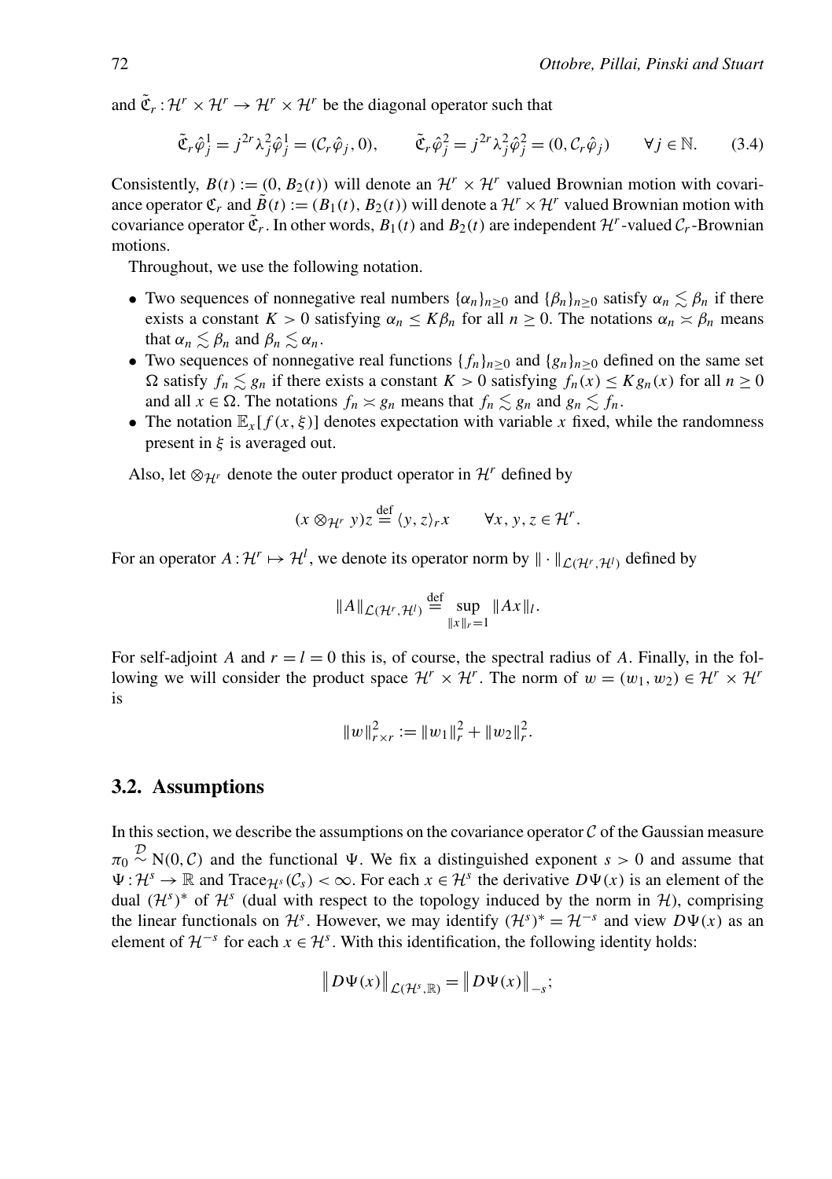and $\tilde{\mathfrak{C}}_r : \mathcal{H}^r \times \mathcal{H}^r \to \mathcal{H}^r \times \mathcal{H}^r$ be the diagonal operator such that

$$\tilde{\mathfrak{C}}_r \hat{\varphi}_j^1 = j^{2r} \lambda_j^2 \hat{\varphi}_j^1 = (\mathcal{C}_r \hat{\varphi}_j, 0), \qquad \tilde{\mathfrak{C}}_r \hat{\varphi}_j^2 = j^{2r} \lambda_j^2 \hat{\varphi}_j^2 = (0, \mathcal{C}_r \hat{\varphi}_j) \qquad \forall j \in \mathbb{N}. \tag{3.4}$$

Consistently, $B(t) := (0, B_2(t))$ will denote an $\mathcal{H}^r \times \mathcal{H}^r$ valued Brownian motion with covariance operator $\mathfrak{C}_r$ and $\tilde{B}(t) := (B_1(t), B_2(t))$ will denote a $\mathcal{H}^r \times \mathcal{H}^r$ valued Brownian motion with covariance operator $\tilde{\mathfrak{C}}_r$. In other words, $B_1(t)$ and $B_2(t)$ are independent $\mathcal{H}^r$-valued $\mathcal{C}_r$-Brownian motions.

Throughout, we use the following notation.

- Two sequences of nonnegative real numbers $\{\alpha_n\}_{n\geq 0}$ and $\{\beta_n\}_{n\geq 0}$ satisfy $\alpha_n \lesssim \beta_n$ if there exists a constant $K > 0$ satisfying $\alpha_n \leq K\beta_n$ for all $n \geq 0$. The notations $\alpha_n \asymp \beta_n$ means that $\alpha_n \lesssim \beta_n$ and $\beta_n \lesssim \alpha_n$.
- Two sequences of nonnegative real functions $\{f_n\}_{n\geq 0}$ and $\{g_n\}_{n\geq 0}$ defined on the same set $\Omega$ satisfy $f_n \lesssim g_n$ if there exists a constant $K > 0$ satisfying $f_n(x) \leq K g_n(x)$ for all $n \geq 0$ and all $x \in \Omega$. The notations $f_n \asymp g_n$ means that $f_n \lesssim g_n$ and $g_n \lesssim f_n$.
- The notation $\mathbb{E}_x[f(x, \xi)]$ denotes expectation with variable $x$ fixed, while the randomness present in $\xi$ is averaged out.

Also, let $\otimes_{\mathcal{H}^r}$ denote the outer product operator in $\mathcal{H}^r$ defined by

$$(x \otimes_{\mathcal{H}^r} y)z \stackrel{\text{def}}{=} \langle y, z\rangle_r x \qquad \forall x, y, z \in \mathcal{H}^r.$$

For an operator $A : \mathcal{H}^r \mapsto \mathcal{H}^l$, we denote its operator norm by $\|\cdot\|_{\mathcal{L}(\mathcal{H}^r,\mathcal{H}^l)}$ defined by

$$\|A\|_{\mathcal{L}(\mathcal{H}^r,\mathcal{H}^l)} \stackrel{\text{def}}{=} \sup_{\|x\|_r=1} \|Ax\|_l.$$

For self-adjoint $A$ and $r = l = 0$ this is, of course, the spectral radius of $A$. Finally, in the following we will consider the product space $\mathcal{H}^r \times \mathcal{H}^r$. The norm of $w = (w_1, w_2) \in \mathcal{H}^r \times \mathcal{H}^r$ is

$$\|w\|_{r\times r}^2 := \|w_1\|_r^2 + \|w_2\|_r^2.$$

## 3.2. Assumptions

In this section, we describe the assumptions on the covariance operator $\mathcal{C}$ of the Gaussian measure $\pi_0 \stackrel{\mathcal{D}}{\sim} \mathrm{N}(0, \mathcal{C})$ and the functional $\Psi$. We fix a distinguished exponent $s > 0$ and assume that $\Psi : \mathcal{H}^s \to \mathbb{R}$ and $\mathrm{Trace}_{\mathcal{H}^s}(\mathcal{C}_s) < \infty$. For each $x \in \mathcal{H}^s$ the derivative $D\Psi(x)$ is an element of the dual $(\mathcal{H}^s)^*$ of $\mathcal{H}^s$ (dual with respect to the topology induced by the norm in $\mathcal{H}$), comprising the linear functionals on $\mathcal{H}^s$. However, we may identify $(\mathcal{H}^s)^* = \mathcal{H}^{-s}$ and view $D\Psi(x)$ as an element of $\mathcal{H}^{-s}$ for each $x \in \mathcal{H}^s$. With this identification, the following identity holds:

$$\left\| D\Psi(x) \right\|_{\mathcal{L}(\mathcal{H}^s,\mathbb{R})} = \left\| D\Psi(x) \right\|_{-s};$$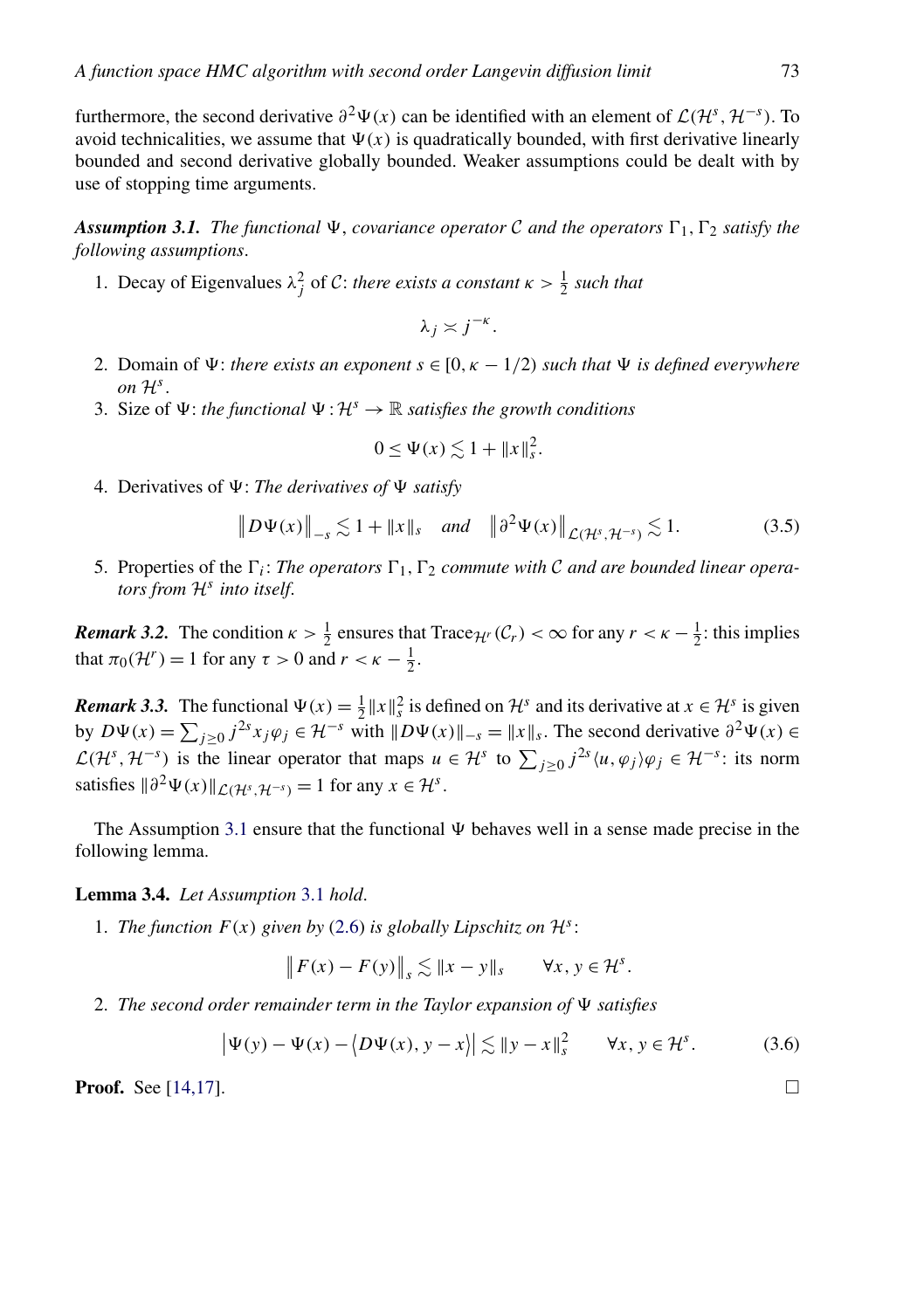furthermore, the second derivative $\partial^2\Psi(x)$ can be identified with an element of $\mathcal{L}(\mathcal{H}^s, \mathcal{H}^{-s})$. To avoid technicalities, we assume that $\Psi(x)$ is quadratically bounded, with first derivative linearly bounded and second derivative globally bounded. Weaker assumptions could be dealt with by use of stopping time arguments.

***Assumption 3.1.*** *The functional $\Psi$, covariance operator $\mathcal{C}$ and the operators $\Gamma_1, \Gamma_2$ satisfy the following assumptions.*

1. Decay of Eigenvalues $\lambda_j^2$ of $\mathcal{C}$: *there exists a constant $\kappa > \frac{1}{2}$ such that*

$$\lambda_j \asymp j^{-\kappa}.$$

2. Domain of $\Psi$: *there exists an exponent $s \in [0, \kappa - 1/2)$ such that $\Psi$ is defined everywhere on $\mathcal{H}^s$.*
3. Size of $\Psi$: *the functional $\Psi : \mathcal{H}^s \to \mathbb{R}$ satisfies the growth conditions*

$$0 \le \Psi(x) \lesssim 1 + \|x\|_s^2.$$

4. Derivatives of $\Psi$: *The derivatives of $\Psi$ satisfy*

$$\left\| D\Psi(x)\right\|_{-s} \lesssim 1 + \|x\|_s \quad \textit{and} \quad \left\|\partial^2\Psi(x)\right\|_{\mathcal{L}(\mathcal{H}^s, \mathcal{H}^{-s})} \lesssim 1. \tag{3.5}$$

5. Properties of the $\Gamma_i$: *The operators $\Gamma_1, \Gamma_2$ commute with $\mathcal{C}$ and are bounded linear operators from $\mathcal{H}^s$ into itself.*

***Remark 3.2.*** The condition $\kappa > \frac{1}{2}$ ensures that $\mathrm{Trace}_{\mathcal{H}^r}(\mathcal{C}_r) < \infty$ for any $r < \kappa - \frac{1}{2}$: this implies that $\pi_0(\mathcal{H}^r) = 1$ for any $\tau > 0$ and $r < \kappa - \frac{1}{2}$.

***Remark 3.3.*** The functional $\Psi(x) = \frac{1}{2}\|x\|_s^2$ is defined on $\mathcal{H}^s$ and its derivative at $x \in \mathcal{H}^s$ is given by $D\Psi(x) = \sum_{j\ge 0} j^{2s} x_j \varphi_j \in \mathcal{H}^{-s}$ with $\|D\Psi(x)\|_{-s} = \|x\|_s$. The second derivative $\partial^2\Psi(x) \in \mathcal{L}(\mathcal{H}^s, \mathcal{H}^{-s})$ is the linear operator that maps $u \in \mathcal{H}^s$ to $\sum_{j\ge 0} j^{2s}\langle u, \varphi_j\rangle\varphi_j \in \mathcal{H}^{-s}$: its norm satisfies $\|\partial^2\Psi(x)\|_{\mathcal{L}(\mathcal{H}^s, \mathcal{H}^{-s})} = 1$ for any $x \in \mathcal{H}^s$.

The Assumption 3.1 ensure that the functional $\Psi$ behaves well in a sense made precise in the following lemma.

**Lemma 3.4.** *Let Assumption 3.1 hold.*

1. *The function $F(x)$ given by (2.6) is globally Lipschitz on $\mathcal{H}^s$:*

$$\left\| F(x) - F(y)\right\|_s \lesssim \|x - y\|_s \qquad \forall x, y \in \mathcal{H}^s.$$

2. *The second order remainder term in the Taylor expansion of $\Psi$ satisfies*

$$\left|\Psi(y) - \Psi(x) - \left\langle D\Psi(x), y - x\right\rangle\right| \lesssim \|y - x\|_s^2 \qquad \forall x, y \in \mathcal{H}^s. \tag{3.6}$$

**Proof.** See [14,17]. $\square$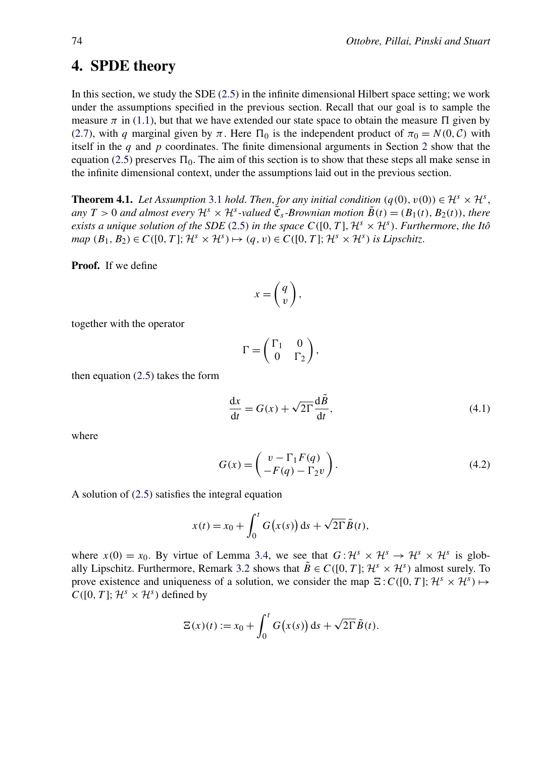# 4. SPDE theory

In this section, we study the SDE (2.5) in the infinite dimensional Hilbert space setting; we work under the assumptions specified in the previous section. Recall that our goal is to sample the measure $\pi$ in (1.1), but that we have extended our state space to obtain the measure $\Pi$ given by (2.7), with $q$ marginal given by $\pi$. Here $\Pi_0$ is the independent product of $\pi_0 = N(0, \mathcal{C})$ with itself in the $q$ and $p$ coordinates. The finite dimensional arguments in Section 2 show that the equation (2.5) preserves $\Pi_0$. The aim of this section is to show that these steps all make sense in the infinite dimensional context, under the assumptions laid out in the previous section.

**Theorem 4.1.** *Let Assumption 3.1 hold. Then, for any initial condition $(q(0), v(0)) \in \mathcal{H}^s \times \mathcal{H}^s$, any $T > 0$ and almost every $\mathcal{H}^s \times \mathcal{H}^s$-valued $\tilde{\mathfrak{C}}_s$-Brownian motion $\tilde{B}(t) = (B_1(t), B_2(t))$, there exists a unique solution of the SDE (2.5) in the space $C([0, T], \mathcal{H}^s \times \mathcal{H}^s)$. Furthermore, the Itô map $(B_1, B_2) \in C([0, T]; \mathcal{H}^s \times \mathcal{H}^s) \mapsto (q, v) \in C([0, T]; \mathcal{H}^s \times \mathcal{H}^s)$ is Lipschitz.*

**Proof.** If we define

$$x = \begin{pmatrix} q \\ v \end{pmatrix},$$

together with the operator

$$\Gamma = \begin{pmatrix} \Gamma_1 & 0 \\ 0 & \Gamma_2 \end{pmatrix},$$

then equation (2.5) takes the form

$$\frac{\mathrm{d}x}{\mathrm{d}t} = G(x) + \sqrt{2\Gamma}\frac{\mathrm{d}\tilde{B}}{\mathrm{d}t}, \tag{4.1}$$

where

$$G(x) = \begin{pmatrix} v - \Gamma_1 F(q) \\ -F(q) - \Gamma_2 v \end{pmatrix}. \tag{4.2}$$

A solution of (2.5) satisfies the integral equation

$$x(t) = x_0 + \int_0^t G\big(x(s)\big)\,\mathrm{d}s + \sqrt{2\Gamma}\tilde{B}(t),$$

where $x(0) = x_0$. By virtue of Lemma 3.4, we see that $G : \mathcal{H}^s \times \mathcal{H}^s \to \mathcal{H}^s \times \mathcal{H}^s$ is globally Lipschitz. Furthermore, Remark 3.2 shows that $\tilde{B} \in C([0, T]; \mathcal{H}^s \times \mathcal{H}^s)$ almost surely. To prove existence and uniqueness of a solution, we consider the map $\Xi : C([0, T]; \mathcal{H}^s \times \mathcal{H}^s) \mapsto C([0, T]; \mathcal{H}^s \times \mathcal{H}^s)$ defined by

$$\Xi(x)(t) := x_0 + \int_0^t G\big(x(s)\big)\,\mathrm{d}s + \sqrt{2\Gamma}\tilde{B}(t).$$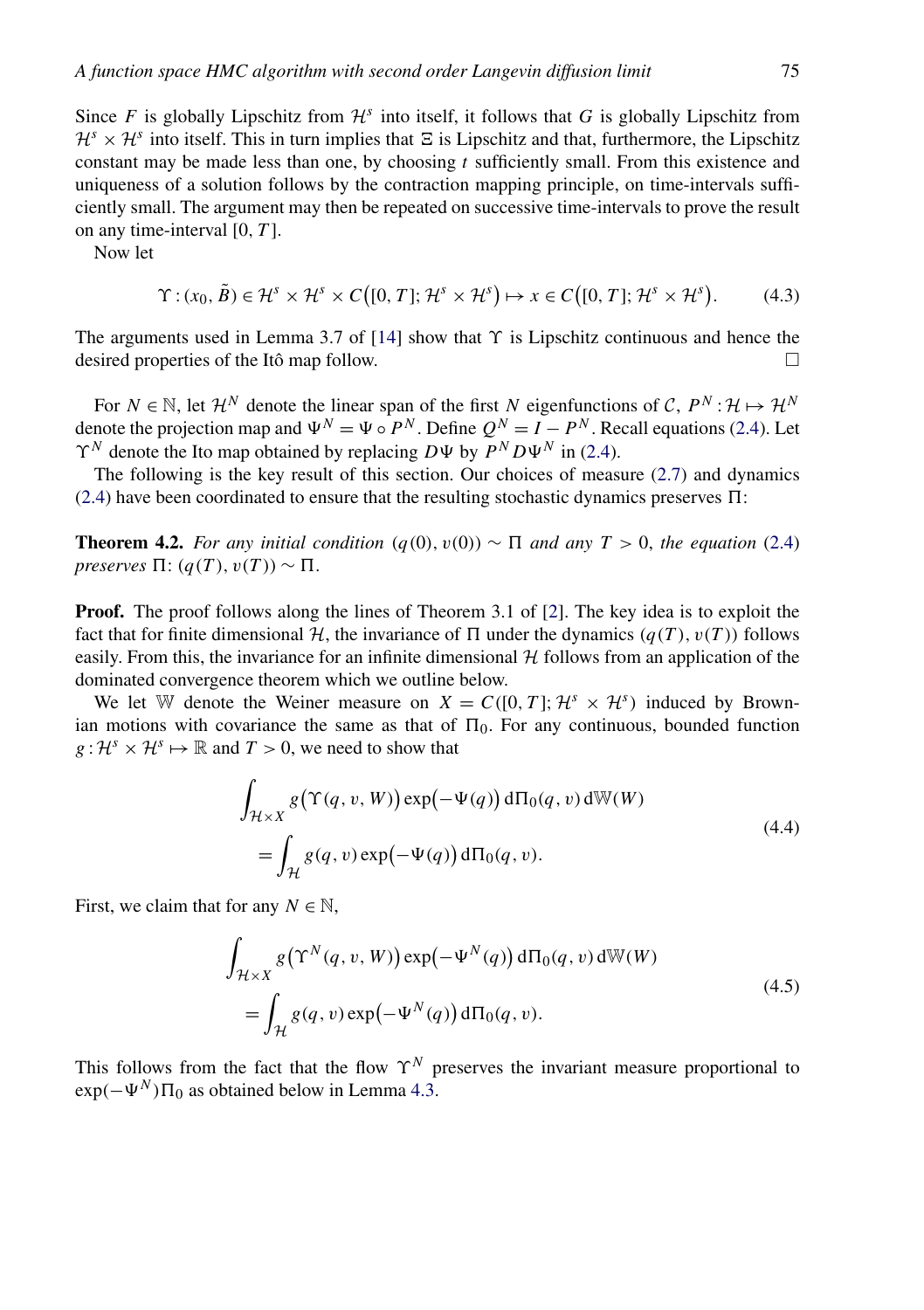Since $F$ is globally Lipschitz from $\mathcal{H}^s$ into itself, it follows that $G$ is globally Lipschitz from $\mathcal{H}^s \times \mathcal{H}^s$ into itself. This in turn implies that $\Xi$ is Lipschitz and that, furthermore, the Lipschitz constant may be made less than one, by choosing $t$ sufficiently small. From this existence and uniqueness of a solution follows by the contraction mapping principle, on time-intervals sufficiently small. The argument may then be repeated on successive time-intervals to prove the result on any time-interval $[0, T]$.

Now let

$$\Upsilon : (x_0, \tilde{B}) \in \mathcal{H}^s \times \mathcal{H}^s \times C\big([0,T]; \mathcal{H}^s \times \mathcal{H}^s\big) \mapsto x \in C\big([0,T]; \mathcal{H}^s \times \mathcal{H}^s\big). \tag{4.3}$$

The arguments used in Lemma 3.7 of [14] show that $\Upsilon$ is Lipschitz continuous and hence the desired properties of the Itô map follow. $\square$

For $N \in \mathbb{N}$, let $\mathcal{H}^N$ denote the linear span of the first $N$ eigenfunctions of $\mathcal{C}$, $P^N : \mathcal{H} \mapsto \mathcal{H}^N$ denote the projection map and $\Psi^N = \Psi \circ P^N$. Define $Q^N = I - P^N$. Recall equations (2.4). Let $\Upsilon^N$ denote the Ito map obtained by replacing $D\Psi$ by $P^N D\Psi^N$ in (2.4).

The following is the key result of this section. Our choices of measure (2.7) and dynamics (2.4) have been coordinated to ensure that the resulting stochastic dynamics preserves $\Pi$:

**Theorem 4.2.** *For any initial condition* $(q(0), v(0)) \sim \Pi$ *and any* $T > 0$, *the equation* (2.4) *preserves* $\Pi$: $(q(T), v(T)) \sim \Pi$.

**Proof.** The proof follows along the lines of Theorem 3.1 of [2]. The key idea is to exploit the fact that for finite dimensional $\mathcal{H}$, the invariance of $\Pi$ under the dynamics $(q(T), v(T))$ follows easily. From this, the invariance for an infinite dimensional $\mathcal{H}$ follows from an application of the dominated convergence theorem which we outline below.

We let $\mathbb{W}$ denote the Weiner measure on $X = C([0,T]; \mathcal{H}^s \times \mathcal{H}^s)$ induced by Brownian motions with covariance the same as that of $\Pi_0$. For any continuous, bounded function $g : \mathcal{H}^s \times \mathcal{H}^s \mapsto \mathbb{R}$ and $T > 0$, we need to show that

$$\begin{aligned} &\int_{\mathcal{H} \times X} g\big(\Upsilon(q, v, W)\big) \exp\big(-\Psi(q)\big)\, \mathrm{d}\Pi_0(q, v)\, \mathrm{d}\mathbb{W}(W) \\ &\quad = \int_{\mathcal{H}} g(q, v) \exp\big(-\Psi(q)\big)\, \mathrm{d}\Pi_0(q, v). \end{aligned} \tag{4.4}$$

First, we claim that for any $N \in \mathbb{N}$,

$$\begin{aligned} &\int_{\mathcal{H} \times X} g\big(\Upsilon^N(q, v, W)\big) \exp\big(-\Psi^N(q)\big)\, \mathrm{d}\Pi_0(q, v)\, \mathrm{d}\mathbb{W}(W) \\ &\quad = \int_{\mathcal{H}} g(q, v) \exp\big(-\Psi^N(q)\big)\, \mathrm{d}\Pi_0(q, v). \end{aligned} \tag{4.5}$$

This follows from the fact that the flow $\Upsilon^N$ preserves the invariant measure proportional to $\exp(-\Psi^N)\Pi_0$ as obtained below in Lemma 4.3.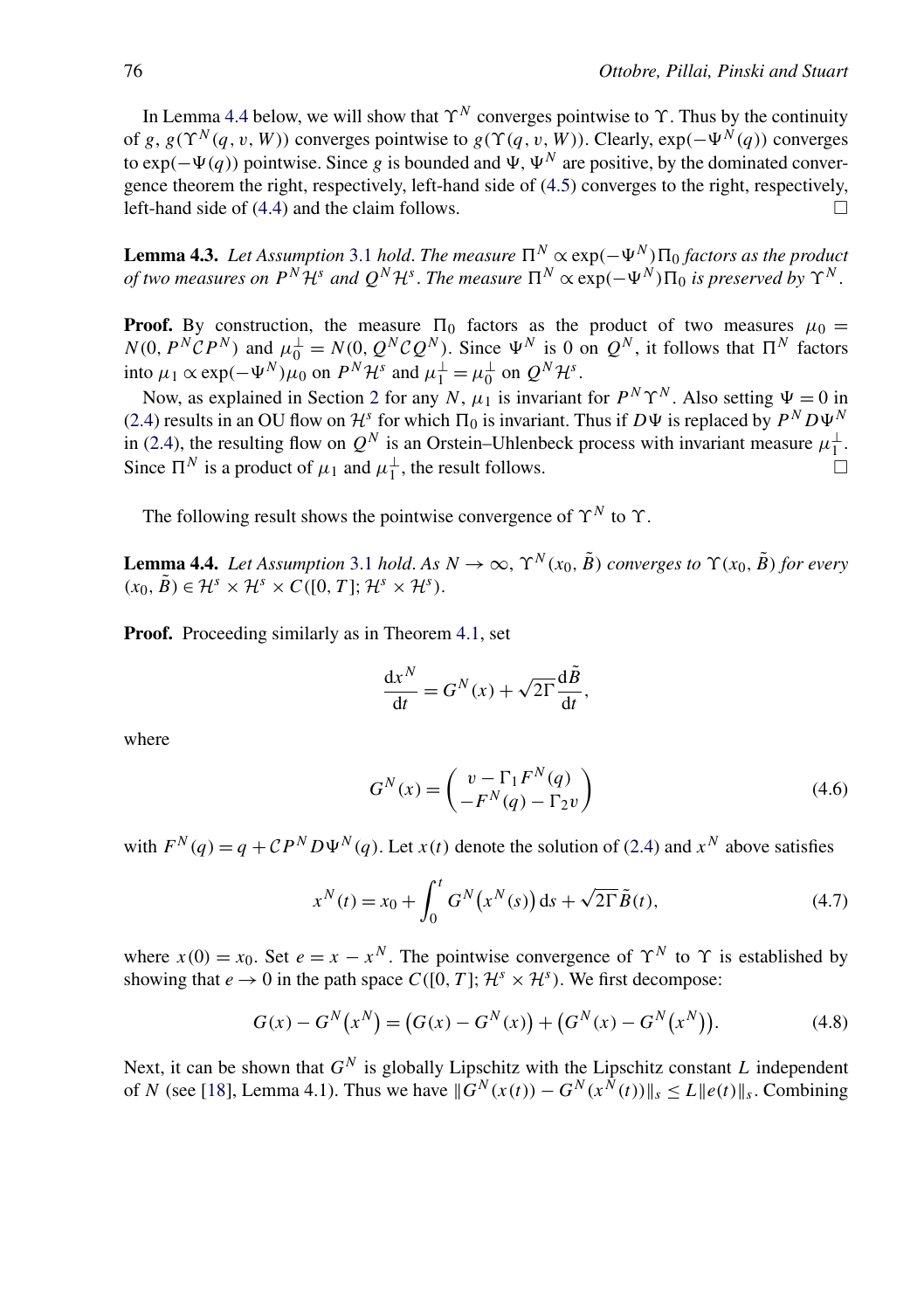In Lemma 4.4 below, we will show that $\Upsilon^N$ converges pointwise to $\Upsilon$. Thus by the continuity of $g$, $g(\Upsilon^N(q, v, W))$ converges pointwise to $g(\Upsilon(q, v, W))$. Clearly, $\exp(-\Psi^N(q))$ converges to $\exp(-\Psi(q))$ pointwise. Since $g$ is bounded and $\Psi$, $\Psi^N$ are positive, by the dominated convergence theorem the right, respectively, left-hand side of (4.5) converges to the right, respectively, left-hand side of (4.4) and the claim follows. $\square$

**Lemma 4.3.** *Let Assumption 3.1 hold. The measure $\Pi^N \propto \exp(-\Psi^N)\Pi_0$ factors as the product of two measures on $P^N\mathcal{H}^s$ and $Q^N\mathcal{H}^s$. The measure $\Pi^N \propto \exp(-\Psi^N)\Pi_0$ is preserved by $\Upsilon^N$.*

**Proof.** By construction, the measure $\Pi_0$ factors as the product of two measures $\mu_0 = N(0, P^N\mathcal{C}P^N)$ and $\mu_0^\perp = N(0, Q^N\mathcal{C}Q^N)$. Since $\Psi^N$ is 0 on $Q^N$, it follows that $\Pi^N$ factors into $\mu_1 \propto \exp(-\Psi^N)\mu_0$ on $P^N\mathcal{H}^s$ and $\mu_1^\perp = \mu_0^\perp$ on $Q^N\mathcal{H}^s$.

Now, as explained in Section 2 for any $N$, $\mu_1$ is invariant for $P^N\Upsilon^N$. Also setting $\Psi = 0$ in (2.4) results in an OU flow on $\mathcal{H}^s$ for which $\Pi_0$ is invariant. Thus if $D\Psi$ is replaced by $P^N D\Psi^N$ in (2.4), the resulting flow on $Q^N$ is an Orstein–Uhlenbeck process with invariant measure $\mu_1^\perp$. Since $\Pi^N$ is a product of $\mu_1$ and $\mu_1^\perp$, the result follows. $\square$

The following result shows the pointwise convergence of $\Upsilon^N$ to $\Upsilon$.

**Lemma 4.4.** *Let Assumption 3.1 hold. As $N \to \infty$, $\Upsilon^N(x_0, \tilde{B})$ converges to $\Upsilon(x_0, \tilde{B})$ for every $(x_0, \tilde{B}) \in \mathcal{H}^s \times \mathcal{H}^s \times C([0, T]; \mathcal{H}^s \times \mathcal{H}^s)$.*

**Proof.** Proceeding similarly as in Theorem 4.1, set

$$\frac{\mathrm{d}x^N}{\mathrm{d}t} = G^N(x) + \sqrt{2\Gamma}\frac{\mathrm{d}\tilde{B}}{\mathrm{d}t},$$

where

$$G^N(x) = \begin{pmatrix} v - \Gamma_1 F^N(q) \\ -F^N(q) - \Gamma_2 v \end{pmatrix} \tag{4.6}$$

with $F^N(q) = q + \mathcal{C}P^N D\Psi^N(q)$. Let $x(t)$ denote the solution of (2.4) and $x^N$ above satisfies

$$x^N(t) = x_0 + \int_0^t G^N\big(x^N(s)\big)\,\mathrm{d}s + \sqrt{2\Gamma}\tilde{B}(t), \tag{4.7}$$

where $x(0) = x_0$. Set $e = x - x^N$. The pointwise convergence of $\Upsilon^N$ to $\Upsilon$ is established by showing that $e \to 0$ in the path space $C([0, T]; \mathcal{H}^s \times \mathcal{H}^s)$. We first decompose:

$$G(x) - G^N\big(x^N\big) = \big(G(x) - G^N(x)\big) + \big(G^N(x) - G^N\big(x^N\big)\big). \tag{4.8}$$

Next, it can be shown that $G^N$ is globally Lipschitz with the Lipschitz constant $L$ independent of $N$ (see [18], Lemma 4.1). Thus we have $\|G^N(x(t)) - G^N(x^N(t))\|_s \le L\|e(t)\|_s$. Combining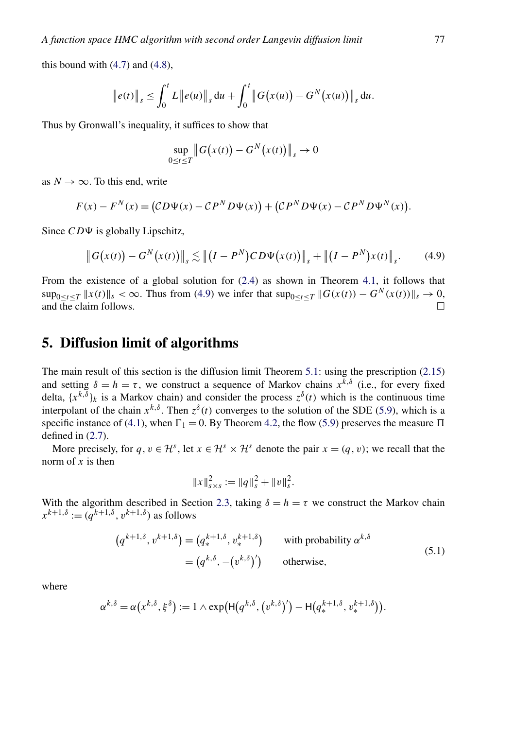this bound with (4.7) and (4.8),

$$\|e(t)\|_s \le \int_0^t L\|e(u)\|_s \, du + \int_0^t \|G(x(u)) - G^N(x(u))\|_s \, du.$$

Thus by Gronwall's inequality, it suffices to show that

$$\sup_{0 \le t \le T} \|G(x(t)) - G^N(x(t))\|_s \to 0$$

as $N \to \infty$. To this end, write

$$F(x) - F^N(x) = (\mathcal{C}D\Psi(x) - \mathcal{C}P^N D\Psi(x)) + (\mathcal{C}P^N D\Psi(x) - \mathcal{C}P^N D\Psi^N(x)).$$

Since $\mathcal{C}D\Psi$ is globally Lipschitz,

$$\|G(x(t)) - G^N(x(t))\|_s \lesssim \|(I - P^N)\mathcal{C}D\Psi(x(t))\|_s + \|(I - P^N)x(t)\|_s. \tag{4.9}$$

From the existence of a global solution for (2.4) as shown in Theorem 4.1, it follows that $\sup_{0 \le t \le T} \|x(t)\|_s < \infty$. Thus from (4.9) we infer that $\sup_{0 \le t \le T} \|G(x(t)) - G^N(x(t))\|_s \to 0$, and the claim follows. □

## 5. Diffusion limit of algorithms

The main result of this section is the diffusion limit Theorem 5.1: using the prescription (2.15) and setting $\delta = h = \tau$, we construct a sequence of Markov chains $x^{k,\delta}$ (i.e., for every fixed delta, $\{x^{k,\delta}\}_k$ is a Markov chain) and consider the process $z^\delta(t)$ which is the continuous time interpolant of the chain $x^{k,\delta}$. Then $z^\delta(t)$ converges to the solution of the SDE (5.9), which is a specific instance of (4.1), when $\Gamma_1 = 0$. By Theorem 4.2, the flow (5.9) preserves the measure $\Pi$ defined in (2.7).

More precisely, for $q, v \in \mathcal{H}^s$, let $x \in \mathcal{H}^s \times \mathcal{H}^s$ denote the pair $x = (q, v)$; we recall that the norm of $x$ is then

$$\|x\|_{s \times s}^2 := \|q\|_s^2 + \|v\|_s^2.$$

With the algorithm described in Section 2.3, taking $\delta = h = \tau$ we construct the Markov chain $x^{k+1,\delta} := (q^{k+1,\delta}, v^{k+1,\delta})$ as follows

$$\begin{aligned}
(q^{k+1,\delta}, v^{k+1,\delta}) &= (q_*^{k+1,\delta}, v_*^{k+1,\delta}) \qquad \text{with probability } \alpha^{k,\delta} \\
&= (q^{k,\delta}, -(v^{k,\delta})') \qquad \text{otherwise,}
\end{aligned} \tag{5.1}$$

where

$$\alpha^{k,\delta} = \alpha(x^{k,\delta}, \xi^\delta) := 1 \wedge \exp(\mathsf{H}(q^{k,\delta}, (v^{k,\delta})') - \mathsf{H}(q_*^{k+1,\delta}, v_*^{k+1,\delta})).$$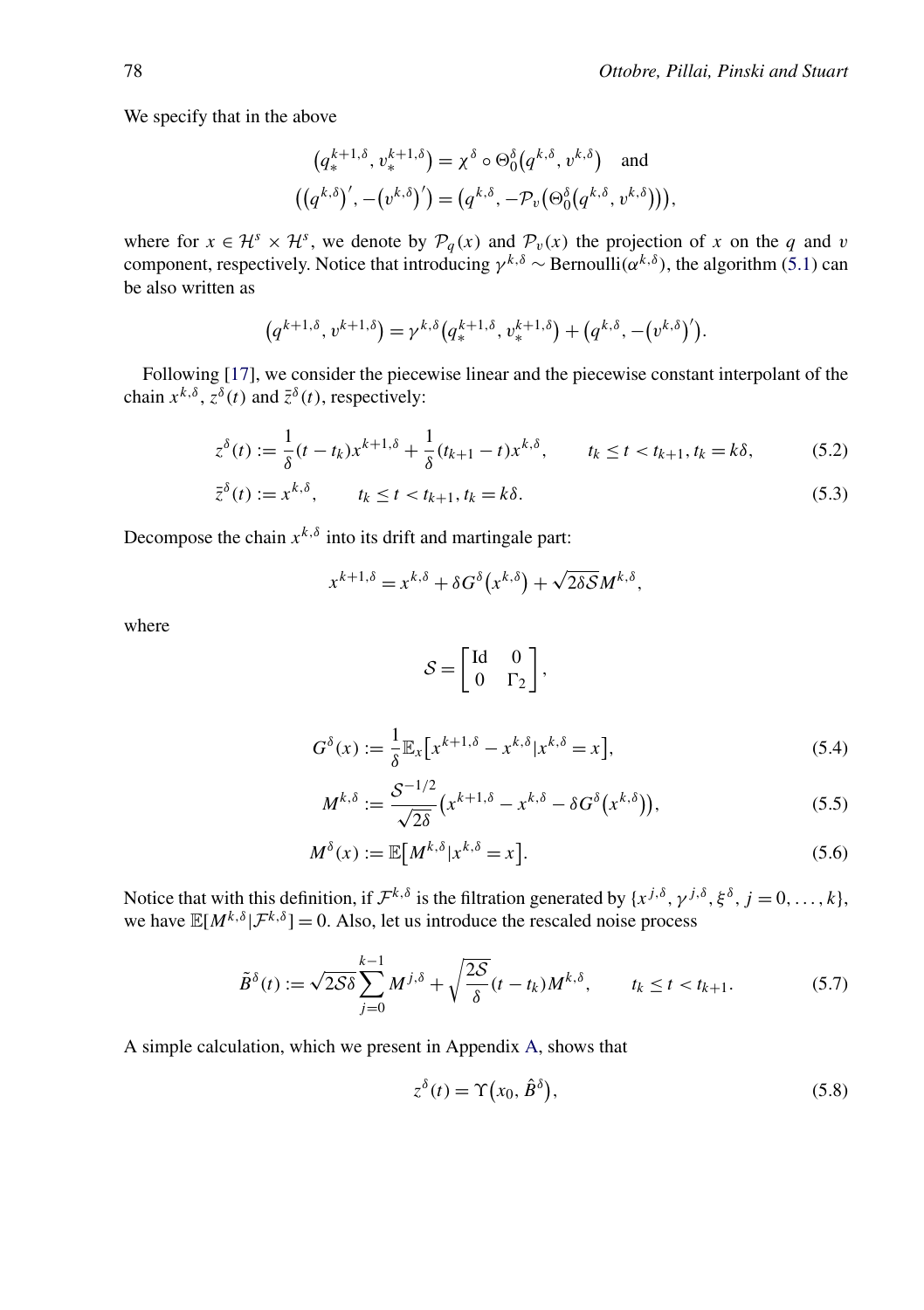We specify that in the above

$$
\big(q_*^{k+1,\delta}, v_*^{k+1,\delta}\big) = \chi^\delta \circ \Theta_0^\delta\big(q^{k,\delta}, v^{k,\delta}\big) \quad \text{and}
$$
$$
\big(\big(q^{k,\delta}\big)', -\big(v^{k,\delta}\big)'\big) = \big(q^{k,\delta}, -\mathcal{P}_v\big(\Theta_0^\delta\big(q^{k,\delta}, v^{k,\delta}\big)\big)\big),
$$

where for $x \in \mathcal{H}^s \times \mathcal{H}^s$, we denote by $\mathcal{P}_q(x)$ and $\mathcal{P}_v(x)$ the projection of $x$ on the $q$ and $v$ component, respectively. Notice that introducing $\gamma^{k,\delta} \sim \text{Bernoulli}(\alpha^{k,\delta})$, the algorithm (5.1) can be also written as

$$
\big(q^{k+1,\delta}, v^{k+1,\delta}\big) = \gamma^{k,\delta}\big(q_*^{k+1,\delta}, v_*^{k+1,\delta}\big) + \big(q^{k,\delta}, -\big(v^{k,\delta}\big)'\big).
$$

Following [17], we consider the piecewise linear and the piecewise constant interpolant of the chain $x^{k,\delta}$, $z^\delta(t)$ and $\bar{z}^\delta(t)$, respectively:

$$
z^\delta(t) := \frac{1}{\delta}(t - t_k)x^{k+1,\delta} + \frac{1}{\delta}(t_{k+1} - t)x^{k,\delta}, \qquad t_k \le t < t_{k+1}, t_k = k\delta, \tag{5.2}
$$

$$
\bar{z}^\delta(t) := x^{k,\delta}, \qquad t_k \le t < t_{k+1}, t_k = k\delta. \tag{5.3}
$$

Decompose the chain $x^{k,\delta}$ into its drift and martingale part:

$$
x^{k+1,\delta} = x^{k,\delta} + \delta G^\delta\big(x^{k,\delta}\big) + \sqrt{2\delta\mathcal{S}}M^{k,\delta},
$$

where

$$
\mathcal{S} = \begin{bmatrix} \text{Id} & 0 \\ 0 & \Gamma_2 \end{bmatrix},
$$

$$
G^\delta(x) := \frac{1}{\delta}\mathbb{E}_x\big[x^{k+1,\delta} - x^{k,\delta} | x^{k,\delta} = x\big], \tag{5.4}
$$

$$
M^{k,\delta} := \frac{\mathcal{S}^{-1/2}}{\sqrt{2\delta}}\big(x^{k+1,\delta} - x^{k,\delta} - \delta G^\delta\big(x^{k,\delta}\big)\big), \tag{5.5}
$$

$$
M^\delta(x) := \mathbb{E}\big[M^{k,\delta} | x^{k,\delta} = x\big]. \tag{5.6}
$$

Notice that with this definition, if $\mathcal{F}^{k,\delta}$ is the filtration generated by $\{x^{j,\delta}, \gamma^{j,\delta}, \xi^\delta, j = 0, \dots, k\}$, we have $\mathbb{E}[M^{k,\delta}|\mathcal{F}^{k,\delta}] = 0$. Also, let us introduce the rescaled noise process

$$
\tilde{B}^\delta(t) := \sqrt{2\mathcal{S}\delta}\sum_{j=0}^{k-1} M^{j,\delta} + \sqrt{\frac{2\mathcal{S}}{\delta}}(t - t_k)M^{k,\delta}, \qquad t_k \le t < t_{k+1}. \tag{5.7}
$$

A simple calculation, which we present in Appendix A, shows that

$$
z^\delta(t) = \Upsilon\big(x_0, \hat{B}^\delta\big), \tag{5.8}
$$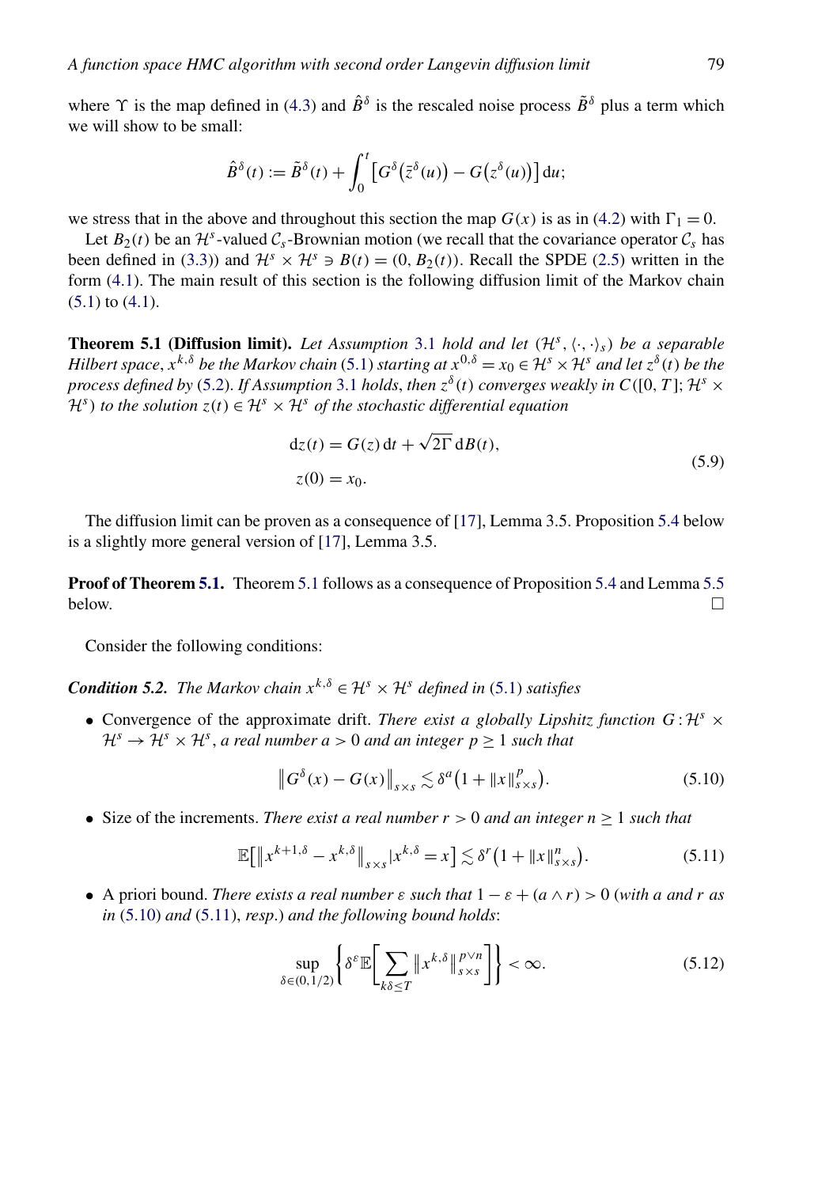where $\Upsilon$ is the map defined in (4.3) and $\hat{B}^\delta$ is the rescaled noise process $\tilde{B}^\delta$ plus a term which we will show to be small:

$$\hat{B}^\delta(t) := \tilde{B}^\delta(t) + \int_0^t \left[G^\delta\left(\bar{z}^\delta(u)\right) - G\left(z^\delta(u)\right)\right] \mathrm{d}u;$$

we stress that in the above and throughout this section the map $G(x)$ is as in (4.2) with $\Gamma_1 = 0$.

Let $B_2(t)$ be an $\mathcal{H}^s$-valued $\mathcal{C}_s$-Brownian motion (we recall that the covariance operator $\mathcal{C}_s$ has been defined in (3.3)) and $\mathcal{H}^s \times \mathcal{H}^s \ni B(t) = (0, B_2(t))$. Recall the SPDE (2.5) written in the form (4.1). The main result of this section is the following diffusion limit of the Markov chain (5.1) to (4.1).

**Theorem 5.1 (Diffusion limit).** *Let Assumption 3.1 hold and let $(\mathcal{H}^s, \langle\cdot,\cdot\rangle_s)$ be a separable Hilbert space, $x^{k,\delta}$ be the Markov chain (5.1) starting at $x^{0,\delta} = x_0 \in \mathcal{H}^s \times \mathcal{H}^s$ and let $z^\delta(t)$ be the process defined by (5.2). If Assumption 3.1 holds, then $z^\delta(t)$ converges weakly in $C([0,T]; \mathcal{H}^s \times \mathcal{H}^s)$ to the solution $z(t) \in \mathcal{H}^s \times \mathcal{H}^s$ of the stochastic differential equation*

$$\begin{aligned}
&\mathrm{d}z(t) = G(z)\,\mathrm{d}t + \sqrt{2\Gamma}\,\mathrm{d}B(t), \\
&z(0) = x_0.
\end{aligned} \tag{5.9}$$

The diffusion limit can be proven as a consequence of [17], Lemma 3.5. Proposition 5.4 below is a slightly more general version of [17], Lemma 3.5.

**Proof of Theorem 5.1.** Theorem 5.1 follows as a consequence of Proposition 5.4 and Lemma 5.5 below. $\square$

Consider the following conditions:

***Condition 5.2.*** *The Markov chain $x^{k,\delta} \in \mathcal{H}^s \times \mathcal{H}^s$ defined in (5.1) satisfies*

- Convergence of the approximate drift. *There exist a globally Lipshitz function $G : \mathcal{H}^s \times \mathcal{H}^s \to \mathcal{H}^s \times \mathcal{H}^s$, a real number $a > 0$ and an integer $p \geq 1$ such that*

$$\left\|G^\delta(x) - G(x)\right\|_{s\times s} \lesssim \delta^a\left(1 + \|x\|^p_{s\times s}\right). \tag{5.10}$$

- Size of the increments. *There exist a real number $r > 0$ and an integer $n \geq 1$ such that*

$$\mathbb{E}\left[\left\|x^{k+1,\delta} - x^{k,\delta}\right\|_{s\times s} | x^{k,\delta} = x\right] \lesssim \delta^r\left(1 + \|x\|^n_{s\times s}\right). \tag{5.11}$$

- A priori bound. *There exists a real number $\varepsilon$ such that $1 - \varepsilon + (a \wedge r) > 0$ (with $a$ and $r$ as in (5.10) and (5.11), resp.) and the following bound holds:*

$$\sup_{\delta\in(0,1/2)}\left\{\delta^\varepsilon \mathbb{E}\left[\sum_{k\delta\leq T}\left\|x^{k,\delta}\right\|^{p\vee n}_{s\times s}\right]\right\} < \infty. \tag{5.12}$$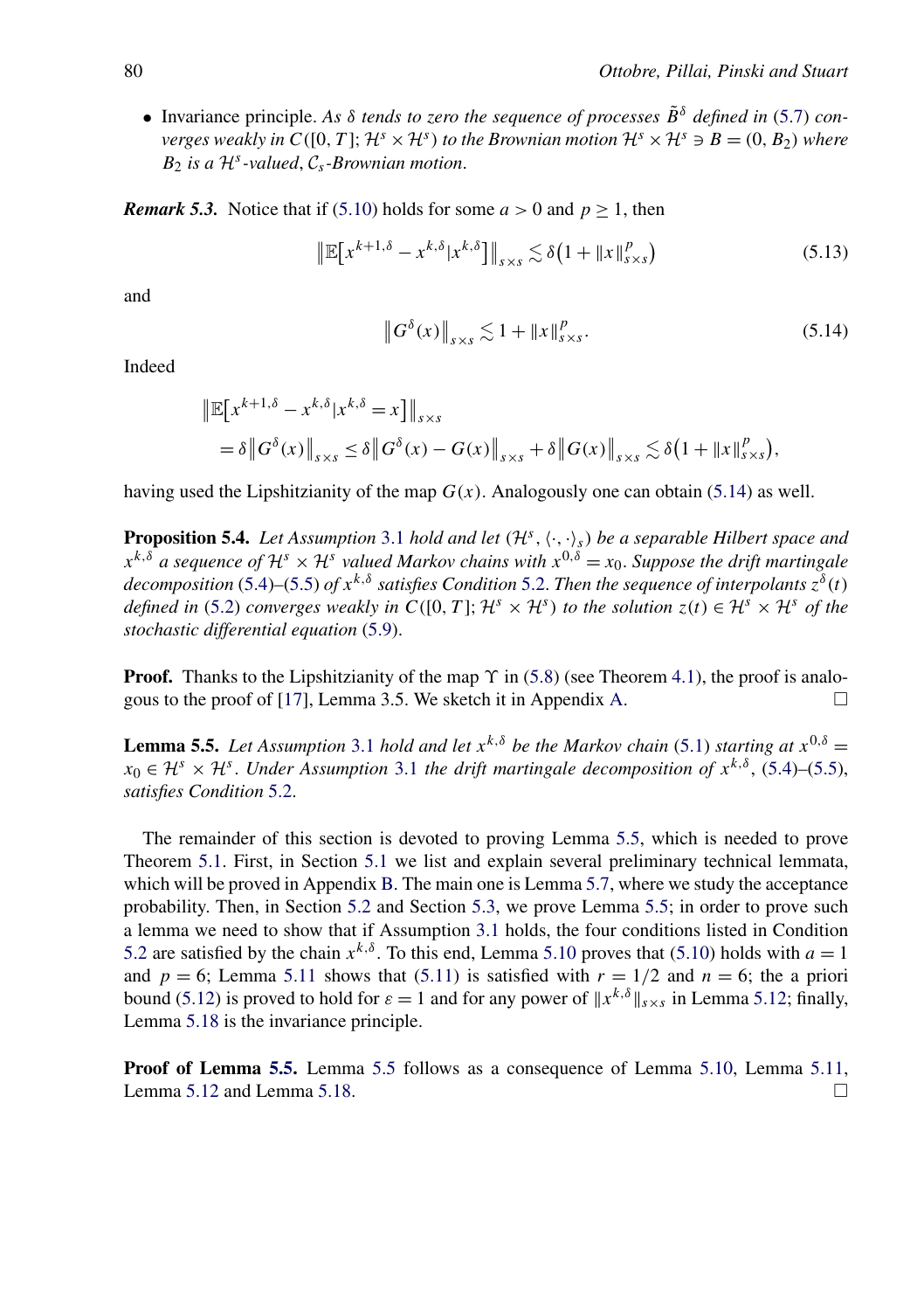- Invariance principle. *As $\delta$ tends to zero the sequence of processes $\tilde{B}^\delta$ defined in (5.7) converges weakly in $C([0,T];\mathcal{H}^s\times\mathcal{H}^s)$ to the Brownian motion $\mathcal{H}^s\times\mathcal{H}^s \ni B=(0,B_2)$ where $B_2$ is a $\mathcal{H}^s$-valued, $\mathcal{C}_s$-Brownian motion.*

***Remark 5.3.*** Notice that if (5.10) holds for some $a>0$ and $p\geq 1$, then

$$\left\|\mathbb{E}\left[x^{k+1,\delta}-x^{k,\delta}|x^{k,\delta}\right]\right\|_{s\times s} \lesssim \delta\left(1+\|x\|_{s\times s}^p\right) \tag{5.13}$$

and

$$\left\|G^\delta(x)\right\|_{s\times s} \lesssim 1+\|x\|_{s\times s}^p. \tag{5.14}$$

Indeed

$$\begin{aligned}
&\left\|\mathbb{E}\left[x^{k+1,\delta}-x^{k,\delta}|x^{k,\delta}=x\right]\right\|_{s\times s}\\
&\quad=\delta\left\|G^\delta(x)\right\|_{s\times s}\leq \delta\left\|G^\delta(x)-G(x)\right\|_{s\times s}+\delta\left\|G(x)\right\|_{s\times s}\lesssim \delta\left(1+\|x\|_{s\times s}^p\right),
\end{aligned}$$

having used the Lipshitzianity of the map $G(x)$. Analogously one can obtain (5.14) as well.

**Proposition 5.4.** *Let Assumption 3.1 hold and let $(\mathcal{H}^s,\langle\cdot,\cdot\rangle_s)$ be a separable Hilbert space and $x^{k,\delta}$ a sequence of $\mathcal{H}^s\times\mathcal{H}^s$ valued Markov chains with $x^{0,\delta}=x_0$. Suppose the drift martingale decomposition (5.4)–(5.5) of $x^{k,\delta}$ satisfies Condition 5.2. Then the sequence of interpolants $z^\delta(t)$ defined in (5.2) converges weakly in $C([0,T];\mathcal{H}^s\times\mathcal{H}^s)$ to the solution $z(t)\in\mathcal{H}^s\times\mathcal{H}^s$ of the stochastic differential equation (5.9).*

**Proof.** Thanks to the Lipshitzianity of the map $\Upsilon$ in (5.8) (see Theorem 4.1), the proof is analogous to the proof of [17], Lemma 3.5. We sketch it in Appendix A. □

**Lemma 5.5.** *Let Assumption 3.1 hold and let $x^{k,\delta}$ be the Markov chain (5.1) starting at $x^{0,\delta}=x_0\in\mathcal{H}^s\times\mathcal{H}^s$. Under Assumption 3.1 the drift martingale decomposition of $x^{k,\delta}$, (5.4)–(5.5), satisfies Condition 5.2.*

The remainder of this section is devoted to proving Lemma 5.5, which is needed to prove Theorem 5.1. First, in Section 5.1 we list and explain several preliminary technical lemmata, which will be proved in Appendix B. The main one is Lemma 5.7, where we study the acceptance probability. Then, in Section 5.2 and Section 5.3, we prove Lemma 5.5; in order to prove such a lemma we need to show that if Assumption 3.1 holds, the four conditions listed in Condition 5.2 are satisfied by the chain $x^{k,\delta}$. To this end, Lemma 5.10 proves that (5.10) holds with $a=1$ and $p=6$; Lemma 5.11 shows that (5.11) is satisfied with $r=1/2$ and $n=6$; the a priori bound (5.12) is proved to hold for $\varepsilon=1$ and for any power of $\|x^{k,\delta}\|_{s\times s}$ in Lemma 5.12; finally, Lemma 5.18 is the invariance principle.

**Proof of Lemma 5.5.** Lemma 5.5 follows as a consequence of Lemma 5.10, Lemma 5.11, Lemma 5.12 and Lemma 5.18. □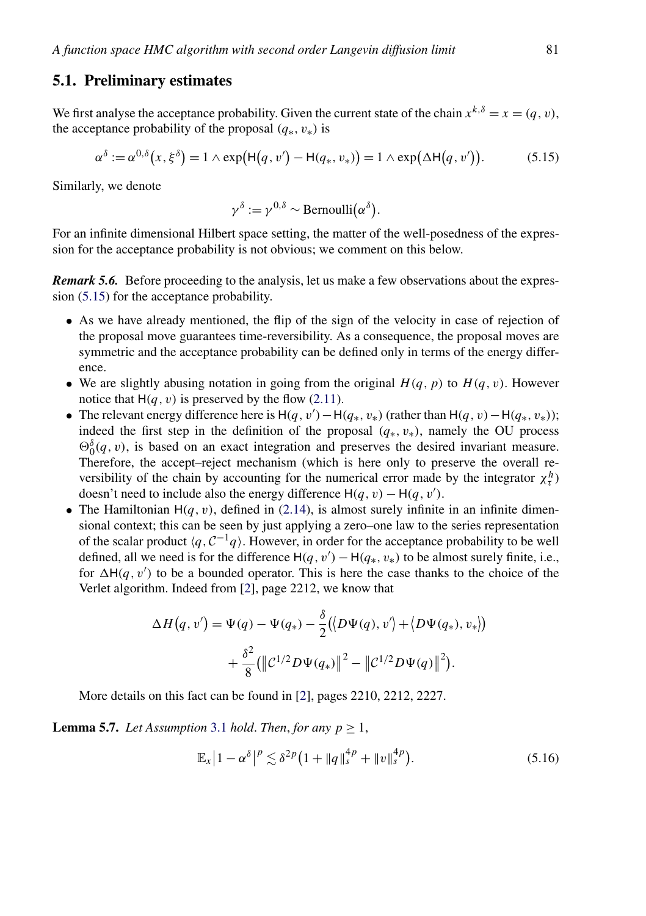## 5.1. Preliminary estimates

We first analyse the acceptance probability. Given the current state of the chain $x^{k,\delta} = x = (q, v)$, the acceptance probability of the proposal $(q_*, v_*)$ is

$$\alpha^\delta := \alpha^{0,\delta}\big(x, \xi^\delta\big) = 1 \wedge \exp\big(\mathsf{H}\big(q, v'\big) - \mathsf{H}(q_*, v_*)\big) = 1 \wedge \exp\big(\Delta\mathsf{H}\big(q, v'\big)\big). \tag{5.15}$$

Similarly, we denote

$$\gamma^\delta := \gamma^{0,\delta} \sim \mathrm{Bernoulli}\big(\alpha^\delta\big).$$

For an infinite dimensional Hilbert space setting, the matter of the well-posedness of the expression for the acceptance probability is not obvious; we comment on this below.

***Remark 5.6.*** Before proceeding to the analysis, let us make a few observations about the expression (5.15) for the acceptance probability.

- As we have already mentioned, the flip of the sign of the velocity in case of rejection of the proposal move guarantees time-reversibility. As a consequence, the proposal moves are symmetric and the acceptance probability can be defined only in terms of the energy difference.
- We are slightly abusing notation in going from the original $H(q, p)$ to $H(q, v)$. However notice that $\mathsf{H}(q, v)$ is preserved by the flow (2.11).
- The relevant energy difference here is $\mathsf{H}(q, v') - \mathsf{H}(q_*, v_*)$ (rather than $\mathsf{H}(q, v) - \mathsf{H}(q_*, v_*)$); indeed the first step in the definition of the proposal $(q_*, v_*)$, namely the OU process $\Theta_0^\delta(q, v)$, is based on an exact integration and preserves the desired invariant measure. Therefore, the accept–reject mechanism (which is here only to preserve the overall reversibility of the chain by accounting for the numerical error made by the integrator $\chi_\tau^h$) doesn't need to include also the energy difference $\mathsf{H}(q, v) - \mathsf{H}(q, v')$.
- The Hamiltonian $\mathsf{H}(q, v)$, defined in (2.14), is almost surely infinite in an infinite dimensional context; this can be seen by just applying a zero–one law to the series representation of the scalar product $\langle q, \mathcal{C}^{-1}q\rangle$. However, in order for the acceptance probability to be well defined, all we need is for the difference $\mathsf{H}(q, v') - \mathsf{H}(q_*, v_*)$ to be almost surely finite, i.e., for $\Delta\mathsf{H}(q, v')$ to be a bounded operator. This is here the case thanks to the choice of the Verlet algorithm. Indeed from [2], page 2212, we know that

$$\Delta H\big(q, v'\big) = \Psi(q) - \Psi(q_*) - \frac{\delta}{2}\big(\big\langle D\Psi(q), v'\big\rangle + \big\langle D\Psi(q_*), v_*\big\rangle\big) + \frac{\delta^2}{8}\big(\big\|\mathcal{C}^{1/2}D\Psi(q_*)\big\|^2 - \big\|\mathcal{C}^{1/2}D\Psi(q)\big\|^2\big).$$

  More details on this fact can be found in [2], pages 2210, 2212, 2227.

**Lemma 5.7.** *Let Assumption 3.1 hold. Then, for any $p \geq 1$,*

$$\mathbb{E}_x\big|1 - \alpha^\delta\big|^p \lesssim \delta^{2p}\big(1 + \|q\|_s^{4p} + \|v\|_s^{4p}\big). \tag{5.16}$$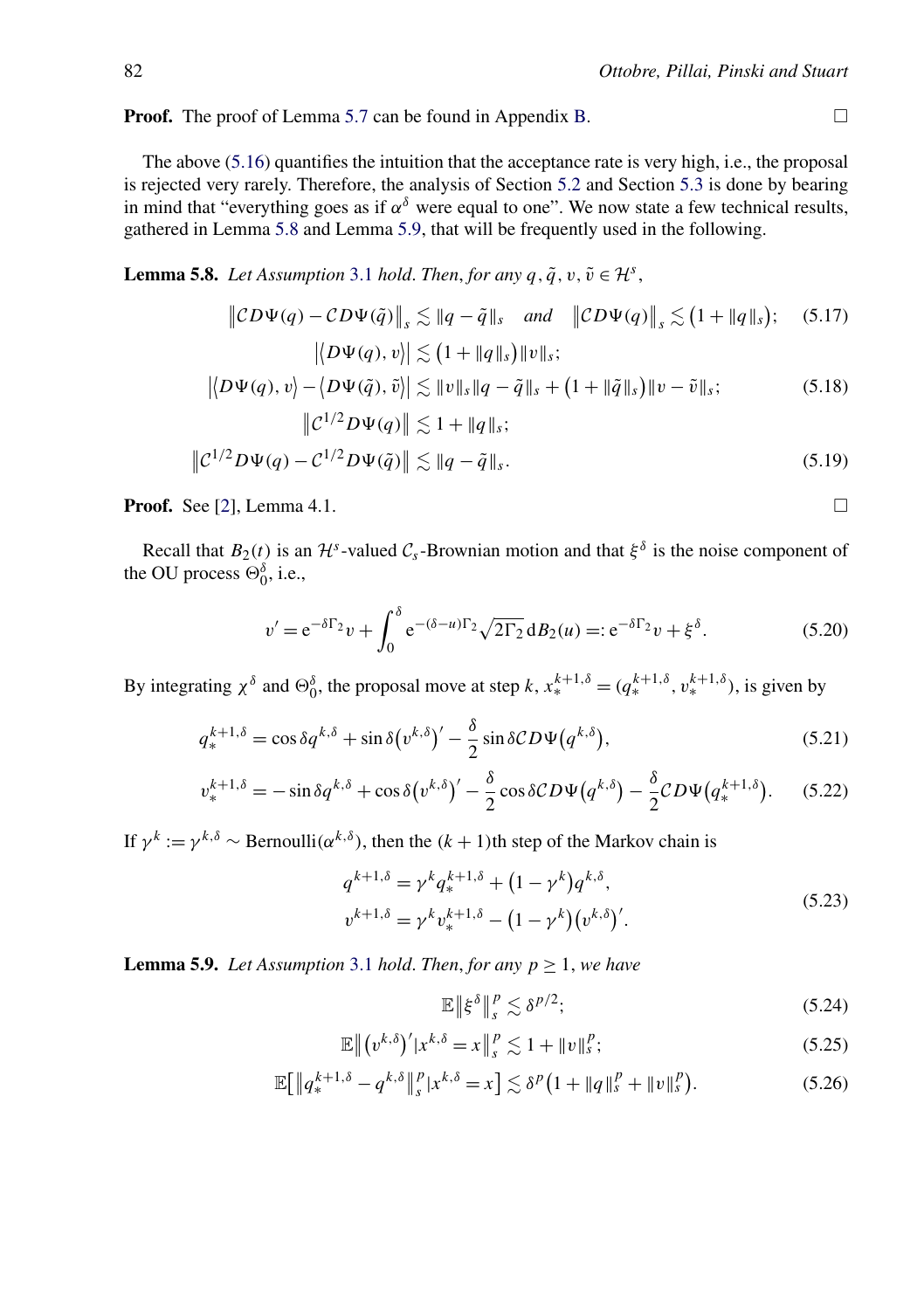**Proof.** The proof of Lemma 5.7 can be found in Appendix B. □

The above (5.16) quantifies the intuition that the acceptance rate is very high, i.e., the proposal is rejected very rarely. Therefore, the analysis of Section 5.2 and Section 5.3 is done by bearing in mind that "everything goes as if $\alpha^\delta$ were equal to one". We now state a few technical results, gathered in Lemma 5.8 and Lemma 5.9, that will be frequently used in the following.

**Lemma 5.8.** *Let Assumption* 3.1 *hold. Then, for any* $q, \tilde{q}, v, \tilde{v} \in \mathcal{H}^s$,

$$\left\|\mathcal{C}D\Psi(q) - \mathcal{C}D\Psi(\tilde{q})\right\|_s \lesssim \|q - \tilde{q}\|_s \quad \textit{and} \quad \left\|\mathcal{C}D\Psi(q)\right\|_s \lesssim \left(1 + \|q\|_s\right); \tag{5.17}$$

$$\left|\left\langle D\Psi(q), v\right\rangle\right| \lesssim \left(1 + \|q\|_s\right)\|v\|_s;$$

$$\left|\left\langle D\Psi(q), v\right\rangle - \left\langle D\Psi(\tilde{q}), \tilde{v}\right\rangle\right| \lesssim \|v\|_s\|q - \tilde{q}\|_s + \left(1 + \|\tilde{q}\|_s\right)\|v - \tilde{v}\|_s; \tag{5.18}$$

$$\left\|\mathcal{C}^{1/2}D\Psi(q)\right\| \lesssim 1 + \|q\|_s;$$

$$\left\|\mathcal{C}^{1/2}D\Psi(q) - \mathcal{C}^{1/2}D\Psi(\tilde{q})\right\| \lesssim \|q - \tilde{q}\|_s. \tag{5.19}$$

**Proof.** See [2], Lemma 4.1. □

Recall that $B_2(t)$ is an $\mathcal{H}^s$-valued $\mathcal{C}_s$-Brownian motion and that $\xi^\delta$ is the noise component of the OU process $\Theta_0^\delta$, i.e.,

$$v' = \mathrm{e}^{-\delta\Gamma_2}v + \int_0^\delta \mathrm{e}^{-(\delta-u)\Gamma_2}\sqrt{2\Gamma_2}\,\mathrm{d}B_2(u) =: \mathrm{e}^{-\delta\Gamma_2}v + \xi^\delta. \tag{5.20}$$

By integrating $\chi^\delta$ and $\Theta_0^\delta$, the proposal move at step $k$, $x_*^{k+1,\delta} = (q_*^{k+1,\delta}, v_*^{k+1,\delta})$, is given by

$$q_*^{k+1,\delta} = \cos\delta q^{k,\delta} + \sin\delta\left(v^{k,\delta}\right)' - \frac{\delta}{2}\sin\delta\mathcal{C}D\Psi\left(q^{k,\delta}\right), \tag{5.21}$$

$$v_*^{k+1,\delta} = -\sin\delta q^{k,\delta} + \cos\delta\left(v^{k,\delta}\right)' - \frac{\delta}{2}\cos\delta\mathcal{C}D\Psi\left(q^{k,\delta}\right) - \frac{\delta}{2}\mathcal{C}D\Psi\left(q_*^{k+1,\delta}\right). \tag{5.22}$$

If $\gamma^k := \gamma^{k,\delta} \sim \mathrm{Bernoulli}(\alpha^{k,\delta})$, then the $(k+1)$th step of the Markov chain is

$$\begin{aligned} q^{k+1,\delta} &= \gamma^k q_*^{k+1,\delta} + \left(1 - \gamma^k\right)q^{k,\delta}, \\ v^{k+1,\delta} &= \gamma^k v_*^{k+1,\delta} - \left(1 - \gamma^k\right)\left(v^{k,\delta}\right)'. \end{aligned} \tag{5.23}$$

**Lemma 5.9.** *Let Assumption* 3.1 *hold. Then, for any* $p \geq 1$, *we have*

$$\mathbb{E}\left\|\xi^\delta\right\|_s^p \lesssim \delta^{p/2}; \tag{5.24}$$

$$\mathbb{E}\left\|\left(v^{k,\delta}\right)'|x^{k,\delta} = x\right\|_s^p \lesssim 1 + \|v\|_s^p; \tag{5.25}$$

$$\mathbb{E}\left[\left\|q_*^{k+1,\delta} - q^{k,\delta}\right\|_s^p|x^{k,\delta} = x\right] \lesssim \delta^p\left(1 + \|q\|_s^p + \|v\|_s^p\right). \tag{5.26}$$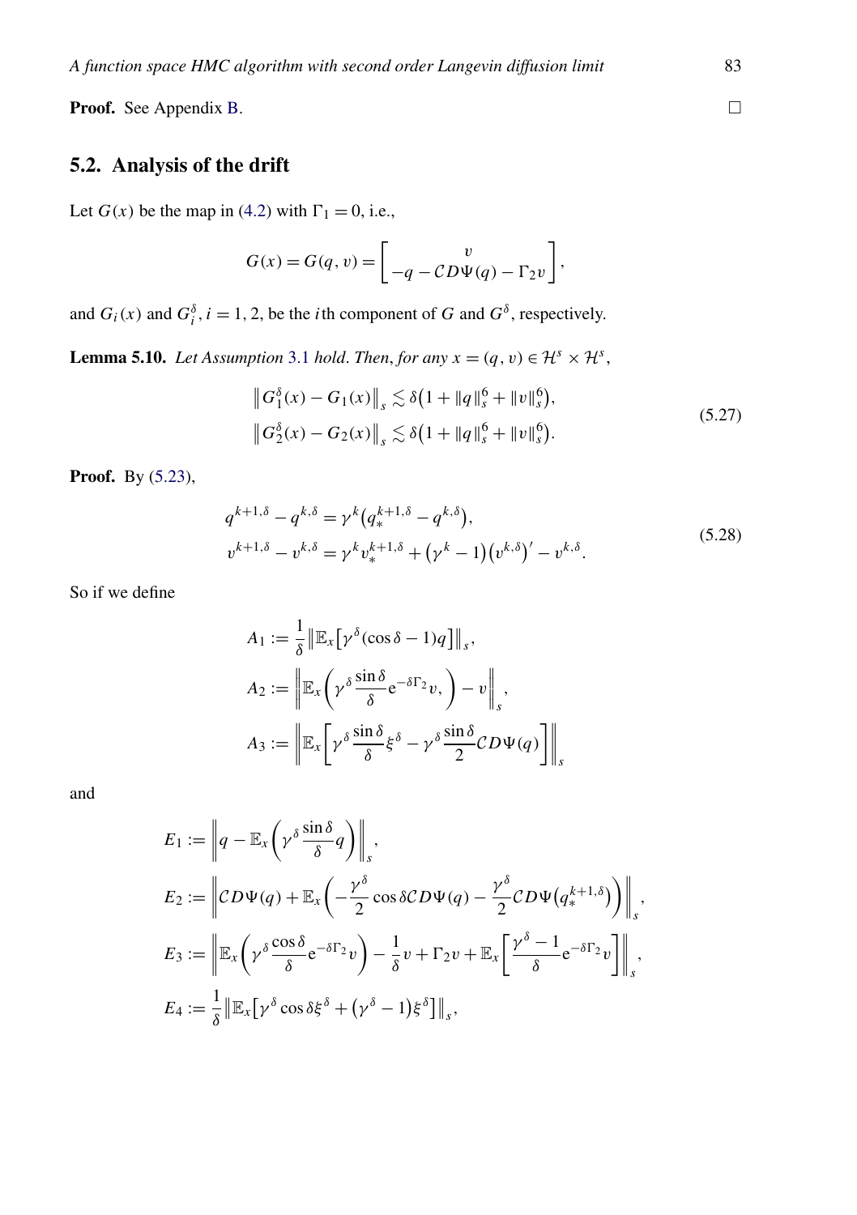**Proof.** See Appendix B. □

## 5.2. Analysis of the drift

Let $G(x)$ be the map in (4.2) with $\Gamma_1 = 0$, i.e.,

$$G(x) = G(q, v) = \begin{bmatrix} v \\ -q - \mathcal{C}D\Psi(q) - \Gamma_2 v \end{bmatrix},$$

and $G_i(x)$ and $G_i^\delta$, $i = 1, 2$, be the $i$th component of $G$ and $G^\delta$, respectively.

**Lemma 5.10.** *Let Assumption 3.1 hold. Then, for any* $x = (q, v) \in \mathcal{H}^s \times \mathcal{H}^s$,

$$\begin{aligned} \left\| G_1^\delta(x) - G_1(x) \right\|_s &\lesssim \delta\left(1 + \|q\|_s^6 + \|v\|_s^6\right), \\ \left\| G_2^\delta(x) - G_2(x) \right\|_s &\lesssim \delta\left(1 + \|q\|_s^6 + \|v\|_s^6\right). \end{aligned} \tag{5.27}$$

**Proof.** By (5.23),

$$\begin{aligned} q^{k+1,\delta} - q^{k,\delta} &= \gamma^k\left(q_*^{k+1,\delta} - q^{k,\delta}\right), \\ v^{k+1,\delta} - v^{k,\delta} &= \gamma^k v_*^{k+1,\delta} + \left(\gamma^k - 1\right)\left(v^{k,\delta}\right)' - v^{k,\delta}. \end{aligned} \tag{5.28}$$

So if we define

$$A_1 := \frac{1}{\delta}\left\| \mathbb{E}_x\left[\gamma^\delta(\cos\delta - 1)q\right] \right\|_s,$$

$$A_2 := \left\| \mathbb{E}_x\left(\gamma^\delta \frac{\sin\delta}{\delta} \mathrm{e}^{-\delta\Gamma_2} v, \right) - v \right\|_s,$$

$$A_3 := \left\| \mathbb{E}_x\left[\gamma^\delta \frac{\sin\delta}{\delta} \xi^\delta - \gamma^\delta \frac{\sin\delta}{2} \mathcal{C}D\Psi(q)\right] \right\|_s$$

and

$$E_1 := \left\| q - \mathbb{E}_x\left(\gamma^\delta \frac{\sin\delta}{\delta} q\right) \right\|_s,$$

$$E_2 := \left\| \mathcal{C}D\Psi(q) + \mathbb{E}_x\left(-\frac{\gamma^\delta}{2}\cos\delta\mathcal{C}D\Psi(q) - \frac{\gamma^\delta}{2}\mathcal{C}D\Psi\left(q_*^{k+1,\delta}\right)\right) \right\|_s,$$

$$E_3 := \left\| \mathbb{E}_x\left(\gamma^\delta \frac{\cos\delta}{\delta} \mathrm{e}^{-\delta\Gamma_2} v\right) - \frac{1}{\delta} v + \Gamma_2 v + \mathbb{E}_x\left[\frac{\gamma^\delta - 1}{\delta} \mathrm{e}^{-\delta\Gamma_2} v\right] \right\|_s,$$

$$E_4 := \frac{1}{\delta}\left\| \mathbb{E}_x\left[\gamma^\delta \cos\delta\xi^\delta + \left(\gamma^\delta - 1\right)\xi^\delta\right] \right\|_s,$$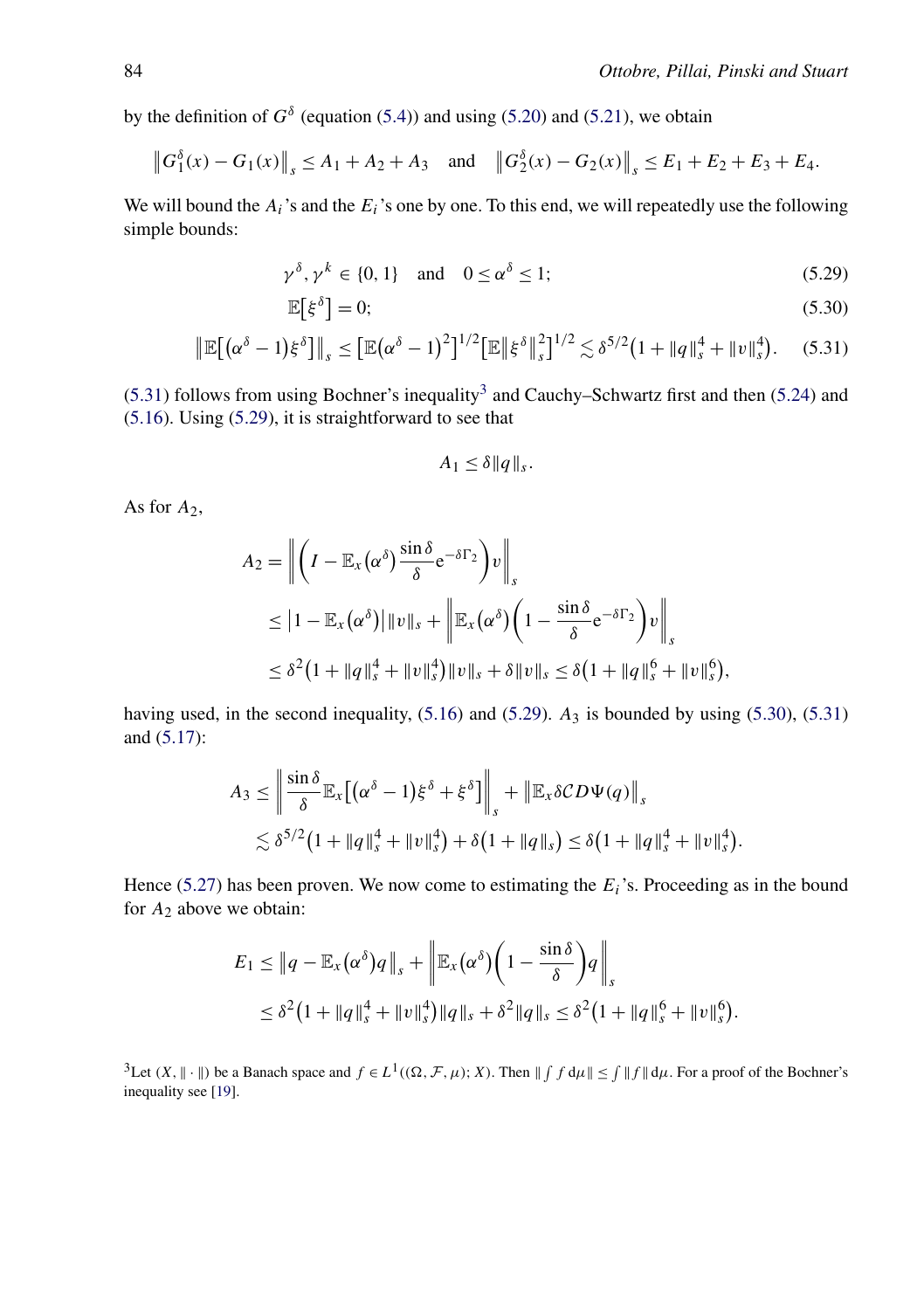by the definition of $G^\delta$ (equation (5.4)) and using (5.20) and (5.21), we obtain

$$\left\|G_1^\delta(x) - G_1(x)\right\|_s \le A_1 + A_2 + A_3 \quad \text{and} \quad \left\|G_2^\delta(x) - G_2(x)\right\|_s \le E_1 + E_2 + E_3 + E_4.$$

We will bound the $A_i$'s and the $E_i$'s one by one. To this end, we will repeatedly use the following simple bounds:

$$\gamma^\delta, \gamma^k \in \{0, 1\} \quad \text{and} \quad 0 \le \alpha^\delta \le 1; \tag{5.29}$$

$$\mathbb{E}\big[\xi^\delta\big] = 0; \tag{5.30}$$

$$\left\|\mathbb{E}\big[\big(\alpha^\delta - 1\big)\xi^\delta\big]\right\|_s \le \big[\mathbb{E}\big(\alpha^\delta - 1\big)^2\big]^{1/2}\big[\mathbb{E}\big\|\xi^\delta\big\|_s^2\big]^{1/2} \lesssim \delta^{5/2}\big(1 + \|q\|_s^4 + \|v\|_s^4\big). \tag{5.31}$$

(5.31) follows from using Bochner's inequality[3] and Cauchy–Schwartz first and then (5.24) and (5.16). Using (5.29), it is straightforward to see that

$$A_1 \le \delta\|q\|_s.$$

As for $A_2$,

$$\begin{aligned}
A_2 &= \left\|\left(I - \mathbb{E}_x\big(\alpha^\delta\big)\frac{\sin\delta}{\delta}\mathrm{e}^{-\delta\Gamma_2}\right)v\right\|_s \\
&\le \big|1 - \mathbb{E}_x\big(\alpha^\delta\big)\big|\|v\|_s + \left\|\mathbb{E}_x\big(\alpha^\delta\big)\left(1 - \frac{\sin\delta}{\delta}\mathrm{e}^{-\delta\Gamma_2}\right)v\right\|_s \\
&\le \delta^2\big(1 + \|q\|_s^4 + \|v\|_s^4\big)\|v\|_s + \delta\|v\|_s \le \delta\big(1 + \|q\|_s^6 + \|v\|_s^6\big),
\end{aligned}$$

having used, in the second inequality, (5.16) and (5.29). $A_3$ is bounded by using (5.30), (5.31) and (5.17):

$$\begin{aligned}
A_3 &\le \left\|\frac{\sin\delta}{\delta}\mathbb{E}_x\big[\big(\alpha^\delta - 1\big)\xi^\delta + \xi^\delta\big]\right\|_s + \left\|\mathbb{E}_x\delta\mathcal{C}D\Psi(q)\right\|_s \\
&\lesssim \delta^{5/2}\big(1 + \|q\|_s^4 + \|v\|_s^4\big) + \delta\big(1 + \|q\|_s\big) \le \delta\big(1 + \|q\|_s^4 + \|v\|_s^4\big).
\end{aligned}$$

Hence (5.27) has been proven. We now come to estimating the $E_i$'s. Proceeding as in the bound for $A_2$ above we obtain:

$$\begin{aligned}
E_1 &\le \left\|q - \mathbb{E}_x\big(\alpha^\delta\big)q\right\|_s + \left\|\mathbb{E}_x\big(\alpha^\delta\big)\left(1 - \frac{\sin\delta}{\delta}\right)q\right\|_s \\
&\le \delta^2\big(1 + \|q\|_s^4 + \|v\|_s^4\big)\|q\|_s + \delta^2\|q\|_s \le \delta^2\big(1 + \|q\|_s^6 + \|v\|_s^6\big).
\end{aligned}$$

[3] Let $(X, \|\cdot\|)$ be a Banach space and $f \in L^1((\Omega, \mathcal{F}, \mu); X)$. Then $\|\int f\,\mathrm{d}\mu\| \le \int \|f\|\,\mathrm{d}\mu$. For a proof of the Bochner's inequality see [19].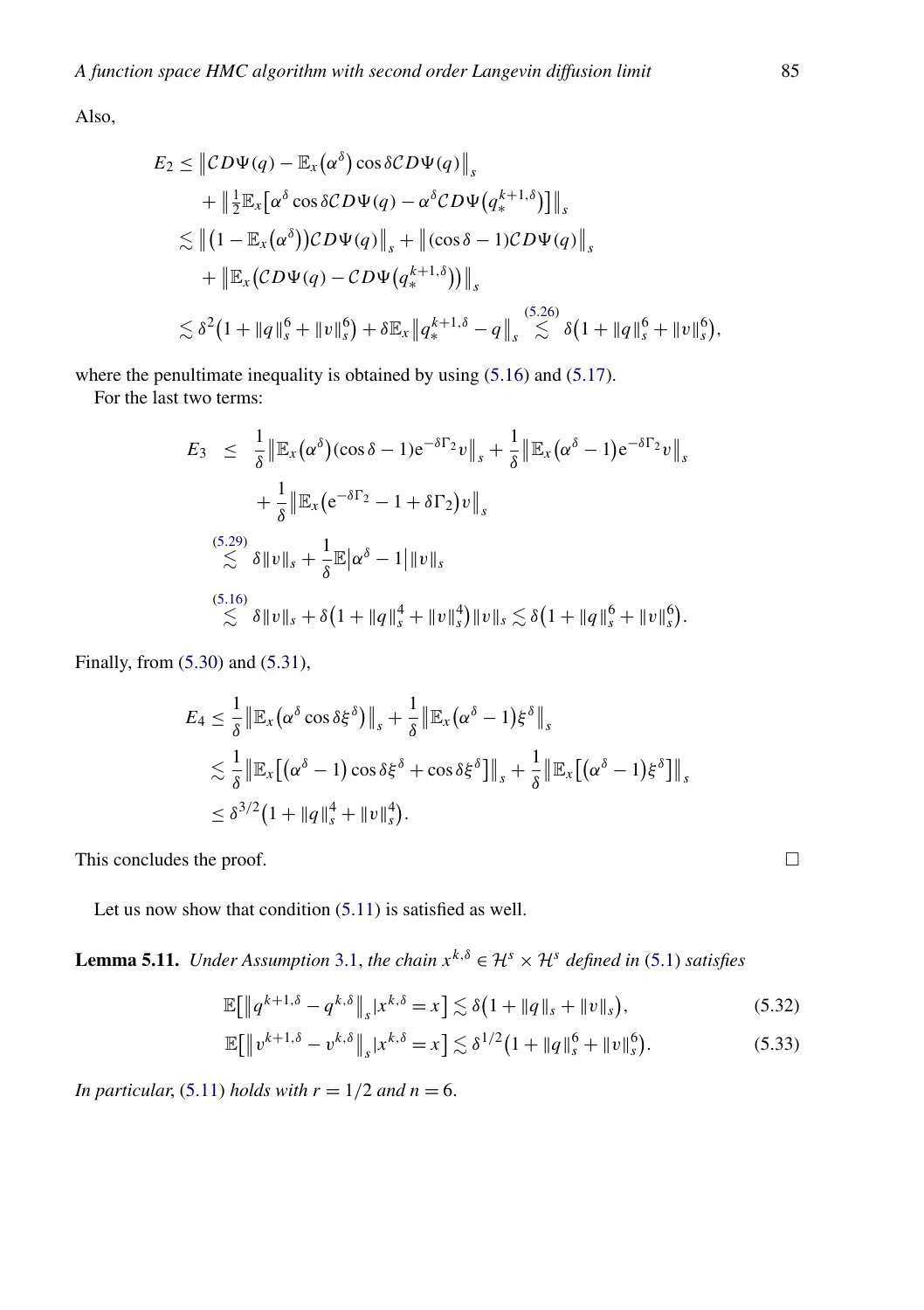Also,

$$
\begin{aligned}
E_2 &\le \left\| \mathcal{C}D\Psi(q) - \mathbb{E}_x\left(\alpha^\delta\right)\cos\delta\mathcal{C}D\Psi(q)\right\|_s \\
&\quad + \left\| \tfrac{1}{2}\mathbb{E}_x\left[\alpha^\delta \cos\delta\mathcal{C}D\Psi(q) - \alpha^\delta\mathcal{C}D\Psi\left(q_*^{k+1,\delta}\right)\right]\right\|_s \\
&\lesssim \left\| \left(1-\mathbb{E}_x\left(\alpha^\delta\right)\right)\mathcal{C}D\Psi(q)\right\|_s + \left\|(\cos\delta - 1)\mathcal{C}D\Psi(q)\right\|_s \\
&\quad + \left\| \mathbb{E}_x\left(\mathcal{C}D\Psi(q) - \mathcal{C}D\Psi\left(q_*^{k+1,\delta}\right)\right)\right\|_s \\
&\lesssim \delta^2\left(1+\|q\|_s^6 + \|v\|_s^6\right) + \delta\mathbb{E}_x\left\|q_*^{k+1,\delta} - q\right\|_s \overset{(5.26)}{\lesssim} \delta\left(1+\|q\|_s^6+\|v\|_s^6\right),
\end{aligned}
$$

where the penultimate inequality is obtained by using (5.16) and (5.17).

For the last two terms:

$$
\begin{aligned}
E_3 &\le \frac{1}{\delta}\left\|\mathbb{E}_x\left(\alpha^\delta\right)(\cos\delta - 1)\mathrm{e}^{-\delta\Gamma_2}v\right\|_s + \frac{1}{\delta}\left\|\mathbb{E}_x\left(\alpha^\delta - 1\right)\mathrm{e}^{-\delta\Gamma_2}v\right\|_s \\
&\quad + \frac{1}{\delta}\left\|\mathbb{E}_x\left(\mathrm{e}^{-\delta\Gamma_2} - 1 + \delta\Gamma_2\right)v\right\|_s \\
&\overset{(5.29)}{\lesssim} \delta\|v\|_s + \frac{1}{\delta}\mathbb{E}\left|\alpha^\delta - 1\right|\|v\|_s \\
&\overset{(5.16)}{\lesssim} \delta\|v\|_s + \delta\left(1+\|q\|_s^4+\|v\|_s^4\right)\|v\|_s \lesssim \delta\left(1+\|q\|_s^6+\|v\|_s^6\right).
\end{aligned}
$$

Finally, from (5.30) and (5.31),

$$
\begin{aligned}
E_4 &\le \frac{1}{\delta}\left\|\mathbb{E}_x\left(\alpha^\delta\cos\delta\xi^\delta\right)\right\|_s + \frac{1}{\delta}\left\|\mathbb{E}_x\left(\alpha^\delta - 1\right)\xi^\delta\right\|_s \\
&\lesssim \frac{1}{\delta}\left\|\mathbb{E}_x\left[\left(\alpha^\delta - 1\right)\cos\delta\xi^\delta + \cos\delta\xi^\delta\right]\right\|_s + \frac{1}{\delta}\left\|\mathbb{E}_x\left[\left(\alpha^\delta - 1\right)\xi^\delta\right]\right\|_s \\
&\le \delta^{3/2}\left(1+\|q\|_s^4+\|v\|_s^4\right).
\end{aligned}
$$

This concludes the proof. ∎

Let us now show that condition (5.11) is satisfied as well.

**Lemma 5.11.** *Under Assumption 3.1, the chain $x^{k,\delta} \in \mathcal{H}^s \times \mathcal{H}^s$ defined in (5.1) satisfies*

$$
\mathbb{E}\left[\left\|q^{k+1,\delta} - q^{k,\delta}\right\|_s | x^{k,\delta} = x\right] \lesssim \delta\left(1+\|q\|_s+\|v\|_s\right), \tag{5.32}
$$

$$
\mathbb{E}\left[\left\|v^{k+1,\delta} - v^{k,\delta}\right\|_s | x^{k,\delta} = x\right] \lesssim \delta^{1/2}\left(1+\|q\|_s^6+\|v\|_s^6\right). \tag{5.33}
$$

*In particular, (5.11) holds with $r = 1/2$ and $n = 6$.*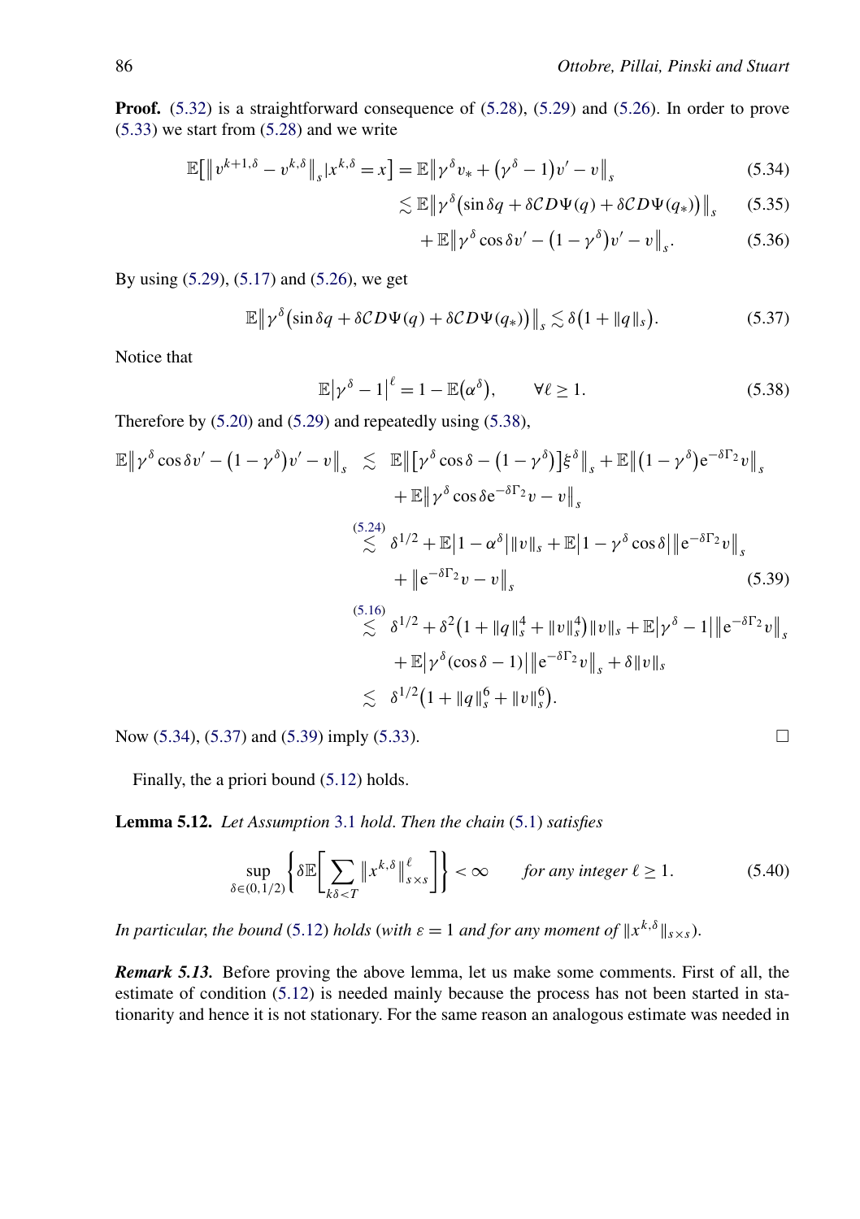**Proof.** (5.32) is a straightforward consequence of (5.28), (5.29) and (5.26). In order to prove (5.33) we start from (5.28) and we write

$$\mathbb{E}\big[\big\|v^{k+1,\delta}-v^{k,\delta}\big\|_s\big|x^{k,\delta}=x\big]=\mathbb{E}\big\|\gamma^\delta v_*+\big(\gamma^\delta-1\big)v'-v\big\|_s \tag{5.34}$$

$$\lesssim \mathbb{E}\big\|\gamma^\delta\big(\sin\delta q+\delta\mathcal{C}D\Psi(q)+\delta\mathcal{C}D\Psi(q_*)\big)\big\|_s \tag{5.35}$$

$$+\,\mathbb{E}\big\|\gamma^\delta\cos\delta v'-\big(1-\gamma^\delta\big)v'-v\big\|_s. \tag{5.36}$$

By using (5.29), (5.17) and (5.26), we get

$$\mathbb{E}\big\|\gamma^\delta\big(\sin\delta q+\delta\mathcal{C}D\Psi(q)+\delta\mathcal{C}D\Psi(q_*)\big)\big\|_s\lesssim\delta\big(1+\|q\|_s\big). \tag{5.37}$$

Notice that

$$\mathbb{E}\big|\gamma^\delta-1\big|^\ell=1-\mathbb{E}\big(\alpha^\delta\big),\qquad\forall\ell\geq1. \tag{5.38}$$

Therefore by (5.20) and (5.29) and repeatedly using (5.38),

$$\begin{aligned}
\mathbb{E}\big\|\gamma^\delta\cos\delta v'-\big(1-\gamma^\delta\big)v'-v\big\|_s\;&\lesssim\;\mathbb{E}\big\|\big[\gamma^\delta\cos\delta-\big(1-\gamma^\delta\big)\big]\xi^\delta\big\|_s+\mathbb{E}\big\|\big(1-\gamma^\delta\big)e^{-\delta\Gamma_2}v\big\|_s\\
&\quad+\mathbb{E}\big\|\gamma^\delta\cos\delta e^{-\delta\Gamma_2}v-v\big\|_s\\
&\overset{(5.24)}{\lesssim}\;\delta^{1/2}+\mathbb{E}\big|1-\alpha^\delta\big|\|v\|_s+\mathbb{E}\big|1-\gamma^\delta\cos\delta\big|\big\|e^{-\delta\Gamma_2}v\big\|_s\\
&\quad+\big\|e^{-\delta\Gamma_2}v-v\big\|_s \qquad\qquad (5.39)\\
&\overset{(5.16)}{\lesssim}\;\delta^{1/2}+\delta^2\big(1+\|q\|_s^4+\|v\|_s^4\big)\|v\|_s+\mathbb{E}\big|\gamma^\delta-1\big|\big\|e^{-\delta\Gamma_2}v\big\|_s\\
&\quad+\mathbb{E}\big|\gamma^\delta(\cos\delta-1)\big|\big\|e^{-\delta\Gamma_2}v\big\|_s+\delta\|v\|_s\\
&\lesssim\;\delta^{1/2}\big(1+\|q\|_s^6+\|v\|_s^6\big).
\end{aligned}$$

Now (5.34), (5.37) and (5.39) imply (5.33). $\square$

Finally, the a priori bound (5.12) holds.

**Lemma 5.12.** *Let Assumption 3.1 hold. Then the chain (5.1) satisfies*

$$\sup_{\delta\in(0,1/2)}\left\{\delta\mathbb{E}\left[\sum_{k\delta<T}\big\|x^{k,\delta}\big\|_{s\times s}^\ell\right]\right\}<\infty\qquad\textit{for any integer } \ell\geq1. \tag{5.40}$$

*In particular, the bound (5.12) holds (with $\varepsilon=1$ and for any moment of $\|x^{k,\delta}\|_{s\times s}$).*

***Remark 5.13.*** Before proving the above lemma, let us make some comments. First of all, the estimate of condition (5.12) is needed mainly because the process has not been started in stationarity and hence it is not stationary. For the same reason an analogous estimate was needed in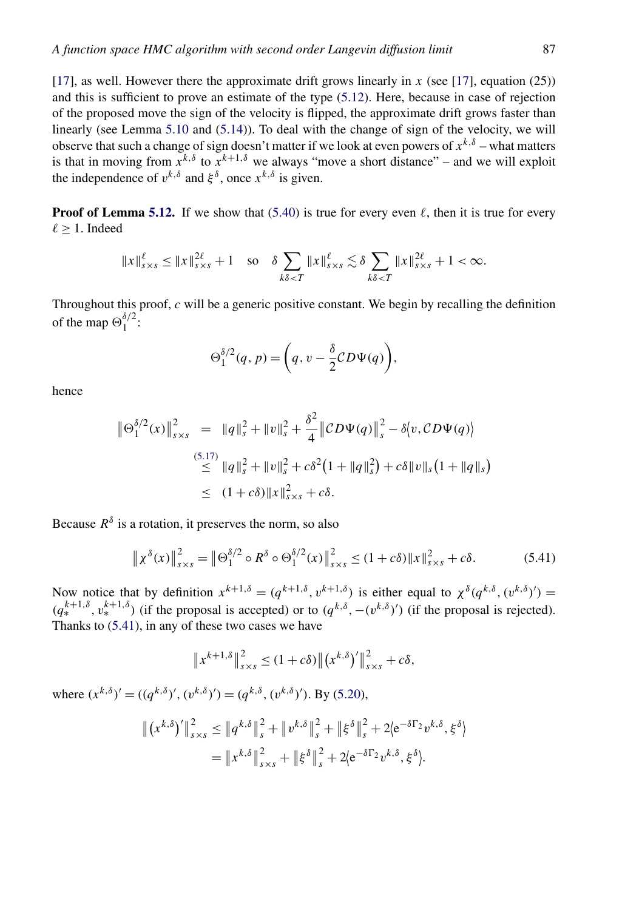[17], as well. However there the approximate drift grows linearly in $x$ (see [17], equation (25)) and this is sufficient to prove an estimate of the type (5.12). Here, because in case of rejection of the proposed move the sign of the velocity is flipped, the approximate drift grows faster than linearly (see Lemma 5.10 and (5.14)). To deal with the change of sign of the velocity, we will observe that such a change of sign doesn't matter if we look at even powers of $x^{k,\delta}$ – what matters is that in moving from $x^{k,\delta}$ to $x^{k+1,\delta}$ we always "move a short distance" – and we will exploit the independence of $v^{k,\delta}$ and $\xi^\delta$, once $x^{k,\delta}$ is given.

**Proof of Lemma 5.12.** If we show that (5.40) is true for every even $\ell$, then it is true for every $\ell \geq 1$. Indeed

$$\|x\|_{s\times s}^{\ell} \leq \|x\|_{s\times s}^{2\ell} + 1 \quad \text{so} \quad \delta \sum_{k\delta<T} \|x\|_{s\times s}^{\ell} \lesssim \delta \sum_{k\delta<T} \|x\|_{s\times s}^{2\ell} + 1 < \infty.$$

Throughout this proof, $c$ will be a generic positive constant. We begin by recalling the definition of the map $\Theta_1^{\delta/2}$:

$$\Theta_1^{\delta/2}(q,p) = \left(q, v - \frac{\delta}{2}\mathcal{C}D\Psi(q)\right),$$

hence

$$\begin{aligned}
\left\|\Theta_1^{\delta/2}(x)\right\|_{s\times s}^2 &= \|q\|_s^2 + \|v\|_s^2 + \frac{\delta^2}{4}\left\|\mathcal{C}D\Psi(q)\right\|_s^2 - \delta\langle v, \mathcal{C}D\Psi(q)\rangle \\
&\overset{(5.17)}{\leq} \|q\|_s^2 + \|v\|_s^2 + c\delta^2\left(1 + \|q\|_s^2\right) + c\delta\|v\|_s\left(1 + \|q\|_s\right) \\
&\leq (1 + c\delta)\|x\|_{s\times s}^2 + c\delta.
\end{aligned}$$

Because $R^\delta$ is a rotation, it preserves the norm, so also

$$\left\|\chi^\delta(x)\right\|_{s\times s}^2 = \left\|\Theta_1^{\delta/2} \circ R^\delta \circ \Theta_1^{\delta/2}(x)\right\|_{s\times s}^2 \leq (1 + c\delta)\|x\|_{s\times s}^2 + c\delta. \tag{5.41}$$

Now notice that by definition $x^{k+1,\delta} = (q^{k+1,\delta}, v^{k+1,\delta})$ is either equal to $\chi^\delta(q^{k,\delta}, (v^{k,\delta})') = (q_*^{k+1,\delta}, v_*^{k+1,\delta})$ (if the proposal is accepted) or to $(q^{k,\delta}, -(v^{k,\delta})')$ (if the proposal is rejected). Thanks to (5.41), in any of these two cases we have

$$\left\|x^{k+1,\delta}\right\|_{s\times s}^2 \leq (1 + c\delta)\left\|\left(x^{k,\delta}\right)'\right\|_{s\times s}^2 + c\delta,$$

where $(x^{k,\delta})' = ((q^{k,\delta})', (v^{k,\delta})') = (q^{k,\delta}, (v^{k,\delta})')$. By (5.20),

$$\begin{aligned}
\left\|\left(x^{k,\delta}\right)'\right\|_{s\times s}^2 &\leq \left\|q^{k,\delta}\right\|_s^2 + \left\|v^{k,\delta}\right\|_s^2 + \left\|\xi^\delta\right\|_s^2 + 2\langle e^{-\delta\Gamma_2}v^{k,\delta}, \xi^\delta\rangle \\
&= \left\|x^{k,\delta}\right\|_{s\times s}^2 + \left\|\xi^\delta\right\|_s^2 + 2\langle e^{-\delta\Gamma_2}v^{k,\delta}, \xi^\delta\rangle.
\end{aligned}$$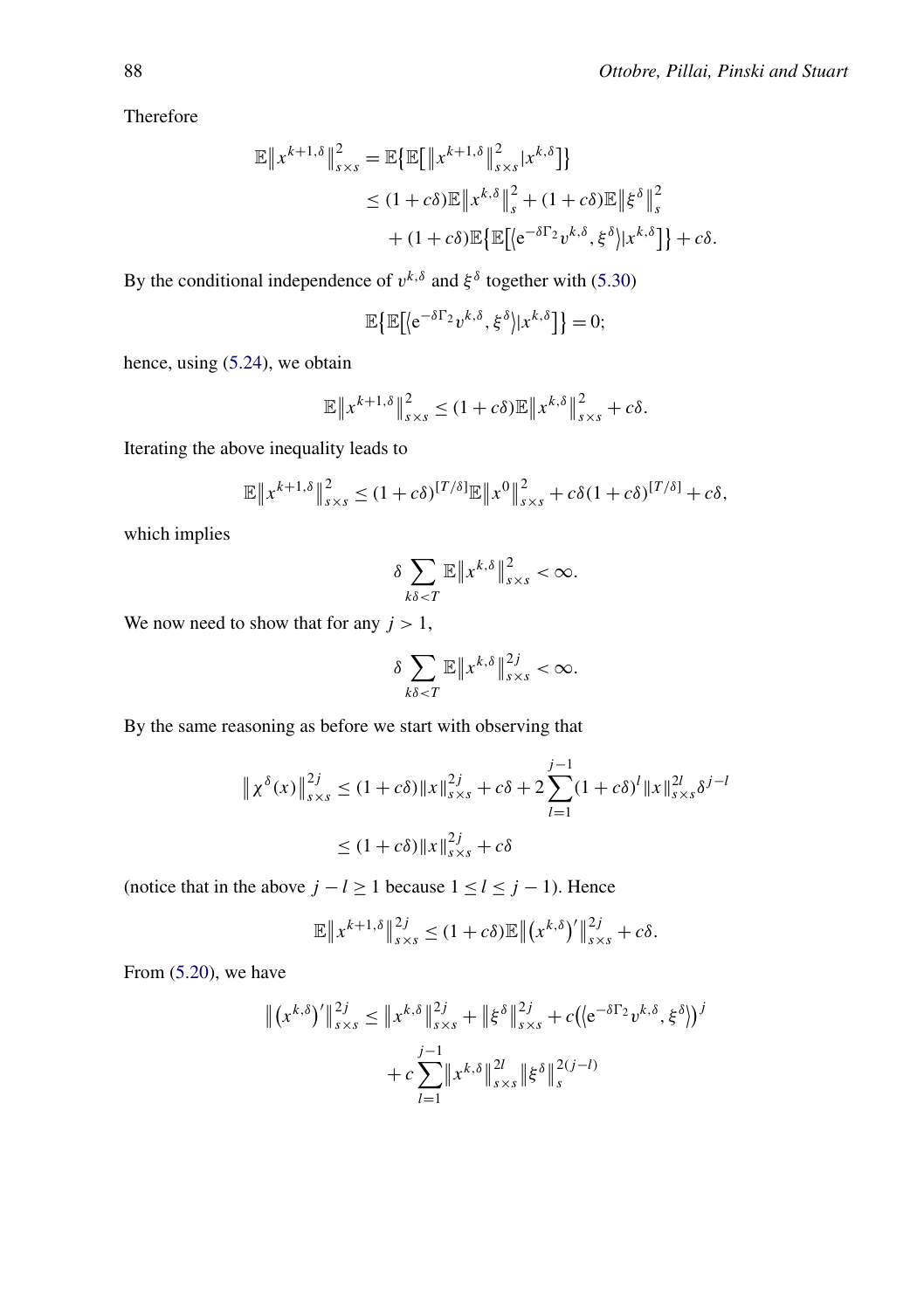Therefore

$$
\begin{aligned}
\mathbb{E}\big\|x^{k+1,\delta}\big\|_{s\times s}^2 &= \mathbb{E}\big\{\mathbb{E}\big[\big\|x^{k+1,\delta}\big\|_{s\times s}^2 | x^{k,\delta}\big]\big\} \\
&\le (1+c\delta)\mathbb{E}\big\|x^{k,\delta}\big\|_s^2 + (1+c\delta)\mathbb{E}\big\|\xi^\delta\big\|_s^2 \\
&\quad + (1+c\delta)\mathbb{E}\big\{\mathbb{E}\big[\big\langle \mathrm{e}^{-\delta\Gamma_2} v^{k,\delta}, \xi^\delta\big\rangle | x^{k,\delta}\big]\big\} + c\delta.
\end{aligned}
$$

By the conditional independence of $v^{k,\delta}$ and $\xi^\delta$ together with (5.30)

$$
\mathbb{E}\big\{\mathbb{E}\big[\big\langle \mathrm{e}^{-\delta\Gamma_2} v^{k,\delta}, \xi^\delta\big\rangle | x^{k,\delta}\big]\big\} = 0;
$$

hence, using (5.24), we obtain

$$
\mathbb{E}\big\|x^{k+1,\delta}\big\|_{s\times s}^2 \le (1+c\delta)\mathbb{E}\big\|x^{k,\delta}\big\|_{s\times s}^2 + c\delta.
$$

Iterating the above inequality leads to

$$
\mathbb{E}\big\|x^{k+1,\delta}\big\|_{s\times s}^2 \le (1+c\delta)^{[T/\delta]}\mathbb{E}\big\|x^0\big\|_{s\times s}^2 + c\delta(1+c\delta)^{[T/\delta]} + c\delta,
$$

which implies

$$
\delta \sum_{k\delta<T} \mathbb{E}\big\|x^{k,\delta}\big\|_{s\times s}^2 < \infty.
$$

We now need to show that for any $j > 1$,

$$
\delta \sum_{k\delta<T} \mathbb{E}\big\|x^{k,\delta}\big\|_{s\times s}^{2j} < \infty.
$$

By the same reasoning as before we start with observing that

$$
\begin{aligned}
\big\|\chi^\delta(x)\big\|_{s\times s}^{2j} &\le (1+c\delta)\|x\|_{s\times s}^{2j} + c\delta + 2\sum_{l=1}^{j-1}(1+c\delta)^l\|x\|_{s\times s}^{2l}\delta^{j-l} \\
&\le (1+c\delta)\|x\|_{s\times s}^{2j} + c\delta
\end{aligned}
$$

(notice that in the above $j-l \ge 1$ because $1 \le l \le j-1$). Hence

$$
\mathbb{E}\big\|x^{k+1,\delta}\big\|_{s\times s}^{2j} \le (1+c\delta)\mathbb{E}\big\|\big(x^{k,\delta}\big)'\big\|_{s\times s}^{2j} + c\delta.
$$

From (5.20), we have

$$
\begin{aligned}
\big\|\big(x^{k,\delta}\big)'\big\|_{s\times s}^{2j} &\le \big\|x^{k,\delta}\big\|_{s\times s}^{2j} + \big\|\xi^\delta\big\|_{s\times s}^{2j} + c\big(\big\langle \mathrm{e}^{-\delta\Gamma_2} v^{k,\delta}, \xi^\delta\big\rangle\big)^j \\
&\quad + c\sum_{l=1}^{j-1}\big\|x^{k,\delta}\big\|_{s\times s}^{2l}\big\|\xi^\delta\big\|_s^{2(j-l)}
\end{aligned}
$$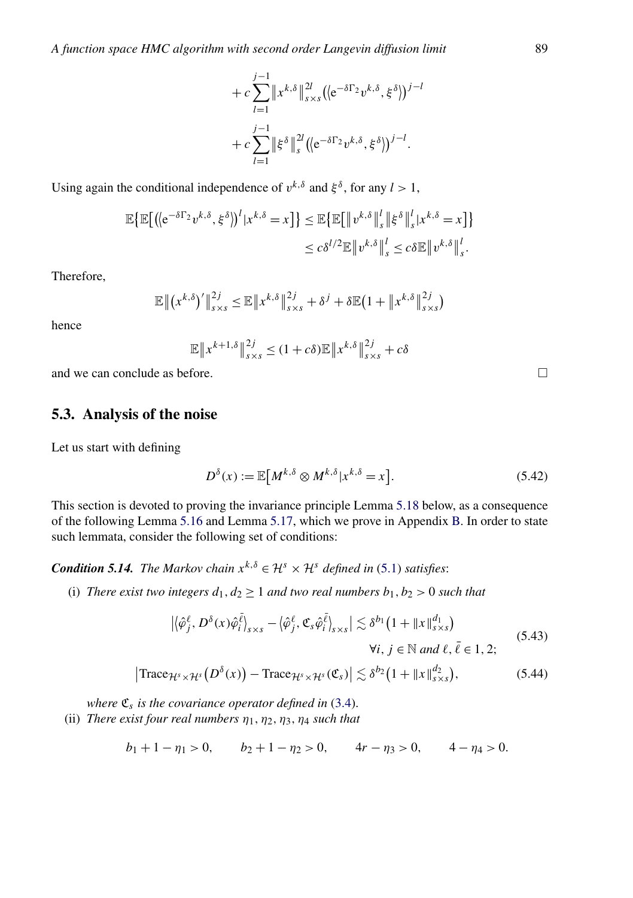$$+ c \sum_{l=1}^{j-1} \| x^{k,\delta} \|_{s\times s}^{2l} \big( \langle \mathrm{e}^{-\delta\Gamma_2} v^{k,\delta}, \xi^\delta \rangle \big)^{j-l}$$

$$+ c \sum_{l=1}^{j-1} \| \xi^{\delta} \|_{s}^{2l} \big( \langle \mathrm{e}^{-\delta\Gamma_2} v^{k,\delta}, \xi^\delta \rangle \big)^{j-l}.$$

Using again the conditional independence of $v^{k,\delta}$ and $\xi^\delta$, for any $l > 1$,

$$\mathbb{E}\big\{ \mathbb{E}\big[ \big( \langle \mathrm{e}^{-\delta\Gamma_2} v^{k,\delta}, \xi^\delta \rangle \big)^l | x^{k,\delta} = x \big] \big\} \leq \mathbb{E}\big\{ \mathbb{E}\big[ \| v^{k,\delta} \|_s^l \| \xi^\delta \|_s^l | x^{k,\delta} = x \big] \big\}$$
$$\leq c\delta^{l/2} \mathbb{E} \| v^{k,\delta} \|_s^l \leq c\delta \mathbb{E} \| v^{k,\delta} \|_s^l.$$

Therefore,

$$\mathbb{E} \big\| \big(x^{k,\delta}\big)' \big\|_{s\times s}^{2j} \leq \mathbb{E} \big\| x^{k,\delta} \big\|_{s\times s}^{2j} + \delta^j + \delta \mathbb{E}\big( 1 + \big\| x^{k,\delta} \big\|_{s\times s}^{2j} \big)$$

hence

$$\mathbb{E} \big\| x^{k+1,\delta} \big\|_{s\times s}^{2j} \leq (1 + c\delta) \mathbb{E} \big\| x^{k,\delta} \big\|_{s\times s}^{2j} + c\delta$$

and we can conclude as before. □

## 5.3. Analysis of the noise

Let us start with defining

$$D^\delta(x) := \mathbb{E}\big[ M^{k,\delta} \otimes M^{k,\delta} | x^{k,\delta} = x \big]. \tag{5.42}$$

This section is devoted to proving the invariance principle Lemma 5.18 below, as a consequence of the following Lemma 5.16 and Lemma 5.17, which we prove in Appendix B. In order to state such lemmata, consider the following set of conditions:

***Condition 5.14.*** *The Markov chain $x^{k,\delta} \in \mathcal{H}^s \times \mathcal{H}^s$ defined in (5.1) satisfies*:

(i) *There exist two integers $d_1, d_2 \geq 1$ and two real numbers $b_1, b_2 > 0$ such that*

$$\big| \langle \hat{\varphi}_j^\ell, D^\delta(x) \hat{\varphi}_i^{\bar{\ell}} \rangle_{s\times s} - \langle \hat{\varphi}_j^\ell, \mathfrak{C}_s \hat{\varphi}_i^{\bar{\ell}} \rangle_{s\times s} \big| \lesssim \delta^{b_1} \big( 1 + \|x\|_{s\times s}^{d_1} \big) \qquad \forall i, j \in \mathbb{N} \text{ and } \ell, \bar{\ell} \in 1, 2; \tag{5.43}$$

$$\big| \mathrm{Trace}_{\mathcal{H}^s\times\mathcal{H}^s} \big( D^\delta(x) \big) - \mathrm{Trace}_{\mathcal{H}^s\times\mathcal{H}^s}(\mathfrak{C}_s) \big| \lesssim \delta^{b_2} \big( 1 + \|x\|_{s\times s}^{d_2} \big), \tag{5.44}$$

*where $\mathfrak{C}_s$ is the covariance operator defined in (3.4).*

(ii) *There exist four real numbers $\eta_1, \eta_2, \eta_3, \eta_4$ such that*

$$b_1 + 1 - \eta_1 > 0, \qquad b_2 + 1 - \eta_2 > 0, \qquad 4r - \eta_3 > 0, \qquad 4 - \eta_4 > 0.$$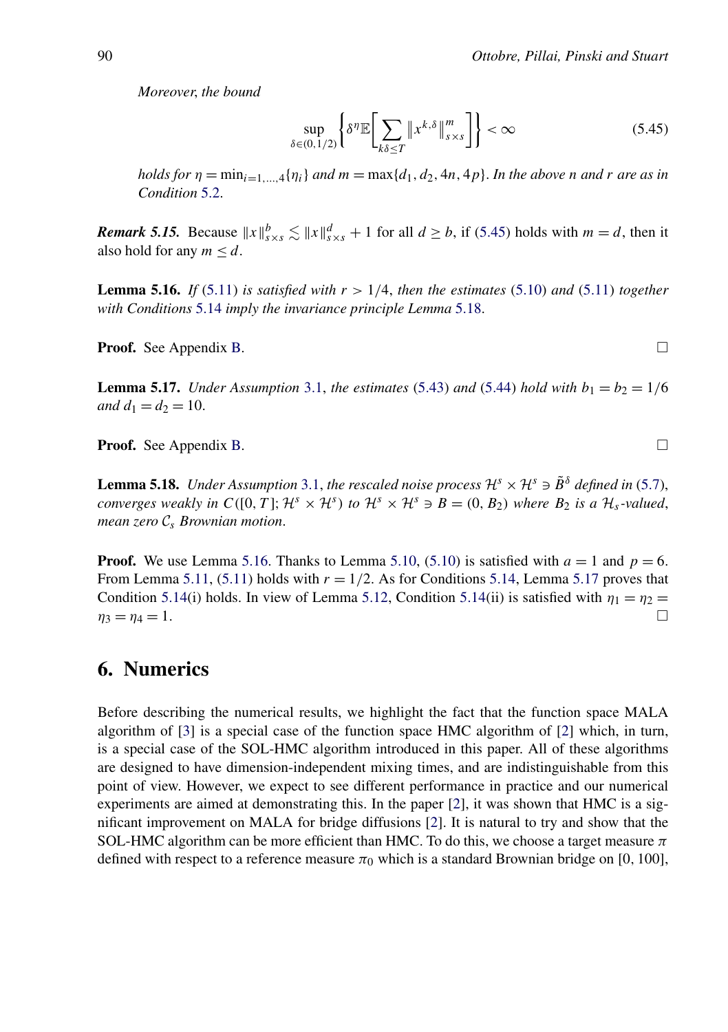*Moreover, the bound*

$$\sup_{\delta \in (0,1/2)} \left\{ \delta^{\eta} \mathbb{E}\left[ \sum_{k\delta \le T} \left\| x^{k,\delta} \right\|_{s\times s}^{m} \right] \right\} < \infty \tag{5.45}$$

*holds for* $\eta = \min_{i=1,\dots,4}\{\eta_i\}$ *and* $m = \max\{d_1, d_2, 4n, 4p\}$. *In the above* $n$ *and* $r$ *are as in Condition 5.2.*

***Remark 5.15.*** Because $\|x\|_{s\times s}^{b} \lesssim \|x\|_{s\times s}^{d} + 1$ for all $d \ge b$, if (5.45) holds with $m = d$, then it also hold for any $m \le d$.

**Lemma 5.16.** *If (5.11) is satisfied with* $r > 1/4$, *then the estimates (5.10) and (5.11) together with Conditions 5.14 imply the invariance principle Lemma 5.18.*

**Proof.** See Appendix B. □

**Lemma 5.17.** *Under Assumption 3.1, the estimates (5.43) and (5.44) hold with* $b_1 = b_2 = 1/6$ *and* $d_1 = d_2 = 10$.

**Proof.** See Appendix B. □

**Lemma 5.18.** *Under Assumption 3.1, the rescaled noise process* $\mathcal{H}^s \times \mathcal{H}^s \ni \tilde{B}^{\delta}$ *defined in (5.7), converges weakly in* $C([0,T];\mathcal{H}^s \times \mathcal{H}^s)$ *to* $\mathcal{H}^s \times \mathcal{H}^s \ni B = (0, B_2)$ *where* $B_2$ *is a* $\mathcal{H}_s$*-valued, mean zero* $\mathcal{C}_s$ *Brownian motion.*

**Proof.** We use Lemma 5.16. Thanks to Lemma 5.10, (5.10) is satisfied with $a = 1$ and $p = 6$. From Lemma 5.11, (5.11) holds with $r = 1/2$. As for Conditions 5.14, Lemma 5.17 proves that Condition 5.14(i) holds. In view of Lemma 5.12, Condition 5.14(ii) is satisfied with $\eta_1 = \eta_2 = \eta_3 = \eta_4 = 1$. □

## 6. Numerics

Before describing the numerical results, we highlight the fact that the function space MALA algorithm of [3] is a special case of the function space HMC algorithm of [2] which, in turn, is a special case of the SOL-HMC algorithm introduced in this paper. All of these algorithms are designed to have dimension-independent mixing times, and are indistinguishable from this point of view. However, we expect to see different performance in practice and our numerical experiments are aimed at demonstrating this. In the paper [2], it was shown that HMC is a significant improvement on MALA for bridge diffusions [2]. It is natural to try and show that the SOL-HMC algorithm can be more efficient than HMC. To do this, we choose a target measure $\pi$ defined with respect to a reference measure $\pi_0$ which is a standard Brownian bridge on $[0, 100]$,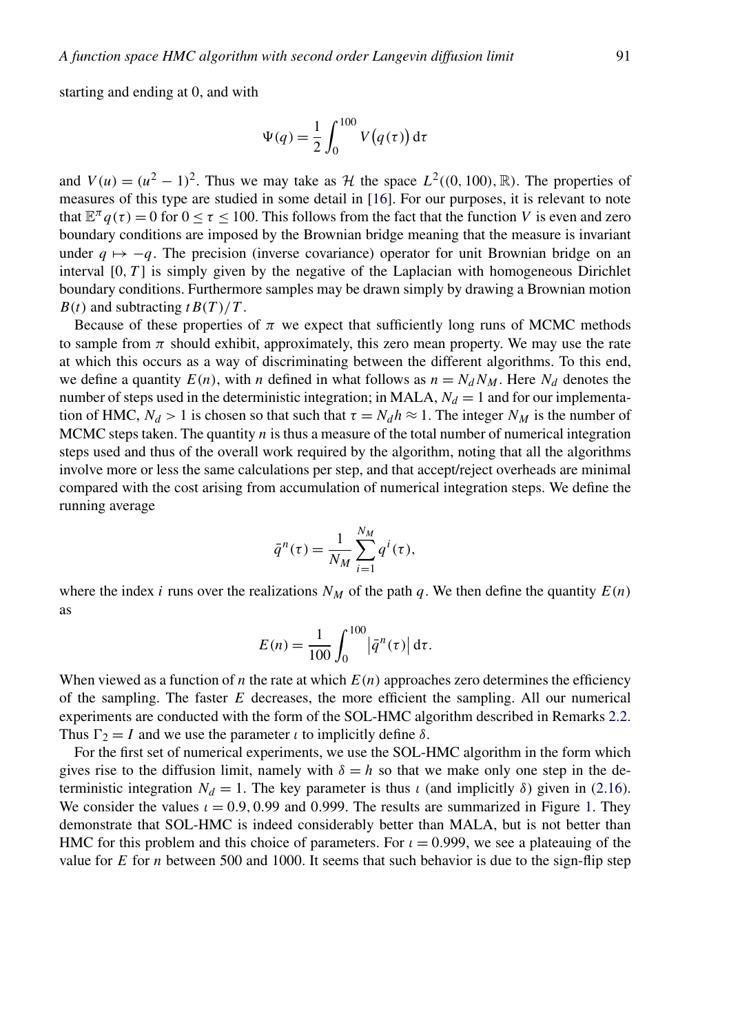starting and ending at 0, and with

$$\Psi(q) = \frac{1}{2}\int_0^{100} V\big(q(\tau)\big)\,\mathrm{d}\tau$$

and $V(u) = (u^2 - 1)^2$. Thus we may take as $\mathcal{H}$ the space $L^2((0,100),\mathbb{R})$. The properties of measures of this type are studied in some detail in [16]. For our purposes, it is relevant to note that $\mathbb{E}^\pi q(\tau) = 0$ for $0 \le \tau \le 100$. This follows from the fact that the function $V$ is even and zero boundary conditions are imposed by the Brownian bridge meaning that the measure is invariant under $q \mapsto -q$. The precision (inverse covariance) operator for unit Brownian bridge on an interval $[0,T]$ is simply given by the negative of the Laplacian with homogeneous Dirichlet boundary conditions. Furthermore samples may be drawn simply by drawing a Brownian motion $B(t)$ and subtracting $tB(T)/T$.

Because of these properties of $\pi$ we expect that sufficiently long runs of MCMC methods to sample from $\pi$ should exhibit, approximately, this zero mean property. We may use the rate at which this occurs as a way of discriminating between the different algorithms. To this end, we define a quantity $E(n)$, with $n$ defined in what follows as $n = N_d N_M$. Here $N_d$ denotes the number of steps used in the deterministic integration; in MALA, $N_d = 1$ and for our implementation of HMC, $N_d > 1$ is chosen so that such that $\tau = N_d h \approx 1$. The integer $N_M$ is the number of MCMC steps taken. The quantity $n$ is thus a measure of the total number of numerical integration steps used and thus of the overall work required by the algorithm, noting that all the algorithms involve more or less the same calculations per step, and that accept/reject overheads are minimal compared with the cost arising from accumulation of numerical integration steps. We define the running average

$$\bar{q}^n(\tau) = \frac{1}{N_M}\sum_{i=1}^{N_M} q^i(\tau),$$

where the index $i$ runs over the realizations $N_M$ of the path $q$. We then define the quantity $E(n)$ as

$$E(n) = \frac{1}{100}\int_0^{100} \big|\bar{q}^n(\tau)\big|\,\mathrm{d}\tau.$$

When viewed as a function of $n$ the rate at which $E(n)$ approaches zero determines the efficiency of the sampling. The faster $E$ decreases, the more efficient the sampling. All our numerical experiments are conducted with the form of the SOL-HMC algorithm described in Remarks 2.2. Thus $\Gamma_2 = I$ and we use the parameter $\iota$ to implicitly define $\delta$.

For the first set of numerical experiments, we use the SOL-HMC algorithm in the form which gives rise to the diffusion limit, namely with $\delta = h$ so that we make only one step in the deterministic integration $N_d = 1$. The key parameter is thus $\iota$ (and implicitly $\delta$) given in (2.16). We consider the values $\iota = 0.9, 0.99$ and $0.999$. The results are summarized in Figure 1. They demonstrate that SOL-HMC is indeed considerably better than MALA, but is not better than HMC for this problem and this choice of parameters. For $\iota = 0.999$, we see a plateauing of the value for $E$ for $n$ between 500 and 1000. It seems that such behavior is due to the sign-flip step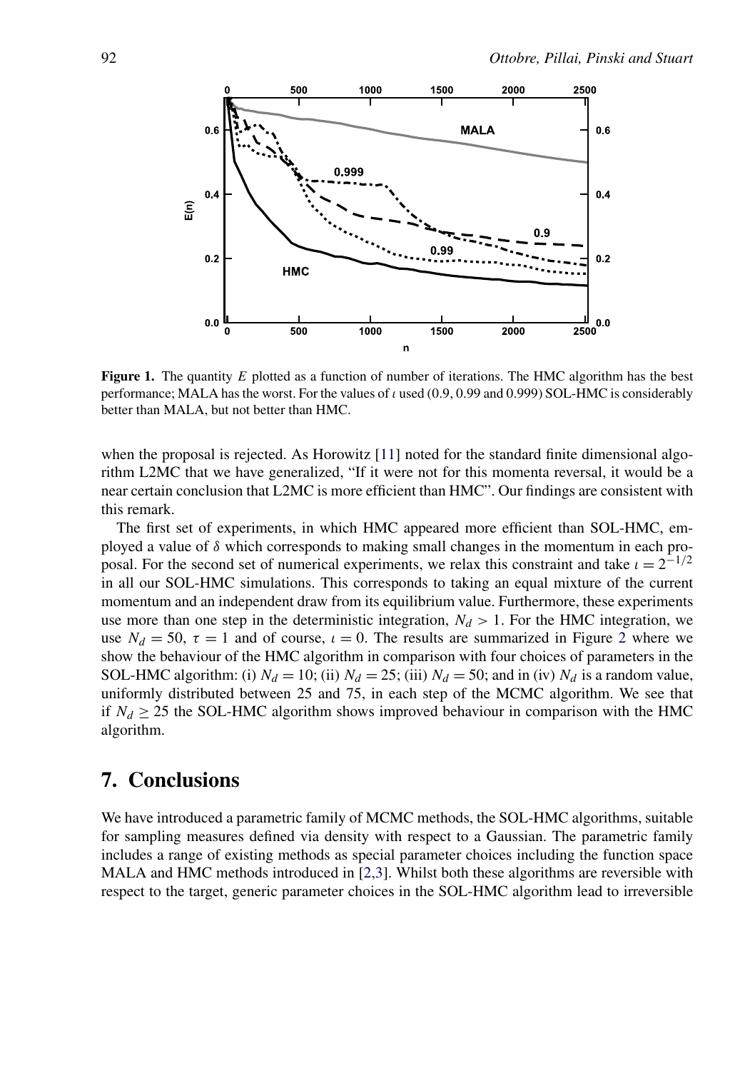**Figure 1.** The quantity $E$ plotted as a function of number of iterations. The HMC algorithm has the best performance; MALA has the worst. For the values of $\iota$ used (0.9, 0.99 and 0.999) SOL-HMC is considerably better than MALA, but not better than HMC.

when the proposal is rejected. As Horowitz [11] noted for the standard finite dimensional algorithm L2MC that we have generalized, "If it were not for this momenta reversal, it would be a near certain conclusion that L2MC is more efficient than HMC". Our findings are consistent with this remark.

The first set of experiments, in which HMC appeared more efficient than SOL-HMC, employed a value of $\delta$ which corresponds to making small changes in the momentum in each proposal. For the second set of numerical experiments, we relax this constraint and take $\iota = 2^{-1/2}$ in all our SOL-HMC simulations. This corresponds to taking an equal mixture of the current momentum and an independent draw from its equilibrium value. Furthermore, these experiments use more than one step in the deterministic integration, $N_d > 1$. For the HMC integration, we use $N_d = 50$, $\tau = 1$ and of course, $\iota = 0$. The results are summarized in Figure 2 where we show the behaviour of the HMC algorithm in comparison with four choices of parameters in the SOL-HMC algorithm: (i) $N_d = 10$; (ii) $N_d = 25$; (iii) $N_d = 50$; and in (iv) $N_d$ is a random value, uniformly distributed between 25 and 75, in each step of the MCMC algorithm. We see that if $N_d \geq 25$ the SOL-HMC algorithm shows improved behaviour in comparison with the HMC algorithm.

## 7. Conclusions

We have introduced a parametric family of MCMC methods, the SOL-HMC algorithms, suitable for sampling measures defined via density with respect to a Gaussian. The parametric family includes a range of existing methods as special parameter choices including the function space MALA and HMC methods introduced in [2,3]. Whilst both these algorithms are reversible with respect to the target, generic parameter choices in the SOL-HMC algorithm lead to irreversible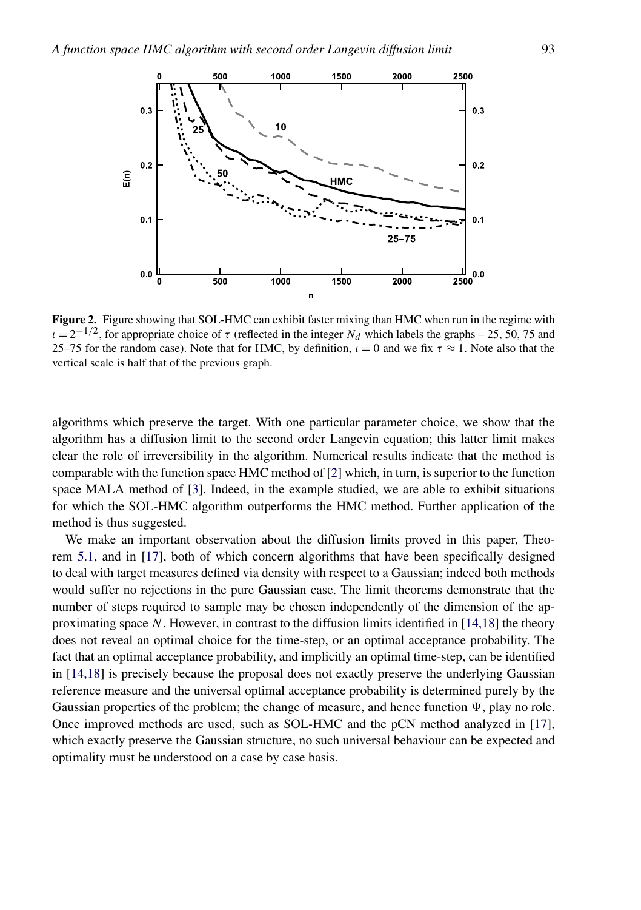**Figure 2.** Figure showing that SOL-HMC can exhibit faster mixing than HMC when run in the regime with $\iota = 2^{-1/2}$, for appropriate choice of $\tau$ (reflected in the integer $N_d$ which labels the graphs – 25, 50, 75 and 25–75 for the random case). Note that for HMC, by definition, $\iota = 0$ and we fix $\tau \approx 1$. Note also that the vertical scale is half that of the previous graph.

algorithms which preserve the target. With one particular parameter choice, we show that the algorithm has a diffusion limit to the second order Langevin equation; this latter limit makes clear the role of irreversibility in the algorithm. Numerical results indicate that the method is comparable with the function space HMC method of [2] which, in turn, is superior to the function space MALA method of [3]. Indeed, in the example studied, we are able to exhibit situations for which the SOL-HMC algorithm outperforms the HMC method. Further application of the method is thus suggested.

We make an important observation about the diffusion limits proved in this paper, Theorem 5.1, and in [17], both of which concern algorithms that have been specifically designed to deal with target measures defined via density with respect to a Gaussian; indeed both methods would suffer no rejections in the pure Gaussian case. The limit theorems demonstrate that the number of steps required to sample may be chosen independently of the dimension of the approximating space $N$. However, in contrast to the diffusion limits identified in [14,18] the theory does not reveal an optimal choice for the time-step, or an optimal acceptance probability. The fact that an optimal acceptance probability, and implicitly an optimal time-step, can be identified in [14,18] is precisely because the proposal does not exactly preserve the underlying Gaussian reference measure and the universal optimal acceptance probability is determined purely by the Gaussian properties of the problem; the change of measure, and hence function $\Psi$, play no role. Once improved methods are used, such as SOL-HMC and the pCN method analyzed in [17], which exactly preserve the Gaussian structure, no such universal behaviour can be expected and optimality must be understood on a case by case basis.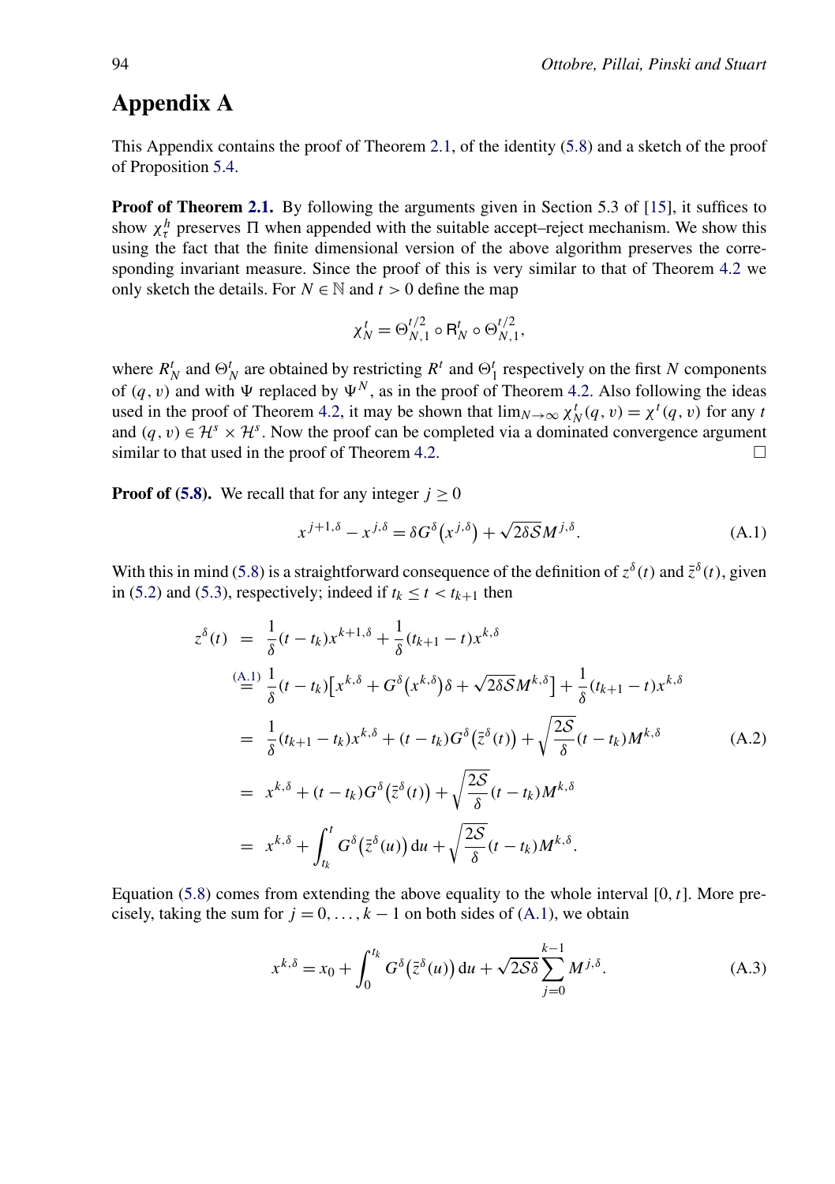# Appendix A

This Appendix contains the proof of Theorem 2.1, of the identity (5.8) and a sketch of the proof of Proposition 5.4.

**Proof of Theorem 2.1.** By following the arguments given in Section 5.3 of [15], it suffices to show $\chi_\tau^h$ preserves $\Pi$ when appended with the suitable accept–reject mechanism. We show this using the fact that the finite dimensional version of the above algorithm preserves the corresponding invariant measure. Since the proof of this is very similar to that of Theorem 4.2 we only sketch the details. For $N \in \mathbb{N}$ and $t > 0$ define the map

$$\chi_N^t = \Theta_{N,1}^{t/2} \circ \mathsf{R}_N^t \circ \Theta_{N,1}^{t/2},$$

where $R_N^t$ and $\Theta_N^t$ are obtained by restricting $R^t$ and $\Theta_1^t$ respectively on the first $N$ components of $(q, v)$ and with $\Psi$ replaced by $\Psi^N$, as in the proof of Theorem 4.2. Also following the ideas used in the proof of Theorem 4.2, it may be shown that $\lim_{N\to\infty} \chi_N^t(q, v) = \chi^t(q, v)$ for any $t$ and $(q, v) \in \mathcal{H}^s \times \mathcal{H}^s$. Now the proof can be completed via a dominated convergence argument similar to that used in the proof of Theorem 4.2. $\square$

**Proof of (5.8).** We recall that for any integer $j \ge 0$

$$x^{j+1,\delta} - x^{j,\delta} = \delta G^\delta\big(x^{j,\delta}\big) + \sqrt{2\delta\mathcal{S}} M^{j,\delta}. \tag{A.1}$$

With this in mind (5.8) is a straightforward consequence of the definition of $z^\delta(t)$ and $\bar{z}^\delta(t)$, given in (5.2) and (5.3), respectively; indeed if $t_k \le t < t_{k+1}$ then

$$\begin{aligned}
z^\delta(t) &= \frac{1}{\delta}(t - t_k)x^{k+1,\delta} + \frac{1}{\delta}(t_{k+1} - t)x^{k,\delta} \\
&\overset{(A.1)}{=} \frac{1}{\delta}(t - t_k)\big[x^{k,\delta} + G^\delta\big(x^{k,\delta}\big)\delta + \sqrt{2\delta\mathcal{S}} M^{k,\delta}\big] + \frac{1}{\delta}(t_{k+1} - t)x^{k,\delta} \\
&= \frac{1}{\delta}(t_{k+1} - t_k)x^{k,\delta} + (t - t_k)G^\delta\big(\bar{z}^\delta(t)\big) + \sqrt{\frac{2\mathcal{S}}{\delta}}(t - t_k)M^{k,\delta} \\
&= x^{k,\delta} + (t - t_k)G^\delta\big(\bar{z}^\delta(t)\big) + \sqrt{\frac{2\mathcal{S}}{\delta}}(t - t_k)M^{k,\delta} \\
&= x^{k,\delta} + \int_{t_k}^t G^\delta\big(\bar{z}^\delta(u)\big)\,\mathrm{d}u + \sqrt{\frac{2\mathcal{S}}{\delta}}(t - t_k)M^{k,\delta}.
\end{aligned} \tag{A.2}$$

Equation (5.8) comes from extending the above equality to the whole interval $[0, t]$. More precisely, taking the sum for $j = 0, \ldots, k-1$ on both sides of (A.1), we obtain

$$x^{k,\delta} = x_0 + \int_0^{t_k} G^\delta\big(\bar{z}^\delta(u)\big)\,\mathrm{d}u + \sqrt{2\mathcal{S}\delta}\sum_{j=0}^{k-1} M^{j,\delta}. \tag{A.3}$$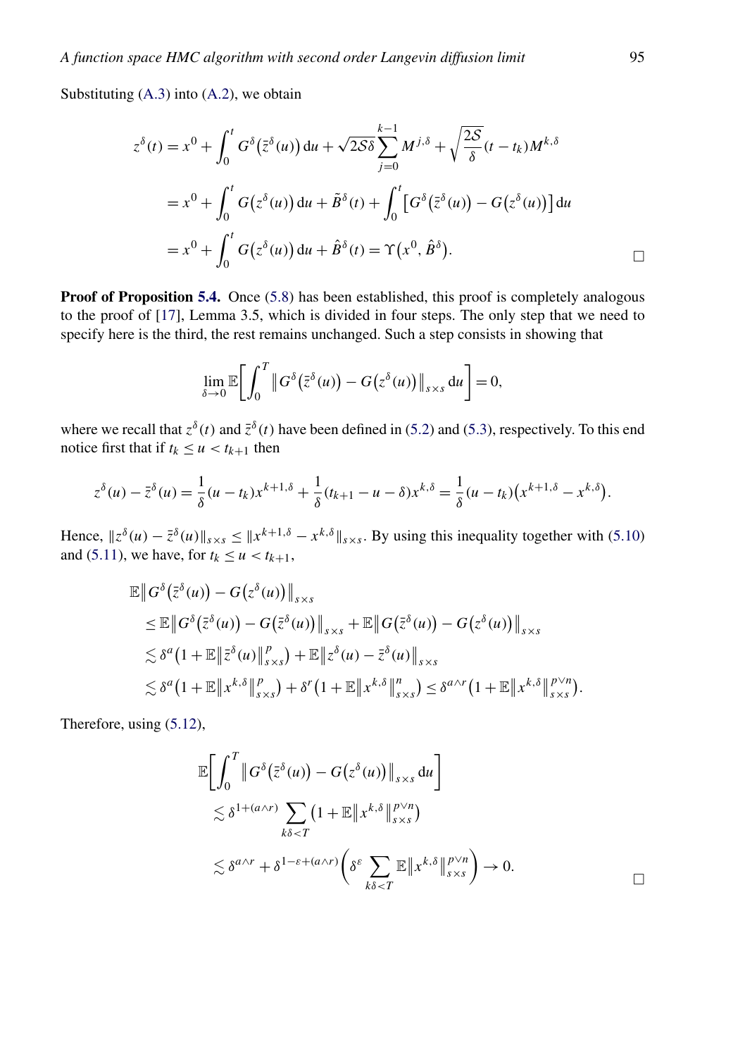Substituting (A.3) into (A.2), we obtain

$$
\begin{aligned}
z^{\delta}(t) &= x^0 + \int_0^t G^{\delta}\big(\bar{z}^{\delta}(u)\big)\,\mathrm{d}u + \sqrt{2\mathcal{S}\delta}\sum_{j=0}^{k-1} M^{j,\delta} + \sqrt{\frac{2\mathcal{S}}{\delta}}(t-t_k)M^{k,\delta} \\
&= x^0 + \int_0^t G\big(z^{\delta}(u)\big)\,\mathrm{d}u + \tilde{B}^{\delta}(t) + \int_0^t \big[G^{\delta}\big(\bar{z}^{\delta}(u)\big) - G\big(z^{\delta}(u)\big)\big]\,\mathrm{d}u \\
&= x^0 + \int_0^t G\big(z^{\delta}(u)\big)\,\mathrm{d}u + \hat{B}^{\delta}(t) = \Upsilon\big(x^0, \hat{B}^{\delta}\big). \qquad \square
\end{aligned}
$$

**Proof of Proposition 5.4.** Once (5.8) has been established, this proof is completely analogous to the proof of [17], Lemma 3.5, which is divided in four steps. The only step that we need to specify here is the third, the rest remains unchanged. Such a step consists in showing that

$$
\lim_{\delta\to 0}\mathbb{E}\bigg[\int_0^T \big\| G^{\delta}\big(\bar{z}^{\delta}(u)\big) - G\big(z^{\delta}(u)\big)\big\|_{s\times s}\,\mathrm{d}u\bigg] = 0,
$$

where we recall that $z^{\delta}(t)$ and $\bar{z}^{\delta}(t)$ have been defined in (5.2) and (5.3), respectively. To this end notice first that if $t_k \le u < t_{k+1}$ then

$$
z^{\delta}(u) - \bar{z}^{\delta}(u) = \frac{1}{\delta}(u-t_k)x^{k+1,\delta} + \frac{1}{\delta}(t_{k+1}-u-\delta)x^{k,\delta} = \frac{1}{\delta}(u-t_k)\big(x^{k+1,\delta} - x^{k,\delta}\big).
$$

Hence, $\|z^{\delta}(u) - \bar{z}^{\delta}(u)\|_{s\times s} \le \|x^{k+1,\delta} - x^{k,\delta}\|_{s\times s}$. By using this inequality together with (5.10) and (5.11), we have, for $t_k \le u < t_{k+1}$,

$$
\begin{aligned}
&\mathbb{E}\big\| G^{\delta}\big(\bar{z}^{\delta}(u)\big) - G\big(z^{\delta}(u)\big)\big\|_{s\times s} \\
&\quad\le \mathbb{E}\big\| G^{\delta}\big(\bar{z}^{\delta}(u)\big) - G\big(\bar{z}^{\delta}(u)\big)\big\|_{s\times s} + \mathbb{E}\big\| G\big(\bar{z}^{\delta}(u)\big) - G\big(z^{\delta}(u)\big)\big\|_{s\times s} \\
&\quad\lesssim \delta^{a}\big(1 + \mathbb{E}\big\|\bar{z}^{\delta}(u)\big\|_{s\times s}^{p}\big) + \mathbb{E}\big\|z^{\delta}(u) - \bar{z}^{\delta}(u)\big\|_{s\times s} \\
&\quad\lesssim \delta^{a}\big(1 + \mathbb{E}\big\|x^{k,\delta}\big\|_{s\times s}^{p}\big) + \delta^{r}\big(1 + \mathbb{E}\big\|x^{k,\delta}\big\|_{s\times s}^{n}\big) \le \delta^{a\wedge r}\big(1 + \mathbb{E}\big\|x^{k,\delta}\big\|_{s\times s}^{p\vee n}\big).
\end{aligned}
$$

Therefore, using (5.12),

$$
\begin{aligned}
&\mathbb{E}\bigg[\int_0^T \big\| G^{\delta}\big(\bar{z}^{\delta}(u)\big) - G\big(z^{\delta}(u)\big)\big\|_{s\times s}\,\mathrm{d}u\bigg] \\
&\quad\lesssim \delta^{1+(a\wedge r)}\sum_{k\delta<T}\big(1 + \mathbb{E}\big\|x^{k,\delta}\big\|_{s\times s}^{p\vee n}\big) \\
&\quad\lesssim \delta^{a\wedge r} + \delta^{1-\varepsilon+(a\wedge r)}\bigg(\delta^{\varepsilon}\sum_{k\delta<T}\mathbb{E}\big\|x^{k,\delta}\big\|_{s\times s}^{p\vee n}\bigg) \to 0. \qquad \square
\end{aligned}
$$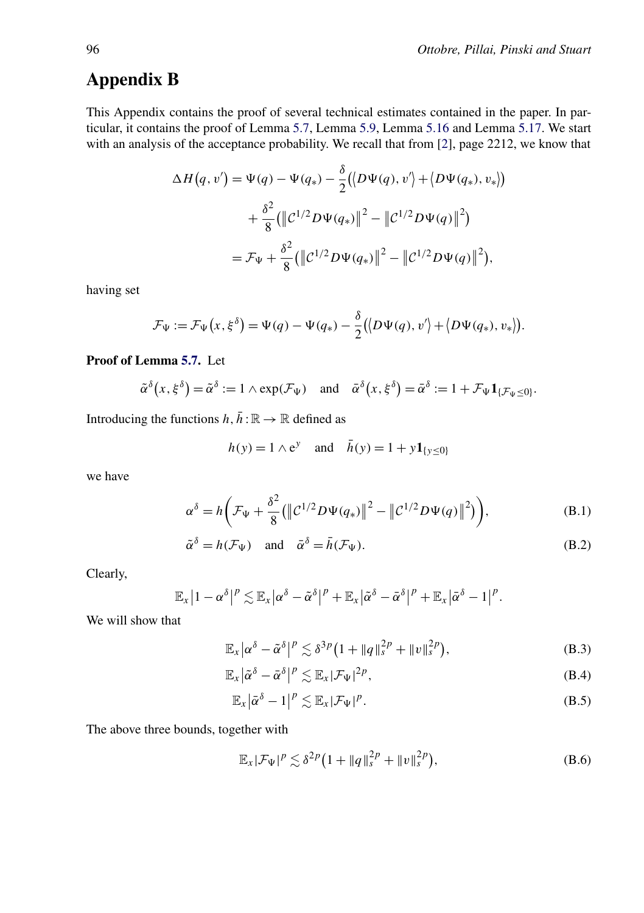## Appendix B

This Appendix contains the proof of several technical estimates contained in the paper. In particular, it contains the proof of Lemma 5.7, Lemma 5.9, Lemma 5.16 and Lemma 5.17. We start with an analysis of the acceptance probability. We recall that from [2], page 2212, we know that

$$
\begin{aligned}
\Delta H(q, v') &= \Psi(q) - \Psi(q_*) - \frac{\delta}{2}\big(\langle D\Psi(q), v'\rangle + \langle D\Psi(q_*), v_*\rangle\big) \\
&\quad + \frac{\delta^2}{8}\big(\|\mathcal{C}^{1/2} D\Psi(q_*)\|^2 - \|\mathcal{C}^{1/2} D\Psi(q)\|^2\big) \\
&= \mathcal{F}_\Psi + \frac{\delta^2}{8}\big(\|\mathcal{C}^{1/2} D\Psi(q_*)\|^2 - \|\mathcal{C}^{1/2} D\Psi(q)\|^2\big),
\end{aligned}
$$

having set

$$
\mathcal{F}_\Psi := \mathcal{F}_\Psi(x, \xi^\delta) = \Psi(q) - \Psi(q_*) - \frac{\delta}{2}\big(\langle D\Psi(q), v'\rangle + \langle D\Psi(q_*), v_*\rangle\big).
$$

**Proof of Lemma 5.7.** Let

$$
\tilde{\alpha}^\delta(x, \xi^\delta) = \tilde{\alpha}^\delta := 1 \wedge \exp(\mathcal{F}_\Psi) \quad \text{and} \quad \bar{\alpha}^\delta(x, \xi^\delta) = \bar{\alpha}^\delta := 1 + \mathcal{F}_\Psi \mathbf{1}_{\{\mathcal{F}_\Psi \le 0\}}.
$$

Introducing the functions $h, \bar{h} : \mathbb{R} \to \mathbb{R}$ defined as

$$
h(y) = 1 \wedge \mathrm{e}^y \quad \text{and} \quad \bar{h}(y) = 1 + y\mathbf{1}_{\{y \le 0\}}
$$

we have

$$
\alpha^\delta = h\bigg(\mathcal{F}_\Psi + \frac{\delta^2}{8}\big(\|\mathcal{C}^{1/2} D\Psi(q_*)\|^2 - \|\mathcal{C}^{1/2} D\Psi(q)\|^2\big)\bigg), \tag{B.1}
$$

$$
\tilde{\alpha}^\delta = h(\mathcal{F}_\Psi) \quad \text{and} \quad \bar{\alpha}^\delta = \bar{h}(\mathcal{F}_\Psi). \tag{B.2}
$$

Clearly,

$$
\mathbb{E}_x\big|1 - \alpha^\delta\big|^p \lesssim \mathbb{E}_x\big|\alpha^\delta - \tilde{\alpha}^\delta\big|^p + \mathbb{E}_x\big|\tilde{\alpha}^\delta - \bar{\alpha}^\delta\big|^p + \mathbb{E}_x\big|\bar{\alpha}^\delta - 1\big|^p.
$$

We will show that

$$
\mathbb{E}_x\big|\alpha^\delta - \tilde{\alpha}^\delta\big|^p \lesssim \delta^{3p}\big(1 + \|q\|_s^{2p} + \|v\|_s^{2p}\big), \tag{B.3}
$$

$$
\mathbb{E}_x\big|\tilde{\alpha}^\delta - \bar{\alpha}^\delta\big|^p \lesssim \mathbb{E}_x|\mathcal{F}_\Psi|^{2p}, \tag{B.4}
$$

$$
\mathbb{E}_x\big|\bar{\alpha}^\delta - 1\big|^p \lesssim \mathbb{E}_x|\mathcal{F}_\Psi|^p. \tag{B.5}
$$

The above three bounds, together with

$$
\mathbb{E}_x|\mathcal{F}_\Psi|^p \lesssim \delta^{2p}\big(1 + \|q\|_s^{2p} + \|v\|_s^{2p}\big), \tag{B.6}
$$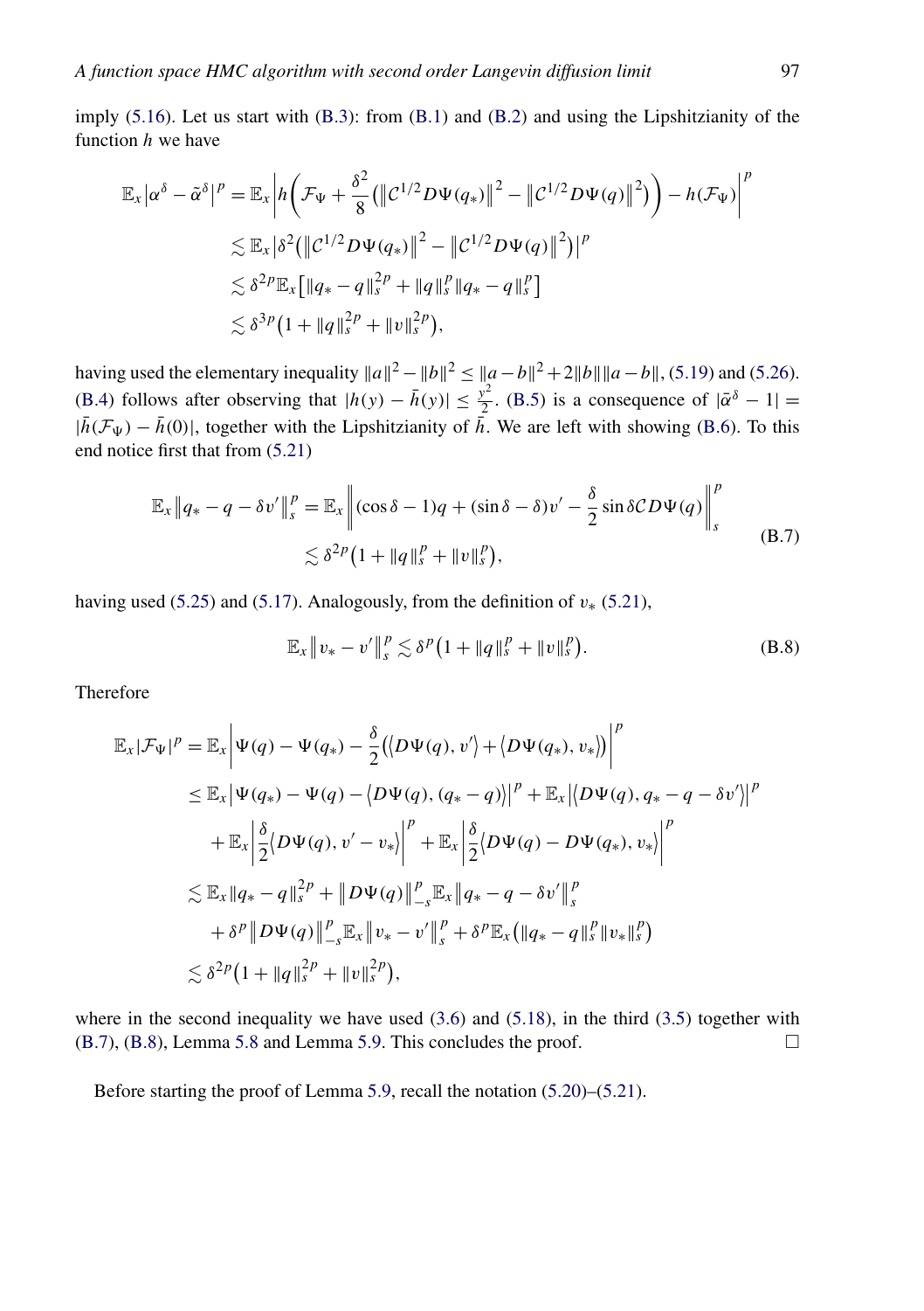imply (5.16). Let us start with (B.3): from (B.1) and (B.2) and using the Lipshitzianity of the function $h$ we have

$$
\begin{aligned}
\mathbb{E}_x\left|\alpha^\delta - \tilde{\alpha}^\delta\right|^p &= \mathbb{E}_x\left| h\left(\mathcal{F}_\Psi + \frac{\delta^2}{8}\left(\left\|\mathcal{C}^{1/2}D\Psi(q_*)\right\|^2 - \left\|\mathcal{C}^{1/2}D\Psi(q)\right\|^2\right)\right) - h(\mathcal{F}_\Psi)\right|^p \\
&\lesssim \mathbb{E}_x\left|\delta^2\left(\left\|\mathcal{C}^{1/2}D\Psi(q_*)\right\|^2 - \left\|\mathcal{C}^{1/2}D\Psi(q)\right\|^2\right)\right|^p \\
&\lesssim \delta^{2p}\mathbb{E}_x\left[\|q_* - q\|_s^{2p} + \|q\|_s^p\|q_* - q\|_s^p\right] \\
&\lesssim \delta^{3p}\left(1 + \|q\|_s^{2p} + \|v\|_s^{2p}\right),
\end{aligned}
$$

having used the elementary inequality $\|a\|^2 - \|b\|^2 \le \|a-b\|^2 + 2\|b\|\|a-b\|$, (5.19) and (5.26). (B.4) follows after observing that $|h(y) - \bar{h}(y)| \le \frac{y^2}{2}$. (B.5) is a consequence of $|\bar{\alpha}^\delta - 1| = |\bar{h}(\mathcal{F}_\Psi) - \bar{h}(0)|$, together with the Lipshitzianity of $\bar{h}$. We are left with showing (B.6). To this end notice first that from (5.21)

$$
\begin{aligned}
\mathbb{E}_x\left\|q_* - q - \delta v'\right\|_s^p &= \mathbb{E}_x\left\|(\cos\delta - 1)q + (\sin\delta - \delta)v' - \frac{\delta}{2}\sin\delta\,\mathcal{C}D\Psi(q)\right\|_s^p \\
&\lesssim \delta^{2p}\left(1 + \|q\|_s^p + \|v\|_s^p\right),
\end{aligned}
\tag{B.7}
$$

having used (5.25) and (5.17). Analogously, from the definition of $v_*$ (5.21),

$$
\mathbb{E}_x\left\|v_* - v'\right\|_s^p \lesssim \delta^p\left(1 + \|q\|_s^p + \|v\|_s^p\right). \tag{B.8}
$$

Therefore

$$
\begin{aligned}
\mathbb{E}_x|\mathcal{F}_\Psi|^p &= \mathbb{E}_x\left|\Psi(q) - \Psi(q_*) - \frac{\delta}{2}\left(\langle D\Psi(q), v'\rangle + \langle D\Psi(q_*), v_*\rangle\right)\right|^p \\
&\le \mathbb{E}_x\left|\Psi(q_*) - \Psi(q) - \langle D\Psi(q), (q_* - q)\rangle\right|^p + \mathbb{E}_x\left|\langle D\Psi(q), q_* - q - \delta v'\rangle\right|^p \\
&\quad + \mathbb{E}_x\left|\frac{\delta}{2}\langle D\Psi(q), v' - v_*\rangle\right|^p + \mathbb{E}_x\left|\frac{\delta}{2}\langle D\Psi(q) - D\Psi(q_*), v_*\rangle\right|^p \\
&\lesssim \mathbb{E}_x\|q_* - q\|_s^{2p} + \left\|D\Psi(q)\right\|_{-s}^p\mathbb{E}_x\left\|q_* - q - \delta v'\right\|_s^p \\
&\quad + \delta^p\left\|D\Psi(q)\right\|_{-s}^p\mathbb{E}_x\left\|v_* - v'\right\|_s^p + \delta^p\mathbb{E}_x\left(\|q_* - q\|_s^p\|v_*\|_s^p\right) \\
&\lesssim \delta^{2p}\left(1 + \|q\|_s^{2p} + \|v\|_s^{2p}\right),
\end{aligned}
$$

where in the second inequality we have used (3.6) and (5.18), in the third (3.5) together with (B.7), (B.8), Lemma 5.8 and Lemma 5.9. This concludes the proof. $\square$

Before starting the proof of Lemma 5.9, recall the notation (5.20)–(5.21).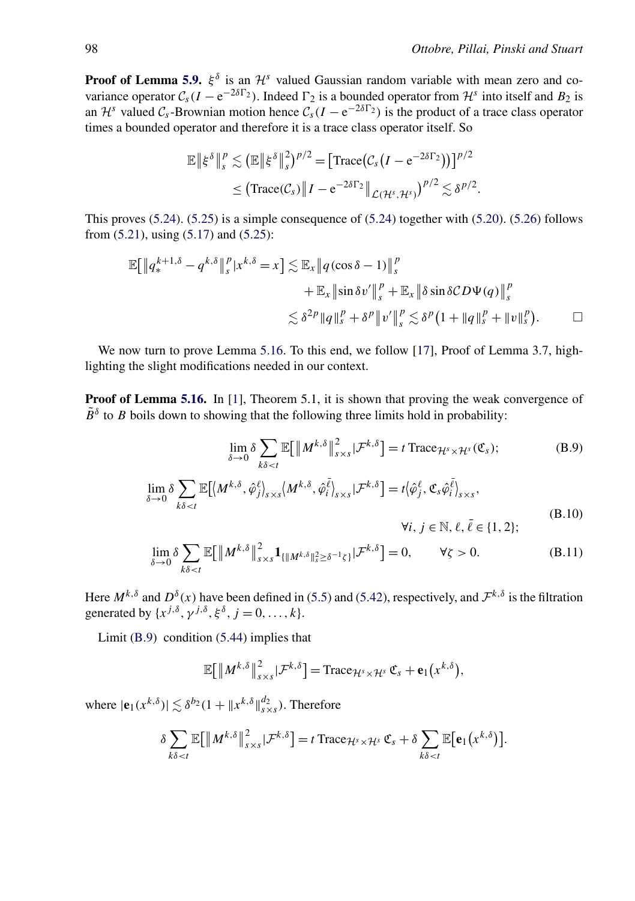**Proof of Lemma 5.9.** $\xi^\delta$ is an $\mathcal{H}^s$ valued Gaussian random variable with mean zero and covariance operator $\mathcal{C}_s(I - \mathrm{e}^{-2\delta\Gamma_2})$. Indeed $\Gamma_2$ is a bounded operator from $\mathcal{H}^s$ into itself and $B_2$ is an $\mathcal{H}^s$ valued $\mathcal{C}_s$-Brownian motion hence $\mathcal{C}_s(I - \mathrm{e}^{-2\delta\Gamma_2})$ is the product of a trace class operator times a bounded operator and therefore it is a trace class operator itself. So

$$
\begin{aligned}
\mathbb{E}\|\xi^\delta\|_s^p &\lesssim \left(\mathbb{E}\|\xi^\delta\|_s^2\right)^{p/2} = \left[\mathrm{Trace}\left(\mathcal{C}_s\left(I - \mathrm{e}^{-2\delta\Gamma_2}\right)\right)\right]^{p/2} \\
&\leq \left(\mathrm{Trace}(\mathcal{C}_s)\left\|I - \mathrm{e}^{-2\delta\Gamma_2}\right\|_{\mathcal{L}(\mathcal{H}^s,\mathcal{H}^s)}\right)^{p/2} \lesssim \delta^{p/2}.
\end{aligned}
$$

This proves (5.24). (5.25) is a simple consequence of (5.24) together with (5.20). (5.26) follows from (5.21), using (5.17) and (5.25):

$$
\begin{aligned}
\mathbb{E}\left[\left\|q_*^{k+1,\delta} - q^{k,\delta}\right\|_s^p | x^{k,\delta} = x\right] &\lesssim \mathbb{E}_x\left\|q(\cos\delta - 1)\right\|_s^p \\
&\quad + \mathbb{E}_x\left\|\sin\delta v'\right\|_s^p + \mathbb{E}_x\left\|\delta\sin\delta\mathcal{C}D\Psi(q)\right\|_s^p \\
&\lesssim \delta^{2p}\|q\|_s^p + \delta^p\left\|v'\right\|_s^p \lesssim \delta^p\left(1 + \|q\|_s^p + \|v\|_s^p\right). \qquad \square
\end{aligned}
$$

We now turn to prove Lemma 5.16. To this end, we follow [17], Proof of Lemma 3.7, highlighting the slight modifications needed in our context.

**Proof of Lemma 5.16.** In [1], Theorem 5.1, it is shown that proving the weak convergence of $\tilde{B}^\delta$ to $B$ boils down to showing that the following three limits hold in probability:

$$
\lim_{\delta\to 0}\delta\sum_{k\delta<t}\mathbb{E}\left[\left\|M^{k,\delta}\right\|_{s\times s}^2 | \mathcal{F}^{k,\delta}\right] = t\,\mathrm{Trace}_{\mathcal{H}^s\times\mathcal{H}^s}(\mathfrak{C}_s); \tag{B.9}
$$

$$
\lim_{\delta\to 0}\delta\sum_{k\delta<t}\mathbb{E}\left[\left\langle M^{k,\delta}, \hat{\varphi}_j^\ell\right\rangle_{s\times s}\left\langle M^{k,\delta}, \hat{\varphi}_i^{\bar{\ell}}\right\rangle_{s\times s} | \mathcal{F}^{k,\delta}\right] = t\left\langle\hat{\varphi}_j^\ell, \mathfrak{C}_s\hat{\varphi}_i^{\bar{\ell}}\right\rangle_{s\times s}, \quad \forall i,j\in\mathbb{N},\ \ell,\bar{\ell}\in\{1,2\}; \tag{B.10}
$$

$$
\lim_{\delta\to 0}\delta\sum_{k\delta<t}\mathbb{E}\left[\left\|M^{k,\delta}\right\|_{s\times s}^2\mathbf{1}_{\{\|M^{k,\delta}\|_s^2\geq\delta^{-1}\zeta\}} | \mathcal{F}^{k,\delta}\right] = 0, \qquad \forall\zeta > 0. \tag{B.11}
$$

Here $M^{k,\delta}$ and $D^\delta(x)$ have been defined in (5.5) and (5.42), respectively, and $\mathcal{F}^{k,\delta}$ is the filtration generated by $\{x^{j,\delta}, \gamma^{j,\delta}, \xi^\delta, j = 0, \dots, k\}$.

Limit (B.9) condition (5.44) implies that

$$
\mathbb{E}\left[\left\|M^{k,\delta}\right\|_{s\times s}^2 | \mathcal{F}^{k,\delta}\right] = \mathrm{Trace}_{\mathcal{H}^s\times\mathcal{H}^s}\,\mathfrak{C}_s + \mathbf{e}_1\left(x^{k,\delta}\right),
$$

where $|\mathbf{e}_1(x^{k,\delta})| \lesssim \delta^{b_2}(1 + \|x^{k,\delta}\|_{s\times s}^{d_2})$. Therefore

$$
\delta\sum_{k\delta<t}\mathbb{E}\left[\left\|M^{k,\delta}\right\|_{s\times s}^2 | \mathcal{F}^{k,\delta}\right] = t\,\mathrm{Trace}_{\mathcal{H}^s\times\mathcal{H}^s}\,\mathfrak{C}_s + \delta\sum_{k\delta<t}\mathbb{E}\left[\mathbf{e}_1\left(x^{k,\delta}\right)\right].
$$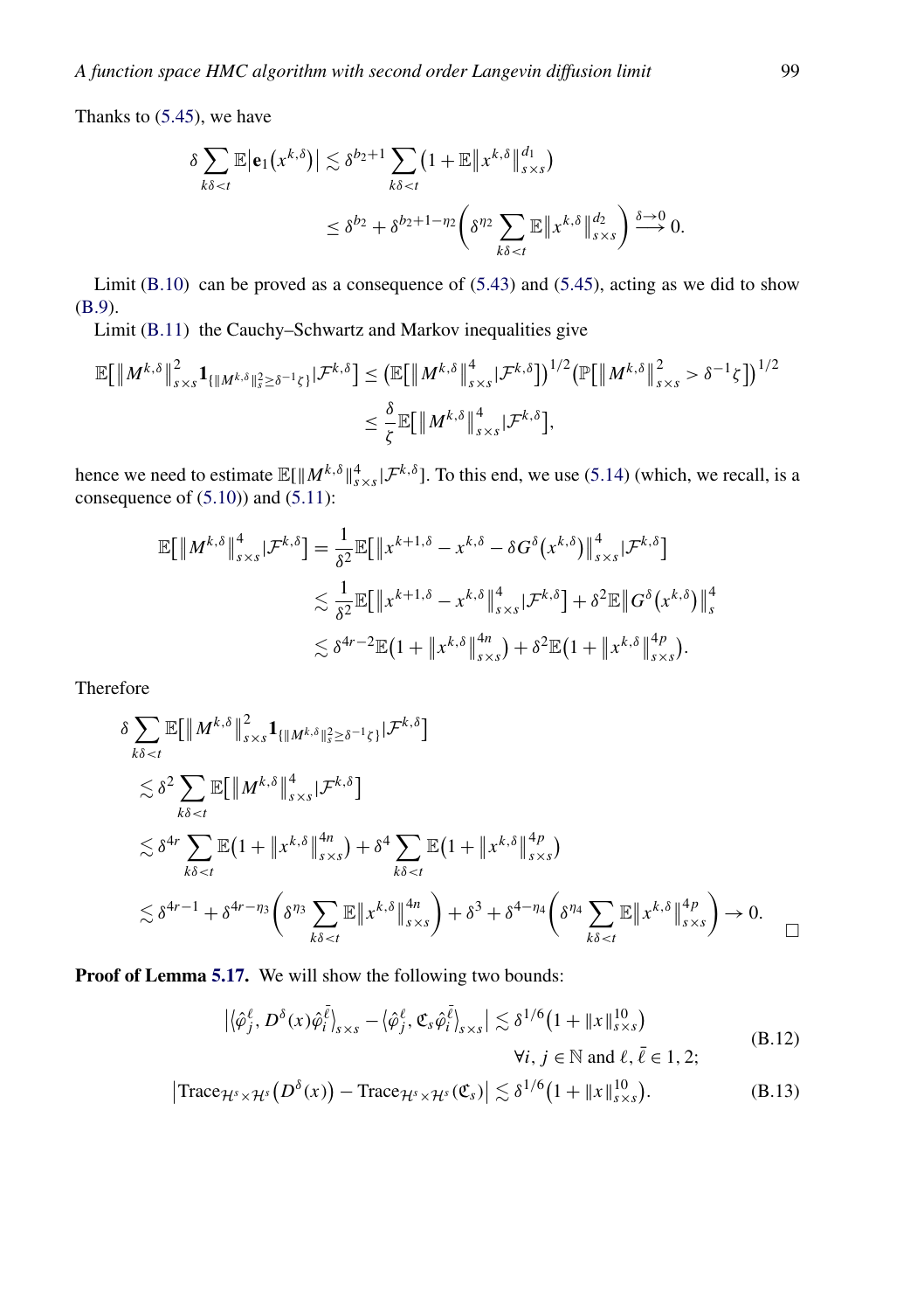Thanks to (5.45), we have

$$\delta \sum_{k\delta<t} \mathbb{E}\big|\mathbf{e}_1\big(x^{k,\delta}\big)\big| \lesssim \delta^{b_2+1} \sum_{k\delta<t} \big(1+\mathbb{E}\big\|x^{k,\delta}\big\|_{s\times s}^{d_1}\big)$$
$$\leq \delta^{b_2} + \delta^{b_2+1-\eta_2}\Bigg(\delta^{\eta_2} \sum_{k\delta<t} \mathbb{E}\big\|x^{k,\delta}\big\|_{s\times s}^{d_2}\Bigg) \xrightarrow{\delta\to 0} 0.$$

Limit (B.10) can be proved as a consequence of (5.43) and (5.45), acting as we did to show (B.9).

Limit (B.11) the Cauchy–Schwartz and Markov inequalities give

$$\mathbb{E}\big[\big\|M^{k,\delta}\big\|_{s\times s}^{2}\mathbf{1}_{\{\|M^{k,\delta}\|_s^2\geq\delta^{-1}\zeta\}}|\mathcal{F}^{k,\delta}\big] \leq \big(\mathbb{E}\big[\big\|M^{k,\delta}\big\|_{s\times s}^{4}|\mathcal{F}^{k,\delta}\big]\big)^{1/2}\big(\mathbb{P}\big[\big\|M^{k,\delta}\big\|_{s\times s}^{2} > \delta^{-1}\zeta\big]\big)^{1/2}$$
$$\leq \frac{\delta}{\zeta}\mathbb{E}\big[\big\|M^{k,\delta}\big\|_{s\times s}^{4}|\mathcal{F}^{k,\delta}\big],$$

hence we need to estimate $\mathbb{E}[\|M^{k,\delta}\|_{s\times s}^4|\mathcal{F}^{k,\delta}]$. To this end, we use (5.14) (which, we recall, is a consequence of (5.10)) and (5.11):

$$\mathbb{E}\big[\big\|M^{k,\delta}\big\|_{s\times s}^{4}|\mathcal{F}^{k,\delta}\big] = \frac{1}{\delta^2}\mathbb{E}\big[\big\|x^{k+1,\delta}-x^{k,\delta}-\delta G^{\delta}\big(x^{k,\delta}\big)\big\|_{s\times s}^{4}|\mathcal{F}^{k,\delta}\big]$$
$$\lesssim \frac{1}{\delta^2}\mathbb{E}\big[\big\|x^{k+1,\delta}-x^{k,\delta}\big\|_{s\times s}^{4}|\mathcal{F}^{k,\delta}\big] + \delta^2\mathbb{E}\big\|G^{\delta}\big(x^{k,\delta}\big)\big\|_{s}^{4}$$
$$\lesssim \delta^{4r-2}\mathbb{E}\big(1+\big\|x^{k,\delta}\big\|_{s\times s}^{4n}\big) + \delta^{2}\mathbb{E}\big(1+\big\|x^{k,\delta}\big\|_{s\times s}^{4p}\big).$$

Therefore

$$\delta \sum_{k\delta<t} \mathbb{E}\big[\big\|M^{k,\delta}\big\|_{s\times s}^{2}\mathbf{1}_{\{\|M^{k,\delta}\|_s^2\geq\delta^{-1}\zeta\}}|\mathcal{F}^{k,\delta}\big]$$
$$\lesssim \delta^2 \sum_{k\delta<t}\mathbb{E}\big[\big\|M^{k,\delta}\big\|_{s\times s}^{4}|\mathcal{F}^{k,\delta}\big]$$
$$\lesssim \delta^{4r}\sum_{k\delta<t}\mathbb{E}\big(1+\big\|x^{k,\delta}\big\|_{s\times s}^{4n}\big) + \delta^{4}\sum_{k\delta<t}\mathbb{E}\big(1+\big\|x^{k,\delta}\big\|_{s\times s}^{4p}\big)$$
$$\lesssim \delta^{4r-1} + \delta^{4r-\eta_3}\Bigg(\delta^{\eta_3}\sum_{k\delta<t}\mathbb{E}\big\|x^{k,\delta}\big\|_{s\times s}^{4n}\Bigg) + \delta^{3} + \delta^{4-\eta_4}\Bigg(\delta^{\eta_4}\sum_{k\delta<t}\mathbb{E}\big\|x^{k,\delta}\big\|_{s\times s}^{4p}\Bigg) \to 0. \qquad \square$$

**Proof of Lemma 5.17.** We will show the following two bounds:

$$\big|\big\langle\hat{\varphi}_j^{\ell}, D^{\delta}(x)\hat{\varphi}_i^{\bar{\ell}}\big\rangle_{s\times s} - \big\langle\hat{\varphi}_j^{\ell}, \mathfrak{C}_s\hat{\varphi}_i^{\bar{\ell}}\big\rangle_{s\times s}\big| \lesssim \delta^{1/6}\big(1+\|x\|_{s\times s}^{10}\big) \quad \forall i,j\in\mathbb{N} \text{ and } \ell,\bar{\ell}\in 1,2; \tag{B.12}$$

$$\big|\mathrm{Trace}_{\mathcal{H}^s\times\mathcal{H}^s}\big(D^{\delta}(x)\big) - \mathrm{Trace}_{\mathcal{H}^s\times\mathcal{H}^s}(\mathfrak{C}_s)\big| \lesssim \delta^{1/6}\big(1+\|x\|_{s\times s}^{10}\big). \tag{B.13}$$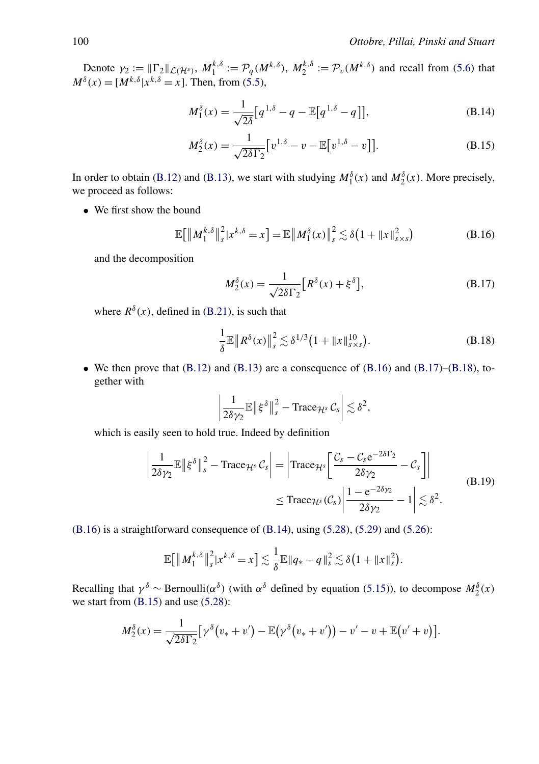Denote $\gamma_2 := \|\Gamma_2\|_{\mathcal{L}(\mathcal{H}^s)}$, $M_1^{k,\delta} := \mathcal{P}_q(M^{k,\delta})$, $M_2^{k,\delta} := \mathcal{P}_v(M^{k,\delta})$ and recall from (5.6) that $M^\delta(x) = [M^{k,\delta} | x^{k,\delta} = x]$. Then, from (5.5),

$$M_1^\delta(x) = \frac{1}{\sqrt{2\delta}}\big[q^{1,\delta} - q - \mathbb{E}\big[q^{1,\delta} - q\big]\big], \tag{B.14}$$

$$M_2^\delta(x) = \frac{1}{\sqrt{2\delta\Gamma_2}}\big[v^{1,\delta} - v - \mathbb{E}\big[v^{1,\delta} - v\big]\big]. \tag{B.15}$$

In order to obtain (B.12) and (B.13), we start with studying $M_1^\delta(x)$ and $M_2^\delta(x)$. More precisely, we proceed as follows:

- We first show the bound

$$\mathbb{E}\big[\big\|M_1^{k,\delta}\big\|_s^2 | x^{k,\delta} = x\big] = \mathbb{E}\big\|M_1^\delta(x)\big\|_s^2 \lesssim \delta\big(1 + \|x\|_{s\times s}^2\big) \tag{B.16}$$

and the decomposition

$$M_2^\delta(x) = \frac{1}{\sqrt{2\delta\Gamma_2}}\big[R^\delta(x) + \xi^\delta\big], \tag{B.17}$$

where $R^\delta(x)$, defined in (B.21), is such that

$$\frac{1}{\delta}\mathbb{E}\big\|R^\delta(x)\big\|_s^2 \lesssim \delta^{1/3}\big(1 + \|x\|_{s\times s}^{10}\big). \tag{B.18}$$

- We then prove that (B.12) and (B.13) are a consequence of (B.16) and (B.17)–(B.18), together with

$$\left|\frac{1}{2\delta\gamma_2}\mathbb{E}\big\|\xi^\delta\big\|_s^2 - \mathrm{Trace}_{\mathcal{H}^s}\,\mathcal{C}_s\right| \lesssim \delta^2,$$

which is easily seen to hold true. Indeed by definition

$$\begin{aligned}\left|\frac{1}{2\delta\gamma_2}\mathbb{E}\big\|\xi^\delta\big\|_s^2 - \mathrm{Trace}_{\mathcal{H}^s}\,\mathcal{C}_s\right| &= \left|\mathrm{Trace}_{\mathcal{H}^s}\left[\frac{\mathcal{C}_s - \mathcal{C}_s \mathrm{e}^{-2\delta\Gamma_2}}{2\delta\gamma_2} - \mathcal{C}_s\right]\right| \\ &\le \mathrm{Trace}_{\mathcal{H}^s}(\mathcal{C}_s)\left|\frac{1 - \mathrm{e}^{-2\delta\gamma_2}}{2\delta\gamma_2} - 1\right| \lesssim \delta^2.\end{aligned} \tag{B.19}$$

(B.16) is a straightforward consequence of (B.14), using (5.28), (5.29) and (5.26):

$$\mathbb{E}\big[\big\|M_1^{k,\delta}\big\|_s^2 | x^{k,\delta} = x\big] \lesssim \frac{1}{\delta}\mathbb{E}\|q_* - q\|_s^2 \lesssim \delta\big(1 + \|x\|_s^2\big).$$

Recalling that $\gamma^\delta \sim \mathrm{Bernoulli}(\alpha^\delta)$ (with $\alpha^\delta$ defined by equation (5.15)), to decompose $M_2^\delta(x)$ we start from (B.15) and use (5.28):

$$M_2^\delta(x) = \frac{1}{\sqrt{2\delta\Gamma_2}}\big[\gamma^\delta\big(v_* + v'\big) - \mathbb{E}\big(\gamma^\delta\big(v_* + v'\big)\big) - v' - v + \mathbb{E}\big(v' + v\big)\big].$$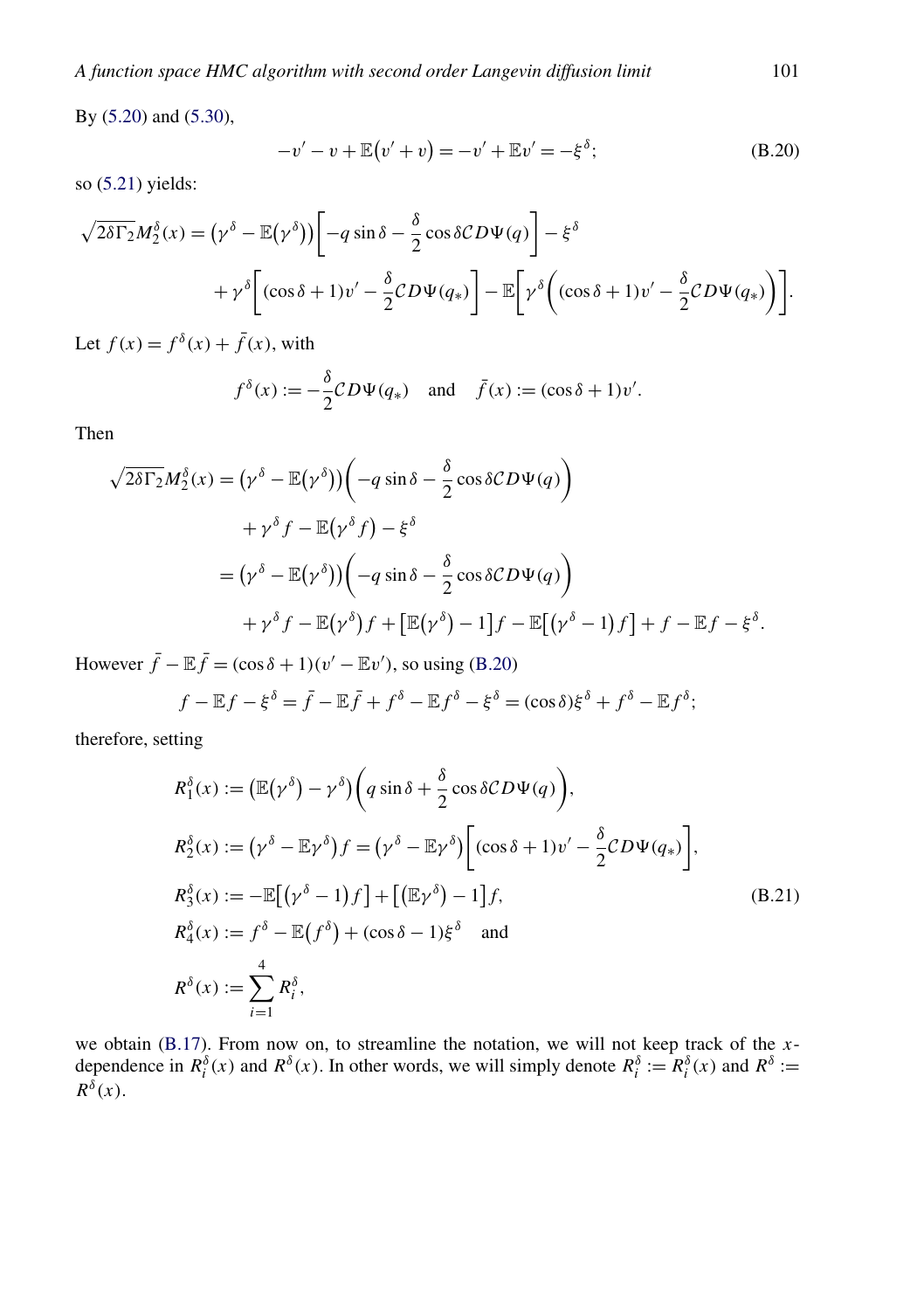By (5.20) and (5.30),

$$-v' - v + \mathbb{E}(v' + v) = -v' + \mathbb{E}v' = -\xi^\delta; \tag{B.20}$$

so (5.21) yields:

$$\sqrt{2\delta\Gamma_2}M_2^\delta(x) = \left(\gamma^\delta - \mathbb{E}(\gamma^\delta)\right)\left[-q\sin\delta - \frac{\delta}{2}\cos\delta\mathcal{C}D\Psi(q)\right] - \xi^\delta$$
$$+ \gamma^\delta\left[(\cos\delta + 1)v' - \frac{\delta}{2}\mathcal{C}D\Psi(q_*)\right] - \mathbb{E}\left[\gamma^\delta\left((\cos\delta + 1)v' - \frac{\delta}{2}\mathcal{C}D\Psi(q_*)\right)\right].$$

Let $f(x) = f^\delta(x) + \bar{f}(x)$, with

$$f^\delta(x) := -\frac{\delta}{2}\mathcal{C}D\Psi(q_*) \quad \text{and} \quad \bar{f}(x) := (\cos\delta + 1)v'.$$

Then

$$\begin{aligned}
\sqrt{2\delta\Gamma_2}M_2^\delta(x) &= \left(\gamma^\delta - \mathbb{E}(\gamma^\delta)\right)\left(-q\sin\delta - \frac{\delta}{2}\cos\delta\mathcal{C}D\Psi(q)\right) \\
&\quad + \gamma^\delta f - \mathbb{E}(\gamma^\delta f) - \xi^\delta \\
&= \left(\gamma^\delta - \mathbb{E}(\gamma^\delta)\right)\left(-q\sin\delta - \frac{\delta}{2}\cos\delta\mathcal{C}D\Psi(q)\right) \\
&\quad + \gamma^\delta f - \mathbb{E}(\gamma^\delta)f + \left[\mathbb{E}(\gamma^\delta) - 1\right]f - \mathbb{E}\left[(\gamma^\delta - 1)f\right] + f - \mathbb{E}f - \xi^\delta.
\end{aligned}$$

However $\bar{f} - \mathbb{E}\bar{f} = (\cos\delta + 1)(v' - \mathbb{E}v')$, so using (B.20)

$$f - \mathbb{E}f - \xi^\delta = \bar{f} - \mathbb{E}\bar{f} + f^\delta - \mathbb{E}f^\delta - \xi^\delta = (\cos\delta)\xi^\delta + f^\delta - \mathbb{E}f^\delta;$$

therefore, setting

$$\begin{aligned}
R_1^\delta(x) &:= \left(\mathbb{E}(\gamma^\delta) - \gamma^\delta\right)\left(q\sin\delta + \frac{\delta}{2}\cos\delta\mathcal{C}D\Psi(q)\right), \\
R_2^\delta(x) &:= \left(\gamma^\delta - \mathbb{E}\gamma^\delta\right)f = \left(\gamma^\delta - \mathbb{E}\gamma^\delta\right)\left[(\cos\delta + 1)v' - \frac{\delta}{2}\mathcal{C}D\Psi(q_*)\right], \\
R_3^\delta(x) &:= -\mathbb{E}\left[(\gamma^\delta - 1)f\right] + \left[(\mathbb{E}\gamma^\delta) - 1\right]f, \\
R_4^\delta(x) &:= f^\delta - \mathbb{E}(f^\delta) + (\cos\delta - 1)\xi^\delta \quad \text{and} \\
R^\delta(x) &:= \sum_{i=1}^4 R_i^\delta,
\end{aligned} \tag{B.21}$$

we obtain (B.17). From now on, to streamline the notation, we will not keep track of the $x$-dependence in $R_i^\delta(x)$ and $R^\delta(x)$. In other words, we will simply denote $R_i^\delta := R_i^\delta(x)$ and $R^\delta := R^\delta(x)$.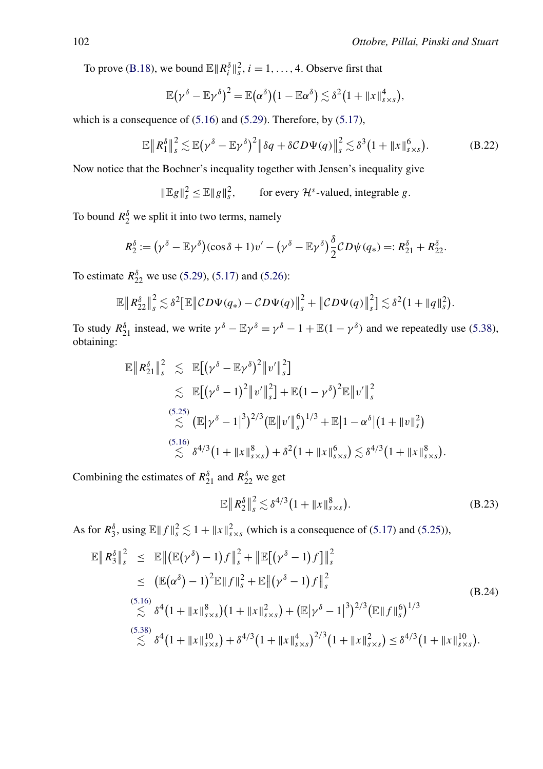To prove (B.18), we bound $\mathbb{E}\|R_i^\delta\|_s^2$, $i=1,\dots,4$. Observe first that

$$\mathbb{E}\big(\gamma^\delta - \mathbb{E}\gamma^\delta\big)^2 = \mathbb{E}\big(\alpha^\delta\big)\big(1-\mathbb{E}\alpha^\delta\big) \lesssim \delta^2\big(1+\|x\|_{s\times s}^4\big),$$

which is a consequence of (5.16) and (5.29). Therefore, by (5.17),

$$\mathbb{E}\big\|R_1^\delta\big\|_s^2 \lesssim \mathbb{E}\big(\gamma^\delta - \mathbb{E}\gamma^\delta\big)^2\big\|\delta q + \delta \mathcal{C}D\Psi(q)\big\|_s^2 \lesssim \delta^3\big(1+\|x\|_{s\times s}^6\big). \tag{B.22}$$

Now notice that the Bochner's inequality together with Jensen's inequality give

$$\|\mathbb{E}g\|_s^2 \le \mathbb{E}\|g\|_s^2, \qquad \text{for every } \mathcal{H}^s\text{-valued, integrable } g.$$

To bound $R_2^\delta$ we split it into two terms, namely

$$R_2^\delta := \big(\gamma^\delta - \mathbb{E}\gamma^\delta\big)(\cos\delta + 1)v' - \big(\gamma^\delta - \mathbb{E}\gamma^\delta\big)\frac{\delta}{2}\mathcal{C}D\psi(q_*) =: R_{21}^\delta + R_{22}^\delta.$$

To estimate $R_{22}^\delta$ we use (5.29), (5.17) and (5.26):

$$\mathbb{E}\big\|R_{22}^\delta\big\|_s^2 \lesssim \delta^2\big[\mathbb{E}\big\|\mathcal{C}D\Psi(q_*) - \mathcal{C}D\Psi(q)\big\|_s^2 + \big\|\mathcal{C}D\Psi(q)\big\|_s^2\big] \lesssim \delta^2\big(1+\|q\|_s^2\big).$$

To study $R_{21}^\delta$ instead, we write $\gamma^\delta - \mathbb{E}\gamma^\delta = \gamma^\delta - 1 + \mathbb{E}(1-\gamma^\delta)$ and we repeatedly use (5.38), obtaining:

$$\begin{aligned}
\mathbb{E}\big\|R_{21}^\delta\big\|_s^2 &\lesssim \mathbb{E}\big[\big(\gamma^\delta - \mathbb{E}\gamma^\delta\big)^2\big\|v'\big\|_s^2\big] \\
&\lesssim \mathbb{E}\big[\big(\gamma^\delta - 1\big)^2\big\|v'\big\|_s^2\big] + \mathbb{E}\big(1-\gamma^\delta\big)^2\mathbb{E}\big\|v'\big\|_s^2 \\
&\overset{(5.25)}{\lesssim} \big(\mathbb{E}\big|\gamma^\delta - 1\big|^3\big)^{2/3}\big(\mathbb{E}\big\|v'\big\|_s^6\big)^{1/3} + \mathbb{E}\big|1-\alpha^\delta\big|\big(1+\|v\|_s^2\big) \\
&\overset{(5.16)}{\lesssim} \delta^{4/3}\big(1+\|x\|_{s\times s}^8\big) + \delta^2\big(1+\|x\|_{s\times s}^6\big) \lesssim \delta^{4/3}\big(1+\|x\|_{s\times s}^8\big).
\end{aligned}$$

Combining the estimates of $R_{21}^\delta$ and $R_{22}^\delta$ we get

$$\mathbb{E}\big\|R_2^\delta\big\|_s^2 \lesssim \delta^{4/3}\big(1+\|x\|_{s\times s}^8\big). \tag{B.23}$$

As for $R_3^\delta$, using $\mathbb{E}\|f\|_s^2 \lesssim 1+\|x\|_{s\times s}^2$ (which is a consequence of (5.17) and (5.25)),

$$\begin{aligned}
\mathbb{E}\big\|R_3^\delta\big\|_s^2 &\le \mathbb{E}\big\|\big(\mathbb{E}(\gamma^\delta) - 1\big)f\big\|_s^2 + \big\|\mathbb{E}\big[\big(\gamma^\delta - 1\big)f\big]\big\|_s^2 \\
&\le \big(\mathbb{E}(\alpha^\delta) - 1\big)^2\mathbb{E}\|f\|_s^2 + \mathbb{E}\big\|\big(\gamma^\delta - 1\big)f\big\|_s^2 \\
&\overset{(5.16)}{\lesssim} \delta^4\big(1+\|x\|_{s\times s}^8\big)\big(1+\|x\|_{s\times s}^2\big) + \big(\mathbb{E}\big|\gamma^\delta - 1\big|^3\big)^{2/3}\big(\mathbb{E}\|f\|_s^6\big)^{1/3} \\
&\overset{(5.38)}{\lesssim} \delta^4\big(1+\|x\|_{s\times s}^{10}\big) + \delta^{4/3}\big(1+\|x\|_{s\times s}^4\big)^{2/3}\big(1+\|x\|_{s\times s}^2\big) \le \delta^{4/3}\big(1+\|x\|_{s\times s}^{10}\big).
\end{aligned} \tag{B.24}$$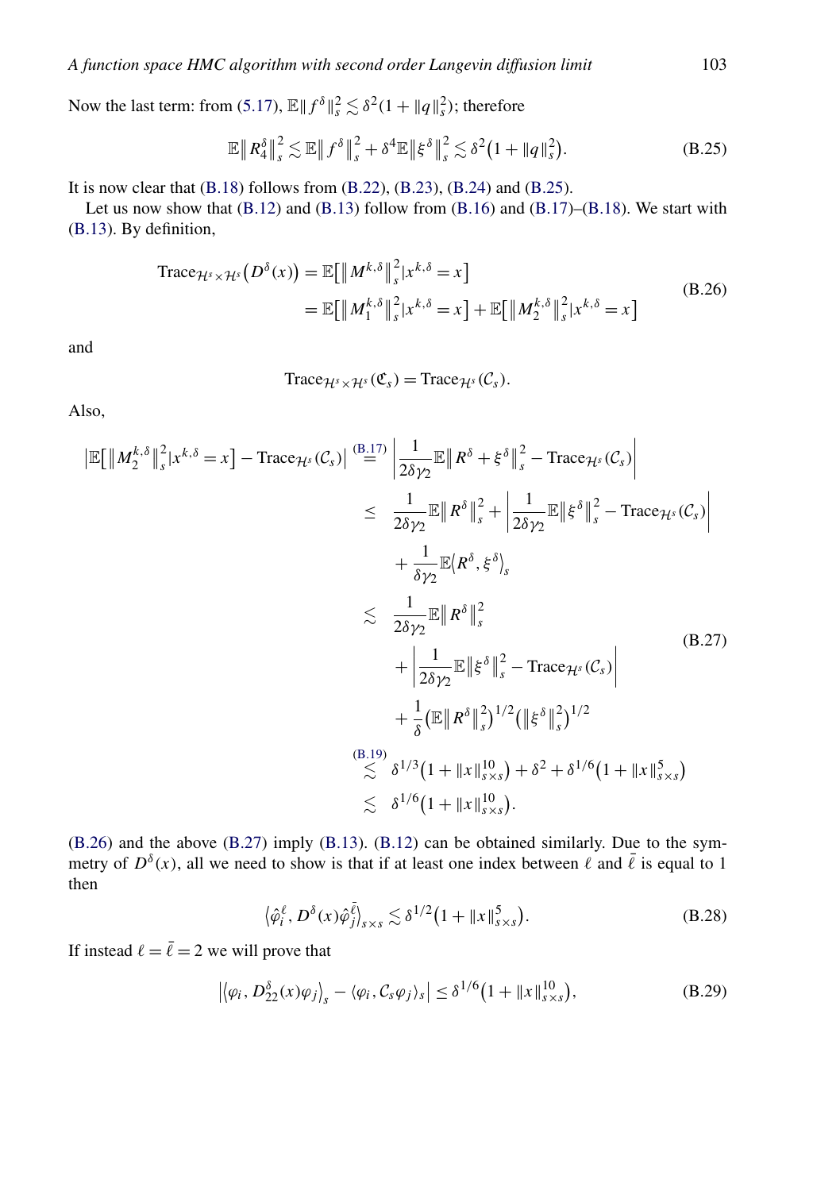Now the last term: from (5.17), $\mathbb{E}\|f^\delta\|_s^2 \lesssim \delta^2(1+\|q\|_s^2)$; therefore

$$\mathbb{E}\|R_4^\delta\|_s^2 \lesssim \mathbb{E}\|f^\delta\|_s^2 + \delta^4 \mathbb{E}\|\xi^\delta\|_s^2 \lesssim \delta^2\big(1+\|q\|_s^2\big). \tag{B.25}$$

It is now clear that (B.18) follows from (B.22), (B.23), (B.24) and (B.25).

Let us now show that (B.12) and (B.13) follow from (B.16) and (B.17)–(B.18). We start with (B.13). By definition,

$$\begin{aligned}
\mathrm{Trace}_{\mathcal{H}^s\times\mathcal{H}^s}\big(D^\delta(x)\big) &= \mathbb{E}\big[\|M^{k,\delta}\|_s^2 | x^{k,\delta}=x\big] \\
&= \mathbb{E}\big[\|M_1^{k,\delta}\|_s^2 | x^{k,\delta}=x\big] + \mathbb{E}\big[\|M_2^{k,\delta}\|_s^2 | x^{k,\delta}=x\big]
\end{aligned} \tag{B.26}$$

and

$$\mathrm{Trace}_{\mathcal{H}^s\times\mathcal{H}^s}(\mathfrak{C}_s) = \mathrm{Trace}_{\mathcal{H}^s}(\mathcal{C}_s).$$

Also,

$$\begin{aligned}
\big|\mathbb{E}\big[\|M_2^{k,\delta}\|_s^2 | x^{k,\delta}=x\big] - \mathrm{Trace}_{\mathcal{H}^s}(\mathcal{C}_s)\big| &\overset{\text{(B.17)}}{=} \left|\frac{1}{2\delta\gamma_2}\mathbb{E}\|R^\delta+\xi^\delta\|_s^2 - \mathrm{Trace}_{\mathcal{H}^s}(\mathcal{C}_s)\right| \\
&\le \frac{1}{2\delta\gamma_2}\mathbb{E}\|R^\delta\|_s^2 + \left|\frac{1}{2\delta\gamma_2}\mathbb{E}\|\xi^\delta\|_s^2 - \mathrm{Trace}_{\mathcal{H}^s}(\mathcal{C}_s)\right| \\
&\quad + \frac{1}{\delta\gamma_2}\mathbb{E}\langle R^\delta, \xi^\delta\rangle_s \\
&\lesssim \frac{1}{2\delta\gamma_2}\mathbb{E}\|R^\delta\|_s^2 \\
&\quad + \left|\frac{1}{2\delta\gamma_2}\mathbb{E}\|\xi^\delta\|_s^2 - \mathrm{Trace}_{\mathcal{H}^s}(\mathcal{C}_s)\right| \\
&\quad + \frac{1}{\delta}\big(\mathbb{E}\|R^\delta\|_s^2\big)^{1/2}\big(\|\xi^\delta\|_s^2\big)^{1/2} \\
&\overset{\text{(B.19)}}{\lesssim} \delta^{1/3}\big(1+\|x\|_{s\times s}^{10}\big) + \delta^2 + \delta^{1/6}\big(1+\|x\|_{s\times s}^5\big) \\
&\lesssim \delta^{1/6}\big(1+\|x\|_{s\times s}^{10}\big).
\end{aligned} \tag{B.27}$$

(B.26) and the above (B.27) imply (B.13). (B.12) can be obtained similarly. Due to the symmetry of $D^\delta(x)$, all we need to show is that if at least one index between $\ell$ and $\bar{\ell}$ is equal to 1 then

$$\langle \hat{\varphi}_i^\ell, D^\delta(x)\hat{\varphi}_j^{\bar{\ell}}\rangle_{s\times s} \lesssim \delta^{1/2}\big(1+\|x\|_{s\times s}^5\big). \tag{B.28}$$

If instead $\ell = \bar{\ell} = 2$ we will prove that

$$\big|\langle \varphi_i, D_{22}^\delta(x)\varphi_j\rangle_s - \langle \varphi_i, \mathcal{C}_s\varphi_j\rangle_s\big| \le \delta^{1/6}\big(1+\|x\|_{s\times s}^{10}\big), \tag{B.29}$$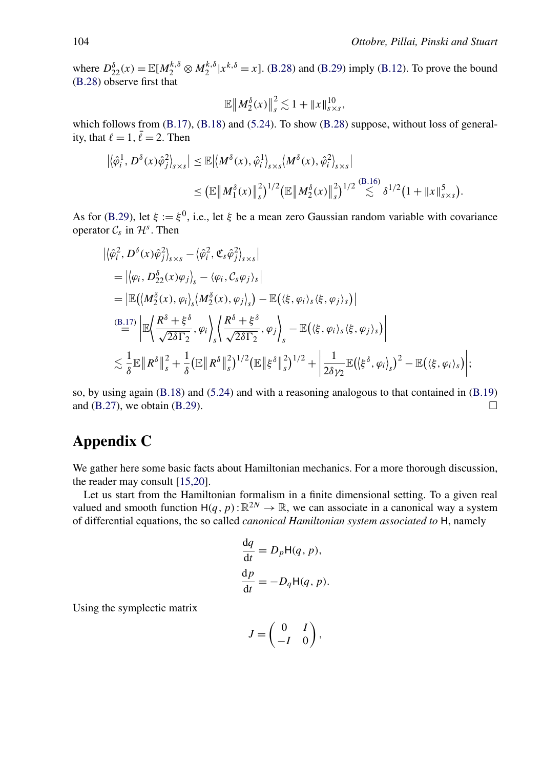where $D_{22}^{\delta}(x) = \mathbb{E}[M_2^{k,\delta} \otimes M_2^{k,\delta} | x^{k,\delta} = x]$. (B.28) and (B.29) imply (B.12). To prove the bound (B.28) observe first that

$$\mathbb{E}\| M_2^{\delta}(x)\|_s^2 \lesssim 1 + \|x\|_{s\times s}^{10},$$

which follows from (B.17), (B.18) and (5.24). To show (B.28) suppose, without loss of generality, that $\ell = 1$, $\bar{\ell} = 2$. Then

$$\begin{aligned}
\left|\langle \hat{\varphi}_i^1, D^{\delta}(x)\hat{\varphi}_j^2\rangle_{s\times s}\right| &\le \mathbb{E}\left|\langle M^{\delta}(x), \hat{\varphi}_i^1\rangle_{s\times s}\langle M^{\delta}(x), \hat{\varphi}_i^2\rangle_{s\times s}\right| \\
&\le \left(\mathbb{E}\left\| M_1^{\delta}(x)\right\|_s^2\right)^{1/2}\left(\mathbb{E}\left\| M_2^{\delta}(x)\right\|_s^2\right)^{1/2} \overset{(B.16)}{\lesssim} \delta^{1/2}\left(1+\|x\|_{s\times s}^5\right).
\end{aligned}$$

As for (B.29), let $\xi := \xi^0$, i.e., let $\xi$ be a mean zero Gaussian random variable with covariance operator $\mathcal{C}_s$ in $\mathcal{H}^s$. Then

$$\begin{aligned}
&\left|\langle \hat{\varphi}_i^2, D^{\delta}(x)\hat{\varphi}_j^2\rangle_{s\times s} - \langle \hat{\varphi}_i^2, \mathfrak{C}_s\hat{\varphi}_j^2\rangle_{s\times s}\right| \\
&\quad = \left|\langle \varphi_i, D_{22}^{\delta}(x)\varphi_j\rangle_s - \langle \varphi_i, \mathcal{C}_s\varphi_j\rangle_s\right| \\
&\quad = \left|\mathbb{E}\left(\langle M_2^{\delta}(x), \varphi_i\rangle_s \langle M_2^{\delta}(x), \varphi_j\rangle_s\right) - \mathbb{E}\left(\langle \xi, \varphi_i\rangle_s\langle \xi, \varphi_j\rangle_s\right)\right| \\
&\quad \overset{(B.17)}{=} \left|\mathbb{E}\left\langle \frac{R^{\delta}+\xi^{\delta}}{\sqrt{2\delta\Gamma_2}}, \varphi_i\right\rangle_s \left\langle \frac{R^{\delta}+\xi^{\delta}}{\sqrt{2\delta\Gamma_2}}, \varphi_j\right\rangle_s - \mathbb{E}\left(\langle \xi, \varphi_i\rangle_s\langle \xi, \varphi_j\rangle_s\right)\right| \\
&\quad \lesssim \frac{1}{\delta}\mathbb{E}\left\| R^{\delta}\right\|_s^2 + \frac{1}{\delta}\left(\mathbb{E}\left\| R^{\delta}\right\|_s^2\right)^{1/2}\left(\mathbb{E}\left\|\xi^{\delta}\right\|_s^2\right)^{1/2} + \left|\frac{1}{2\delta\gamma_2}\mathbb{E}\left(\langle \xi^{\delta}, \varphi_i\rangle_s\right)^2 - \mathbb{E}\left(\langle \xi, \varphi_i\rangle_s\right)\right|;
\end{aligned}$$

so, by using again (B.18) and (5.24) and with a reasoning analogous to that contained in (B.19) and (B.27), we obtain (B.29). □

# Appendix C

We gather here some basic facts about Hamiltonian mechanics. For a more thorough discussion, the reader may consult [15,20].

Let us start from the Hamiltonian formalism in a finite dimensional setting. To a given real valued and smooth function $\mathsf{H}(q,p) : \mathbb{R}^{2N} \to \mathbb{R}$, we can associate in a canonical way a system of differential equations, the so called *canonical Hamiltonian system associated to* $\mathsf{H}$, namely

$$\begin{aligned}
\frac{\mathrm{d}q}{\mathrm{d}t} &= D_p\mathsf{H}(q,p), \\
\frac{\mathrm{d}p}{\mathrm{d}t} &= -D_q\mathsf{H}(q,p).
\end{aligned}$$

Using the symplectic matrix

$$J = \begin{pmatrix} 0 & I \\ -I & 0 \end{pmatrix},$$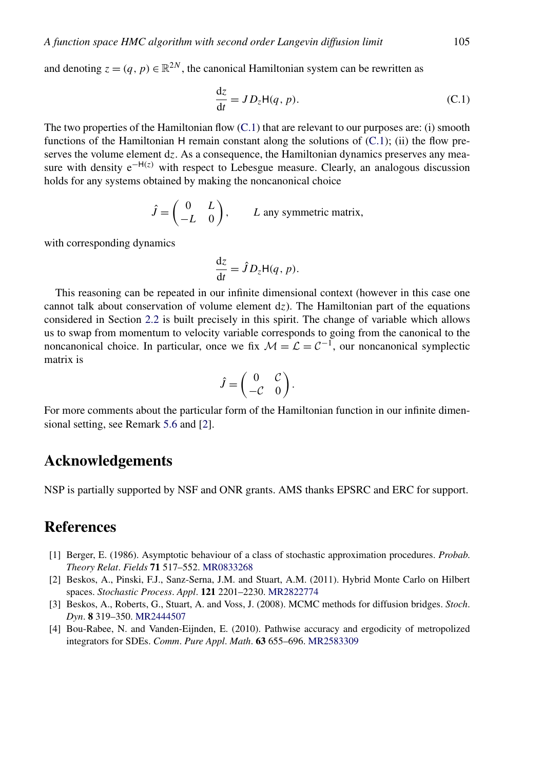and denoting $z = (q, p) \in \mathbb{R}^{2N}$, the canonical Hamiltonian system can be rewritten as

$$\frac{\mathrm{d}z}{\mathrm{d}t} = J D_z \mathsf{H}(q, p). \tag{C.1}$$

The two properties of the Hamiltonian flow (C.1) that are relevant to our purposes are: (i) smooth functions of the Hamiltonian $\mathsf{H}$ remain constant along the solutions of (C.1); (ii) the flow preserves the volume element $\mathrm{d}z$. As a consequence, the Hamiltonian dynamics preserves any measure with density $\mathrm{e}^{-\mathsf{H}(z)}$ with respect to Lebesgue measure. Clearly, an analogous discussion holds for any systems obtained by making the noncanonical choice

$$\hat{J} = \begin{pmatrix} 0 & L \\ -L & 0 \end{pmatrix}, \qquad L \text{ any symmetric matrix,}$$

with corresponding dynamics

$$\frac{\mathrm{d}z}{\mathrm{d}t} = \hat{J} D_z \mathsf{H}(q, p).$$

This reasoning can be repeated in our infinite dimensional context (however in this case one cannot talk about conservation of volume element $\mathrm{d}z$). The Hamiltonian part of the equations considered in Section 2.2 is built precisely in this spirit. The change of variable which allows us to swap from momentum to velocity variable corresponds to going from the canonical to the noncanonical choice. In particular, once we fix $\mathcal{M} = \mathcal{L} = \mathcal{C}^{-1}$, our noncanonical symplectic matrix is

$$\hat{J} = \begin{pmatrix} 0 & \mathcal{C} \\ -\mathcal{C} & 0 \end{pmatrix}.$$

For more comments about the particular form of the Hamiltonian function in our infinite dimensional setting, see Remark 5.6 and [2].

## Acknowledgements

NSP is partially supported by NSF and ONR grants. AMS thanks EPSRC and ERC for support.

## References

[1] Berger, E. (1986). Asymptotic behaviour of a class of stochastic approximation procedures. *Probab. Theory Relat. Fields* **71** 517–552. MR0833268

[2] Beskos, A., Pinski, F.J., Sanz-Serna, J.M. and Stuart, A.M. (2011). Hybrid Monte Carlo on Hilbert spaces. *Stochastic Process. Appl.* **121** 2201–2230. MR2822774

[3] Beskos, A., Roberts, G., Stuart, A. and Voss, J. (2008). MCMC methods for diffusion bridges. *Stoch. Dyn.* **8** 319–350. MR2444507

[4] Bou-Rabee, N. and Vanden-Eijnden, E. (2010). Pathwise accuracy and ergodicity of metropolized integrators for SDEs. *Comm. Pure Appl. Math.* **63** 655–696. MR2583309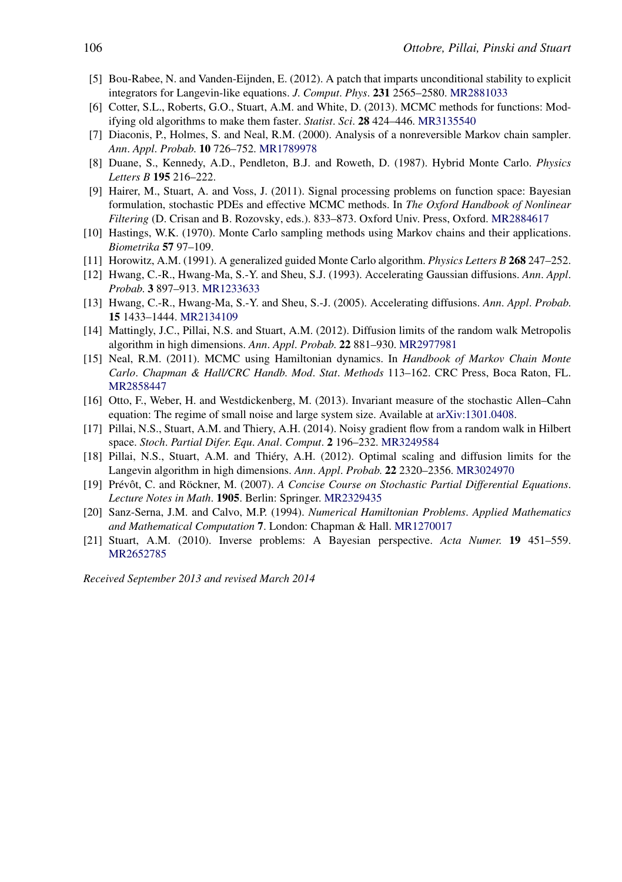[5] Bou-Rabee, N. and Vanden-Eijnden, E. (2012). A patch that imparts unconditional stability to explicit integrators for Langevin-like equations. *J. Comput. Phys.* **231** 2565–2580. MR2881033

[6] Cotter, S.L., Roberts, G.O., Stuart, A.M. and White, D. (2013). MCMC methods for functions: Modifying old algorithms to make them faster. *Statist. Sci.* **28** 424–446. MR3135540

[7] Diaconis, P., Holmes, S. and Neal, R.M. (2000). Analysis of a nonreversible Markov chain sampler. *Ann. Appl. Probab.* **10** 726–752. MR1789978

[8] Duane, S., Kennedy, A.D., Pendleton, B.J. and Roweth, D. (1987). Hybrid Monte Carlo. *Physics Letters B* **195** 216–222.

[9] Hairer, M., Stuart, A. and Voss, J. (2011). Signal processing problems on function space: Bayesian formulation, stochastic PDEs and effective MCMC methods. In *The Oxford Handbook of Nonlinear Filtering* (D. Crisan and B. Rozovsky, eds.). 833–873. Oxford Univ. Press, Oxford. MR2884617

[10] Hastings, W.K. (1970). Monte Carlo sampling methods using Markov chains and their applications. *Biometrika* **57** 97–109.

[11] Horowitz, A.M. (1991). A generalized guided Monte Carlo algorithm. *Physics Letters B* **268** 247–252.

[12] Hwang, C.-R., Hwang-Ma, S.-Y. and Sheu, S.J. (1993). Accelerating Gaussian diffusions. *Ann. Appl. Probab.* **3** 897–913. MR1233633

[13] Hwang, C.-R., Hwang-Ma, S.-Y. and Sheu, S.-J. (2005). Accelerating diffusions. *Ann. Appl. Probab.* **15** 1433–1444. MR2134109

[14] Mattingly, J.C., Pillai, N.S. and Stuart, A.M. (2012). Diffusion limits of the random walk Metropolis algorithm in high dimensions. *Ann. Appl. Probab.* **22** 881–930. MR2977981

[15] Neal, R.M. (2011). MCMC using Hamiltonian dynamics. In *Handbook of Markov Chain Monte Carlo*. *Chapman & Hall/CRC Handb. Mod. Stat. Methods* 113–162. CRC Press, Boca Raton, FL. MR2858447

[16] Otto, F., Weber, H. and Westdickenberg, M. (2013). Invariant measure of the stochastic Allen–Cahn equation: The regime of small noise and large system size. Available at arXiv:1301.0408.

[17] Pillai, N.S., Stuart, A.M. and Thiery, A.H. (2014). Noisy gradient flow from a random walk in Hilbert space. *Stoch. Partial Difer. Equ. Anal. Comput.* **2** 196–232. MR3249584

[18] Pillai, N.S., Stuart, A.M. and Thiéry, A.H. (2012). Optimal scaling and diffusion limits for the Langevin algorithm in high dimensions. *Ann. Appl. Probab.* **22** 2320–2356. MR3024970

[19] Prévôt, C. and Röckner, M. (2007). *A Concise Course on Stochastic Partial Differential Equations*. *Lecture Notes in Math.* **1905**. Berlin: Springer. MR2329435

[20] Sanz-Serna, J.M. and Calvo, M.P. (1994). *Numerical Hamiltonian Problems*. *Applied Mathematics and Mathematical Computation* **7**. London: Chapman & Hall. MR1270017

[21] Stuart, A.M. (2010). Inverse problems: A Bayesian perspective. *Acta Numer.* **19** 451–559. MR2652785

*Received September 2013 and revised March 2014*